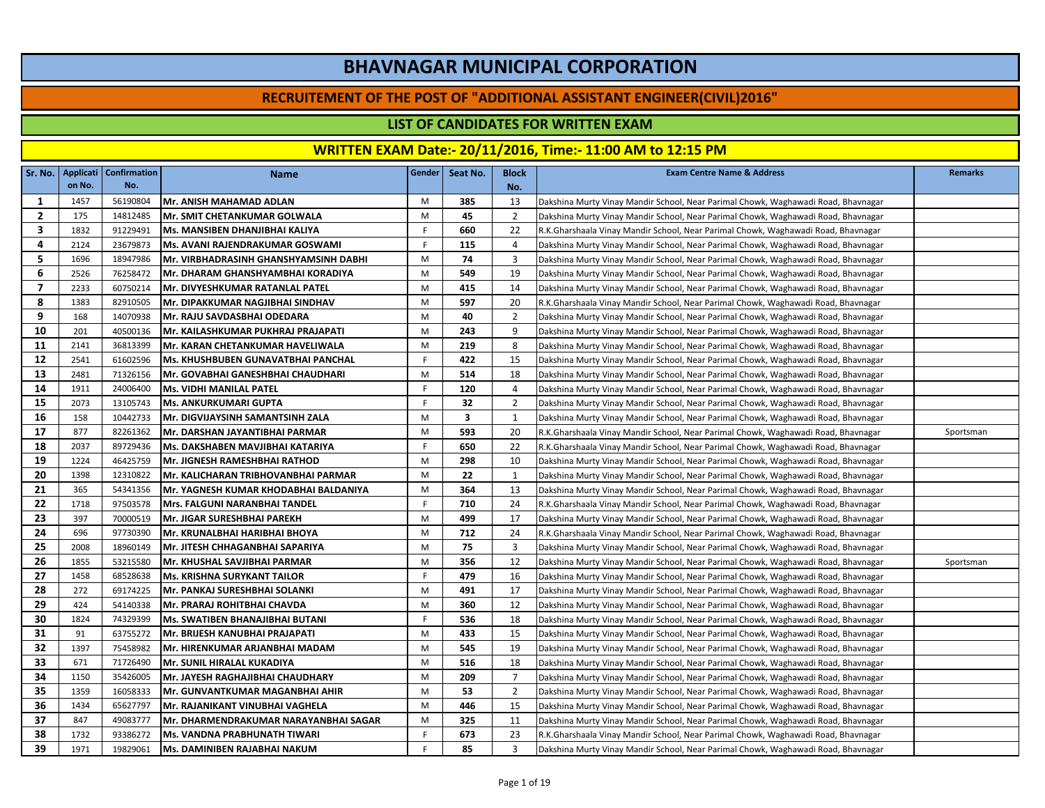# BHAVNAGAR MUNICIPAL CORPORATION

## RECRUITEMENT OF THE POST OF "ADDITIONAL ASSISTANT ENGINEER(CIVIL)2016"

### LIST OF CANDIDATES FOR WRITTEN EXAM

### WRITTEN EXAM Date:- 20/11/2016, Time:- 11:00 AM to 12:15 PM

| Sr. No. | Application No. | Confirmation No. | Name | Gender | Seat No. | Block No. | Exam Centre Name & Address | Remarks |
|---|---|---|---|---|---|---|---|---|
| 1 | 1457 | 56190804 | Mr. ANISH MAHAMAD ADLAN | M | 385 | 13 | Dakshina Murty Vinay Mandir School, Near Parimal Chowk, Waghawadi Road, Bhavnagar | |
| 2 | 175 | 14812485 | Mr. SMIT CHETANKUMAR GOLWALA | M | 45 | 2 | Dakshina Murty Vinay Mandir School, Near Parimal Chowk, Waghawadi Road, Bhavnagar | |
| 3 | 1832 | 91229491 | Ms. MANSIBEN DHANJIBHAI KALIYA | F | 660 | 22 | R.K.Gharshaala Vinay Mandir School, Near Parimal Chowk, Waghawadi Road, Bhavnagar | |
| 4 | 2124 | 23679873 | Ms. AVANI RAJENDRAKUMAR GOSWAMI | F | 115 | 4 | Dakshina Murty Vinay Mandir School, Near Parimal Chowk, Waghawadi Road, Bhavnagar | |
| 5 | 1696 | 18947986 | Mr. VIRBHADRASINH GHANSHYAMSINH DABHI | M | 74 | 3 | Dakshina Murty Vinay Mandir School, Near Parimal Chowk, Waghawadi Road, Bhavnagar | |
| 6 | 2526 | 76258472 | Mr. DHARAM GHANSHYAMBHAI KORADIYA | M | 549 | 19 | Dakshina Murty Vinay Mandir School, Near Parimal Chowk, Waghawadi Road, Bhavnagar | |
| 7 | 2233 | 60750214 | Mr. DIVYESHKUMAR RATANLAL PATEL | M | 415 | 14 | Dakshina Murty Vinay Mandir School, Near Parimal Chowk, Waghawadi Road, Bhavnagar | |
| 8 | 1383 | 82910505 | Mr. DIPAKKUMAR NAGJIBHAI SINDHAV | M | 597 | 20 | R.K.Gharshaala Vinay Mandir School, Near Parimal Chowk, Waghawadi Road, Bhavnagar | |
| 9 | 168 | 14070938 | Mr. RAJU SAVDASBHAI ODEDARA | M | 40 | 2 | Dakshina Murty Vinay Mandir School, Near Parimal Chowk, Waghawadi Road, Bhavnagar | |
| 10 | 201 | 40500136 | Mr. KAILASHKUMAR PUKHRAJ PRAJAPATI | M | 243 | 9 | Dakshina Murty Vinay Mandir School, Near Parimal Chowk, Waghawadi Road, Bhavnagar | |
| 11 | 2141 | 36813399 | Mr. KARAN CHETANKUMAR HAVELIWALA | M | 219 | 8 | Dakshina Murty Vinay Mandir School, Near Parimal Chowk, Waghawadi Road, Bhavnagar | |
| 12 | 2541 | 61602596 | Ms. KHUSHBUBEN GUNAVATBHAI PANCHAL | F | 422 | 15 | Dakshina Murty Vinay Mandir School, Near Parimal Chowk, Waghawadi Road, Bhavnagar | |
| 13 | 2481 | 71326156 | Mr. GOVABHAI GANESHBHAI CHAUDHARI | M | 514 | 18 | Dakshina Murty Vinay Mandir School, Near Parimal Chowk, Waghawadi Road, Bhavnagar | |
| 14 | 1911 | 24006400 | Ms. VIDHI MANILAL PATEL | F | 120 | 4 | Dakshina Murty Vinay Mandir School, Near Parimal Chowk, Waghawadi Road, Bhavnagar | |
| 15 | 2073 | 13105743 | Ms. ANKURKUMARI GUPTA | F | 32 | 2 | Dakshina Murty Vinay Mandir School, Near Parimal Chowk, Waghawadi Road, Bhavnagar | |
| 16 | 158 | 10442733 | Mr. DIGVIJAYSINH SAMANTSINH ZALA | M | 3 | 1 | Dakshina Murty Vinay Mandir School, Near Parimal Chowk, Waghawadi Road, Bhavnagar | |
| 17 | 877 | 82261362 | Mr. DARSHAN JAYANTIBHAI PARMAR | M | 593 | 20 | R.K.Gharshaala Vinay Mandir School, Near Parimal Chowk, Waghawadi Road, Bhavnagar | Sportsman |
| 18 | 2037 | 89729436 | Ms. DAKSHABEN MAVJIBHAI KATARIYA | F | 650 | 22 | R.K.Gharshaala Vinay Mandir School, Near Parimal Chowk, Waghawadi Road, Bhavnagar | |
| 19 | 1224 | 46425759 | Mr. JIGNESH RAMESHBHAI RATHOD | M | 298 | 10 | Dakshina Murty Vinay Mandir School, Near Parimal Chowk, Waghawadi Road, Bhavnagar | |
| 20 | 1398 | 12310822 | Mr. KALICHARAN TRIBHOVANBHAI PARMAR | M | 22 | 1 | Dakshina Murty Vinay Mandir School, Near Parimal Chowk, Waghawadi Road, Bhavnagar | |
| 21 | 365 | 54341356 | Mr. YAGNESH KUMAR KHODABHAI BALDANIYA | M | 364 | 13 | Dakshina Murty Vinay Mandir School, Near Parimal Chowk, Waghawadi Road, Bhavnagar | |
| 22 | 1718 | 97503578 | Mrs. FALGUNI NARANBHAI TANDEL | F | 710 | 24 | R.K.Gharshaala Vinay Mandir School, Near Parimal Chowk, Waghawadi Road, Bhavnagar | |
| 23 | 397 | 70000519 | Mr. JIGAR SURESHBHAI PAREKH | M | 499 | 17 | Dakshina Murty Vinay Mandir School, Near Parimal Chowk, Waghawadi Road, Bhavnagar | |
| 24 | 696 | 97730390 | Mr. KRUNALBHAI HARIBHAI BHOYA | M | 712 | 24 | R.K.Gharshaala Vinay Mandir School, Near Parimal Chowk, Waghawadi Road, Bhavnagar | |
| 25 | 2008 | 18960149 | Mr. JITESH CHHAGANBHAI SAPARIYA | M | 75 | 3 | Dakshina Murty Vinay Mandir School, Near Parimal Chowk, Waghawadi Road, Bhavnagar | |
| 26 | 1855 | 53215580 | Mr. KHUSHAL SAVJIBHAI PARMAR | M | 356 | 12 | Dakshina Murty Vinay Mandir School, Near Parimal Chowk, Waghawadi Road, Bhavnagar | Sportsman |
| 27 | 1458 | 68528638 | Ms. KRISHNA SURYKANT TAILOR | F | 479 | 16 | Dakshina Murty Vinay Mandir School, Near Parimal Chowk, Waghawadi Road, Bhavnagar | |
| 28 | 272 | 69174225 | Mr. PANKAJ SURESHBHAI SOLANKI | M | 491 | 17 | Dakshina Murty Vinay Mandir School, Near Parimal Chowk, Waghawadi Road, Bhavnagar | |
| 29 | 424 | 54140338 | Mr. PRARAJ ROHITBHAI CHAVDA | M | 360 | 12 | Dakshina Murty Vinay Mandir School, Near Parimal Chowk, Waghawadi Road, Bhavnagar | |
| 30 | 1824 | 74329399 | Ms. SWATIBEN BHANAJIBHAI BUTANI | F | 536 | 18 | Dakshina Murty Vinay Mandir School, Near Parimal Chowk, Waghawadi Road, Bhavnagar | |
| 31 | 91 | 63755272 | Mr. BRIJESH KANUBHAI PRAJAPATI | M | 433 | 15 | Dakshina Murty Vinay Mandir School, Near Parimal Chowk, Waghawadi Road, Bhavnagar | |
| 32 | 1397 | 75458982 | Mr. HIRENKUMAR ARJANBHAI MADAM | M | 545 | 19 | Dakshina Murty Vinay Mandir School, Near Parimal Chowk, Waghawadi Road, Bhavnagar | |
| 33 | 671 | 71726490 | Mr. SUNIL HIRALAL KUKADIYA | M | 516 | 18 | Dakshina Murty Vinay Mandir School, Near Parimal Chowk, Waghawadi Road, Bhavnagar | |
| 34 | 1150 | 35426005 | Mr. JAYESH RAGHAJIBHAI CHAUDHARY | M | 209 | 7 | Dakshina Murty Vinay Mandir School, Near Parimal Chowk, Waghawadi Road, Bhavnagar | |
| 35 | 1359 | 16058333 | Mr. GUNVANTKUMAR MAGANBHAI AHIR | M | 53 | 2 | Dakshina Murty Vinay Mandir School, Near Parimal Chowk, Waghawadi Road, Bhavnagar | |
| 36 | 1434 | 65627797 | Mr. RAJANIKANT VINUBHAI VAGHELA | M | 446 | 15 | Dakshina Murty Vinay Mandir School, Near Parimal Chowk, Waghawadi Road, Bhavnagar | |
| 37 | 847 | 49083777 | Mr. DHARMENDRAKUMAR NARAYANBHAI SAGAR | M | 325 | 11 | Dakshina Murty Vinay Mandir School, Near Parimal Chowk, Waghawadi Road, Bhavnagar | |
| 38 | 1732 | 93386272 | Ms. VANDNA PRABHUNATH TIWARI | F | 673 | 23 | R.K.Gharshaala Vinay Mandir School, Near Parimal Chowk, Waghawadi Road, Bhavnagar | |
| 39 | 1971 | 19829061 | Ms. DAMINIBEN RAJABHAI NAKUM | F | 85 | 3 | Dakshina Murty Vinay Mandir School, Near Parimal Chowk, Waghawadi Road, Bhavnagar | |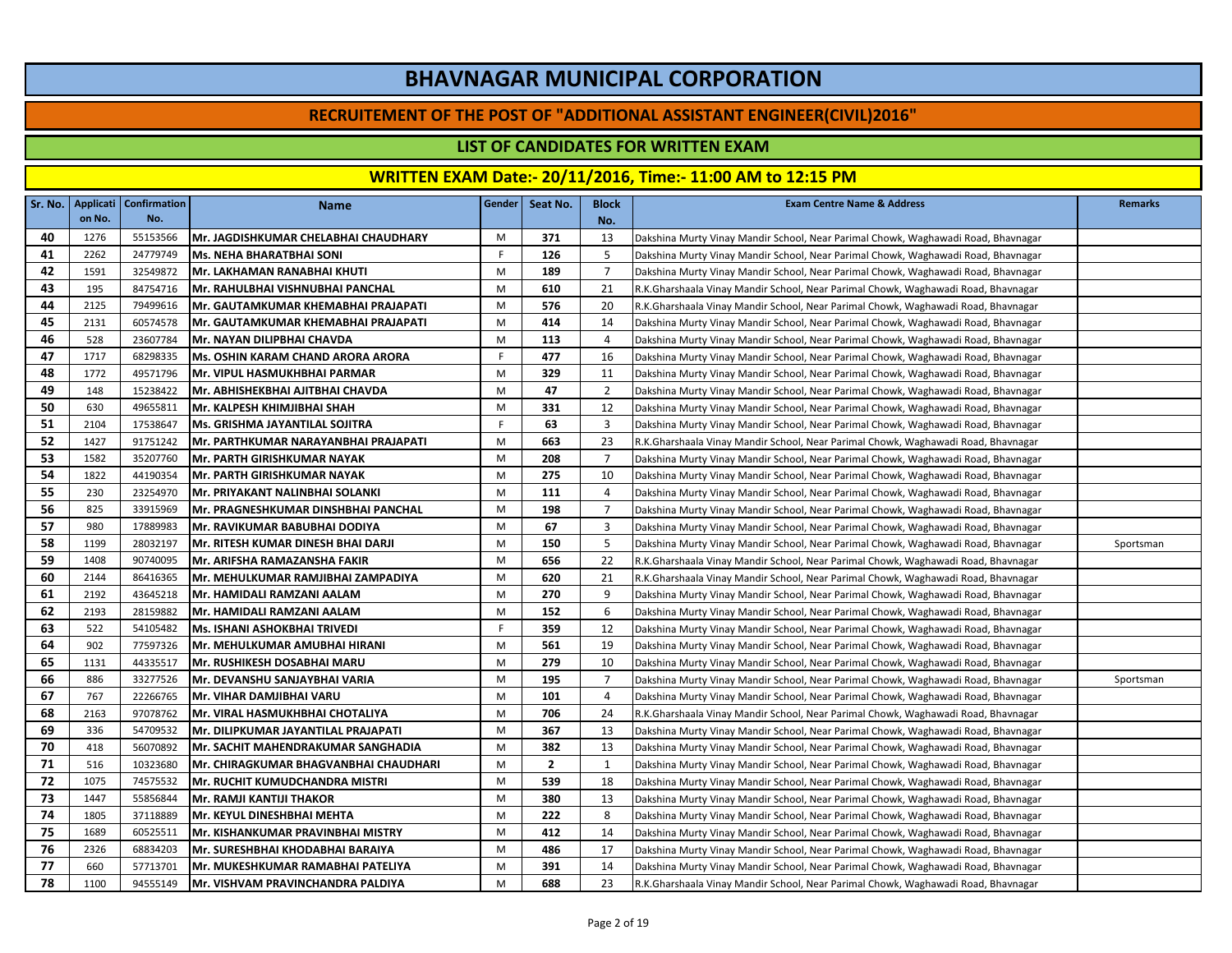# BHAVNAGAR MUNICIPAL CORPORATION

## RECRUITEMENT OF THE POST OF "ADDITIONAL ASSISTANT ENGINEER(CIVIL)2016"

### LIST OF CANDIDATES FOR WRITTEN EXAM

### WRITTEN EXAM Date:- 20/11/2016, Time:- 11:00 AM to 12:15 PM

| Sr. No. | Application No. | Confirmation No. | Name | Gender | Seat No. | Block No. | Exam Centre Name & Address | Remarks |
|---|---|---|---|---|---|---|---|---|
| 40 | 1276 | 55153566 | Mr. JAGDISHKUMAR CHELABHAI CHAUDHARY | M | 371 | 13 | Dakshina Murty Vinay Mandir School, Near Parimal Chowk, Waghawadi Road, Bhavnagar | |
| 41 | 2262 | 24779749 | Ms. NEHA BHARATBHAI SONI | F | 126 | 5 | Dakshina Murty Vinay Mandir School, Near Parimal Chowk, Waghawadi Road, Bhavnagar | |
| 42 | 1591 | 32549872 | Mr. LAKHAMAN RANABHAI KHUTI | M | 189 | 7 | Dakshina Murty Vinay Mandir School, Near Parimal Chowk, Waghawadi Road, Bhavnagar | |
| 43 | 195 | 84754716 | Mr. RAHULBHAI VISHNUBHAI PANCHAL | M | 610 | 21 | R.K.Gharshaala Vinay Mandir School, Near Parimal Chowk, Waghawadi Road, Bhavnagar | |
| 44 | 2125 | 79499616 | Mr. GAUTAMKUMAR KHEMABHAI PRAJAPATI | M | 576 | 20 | R.K.Gharshaala Vinay Mandir School, Near Parimal Chowk, Waghawadi Road, Bhavnagar | |
| 45 | 2131 | 60574578 | Mr. GAUTAMKUMAR KHEMABHAI PRAJAPATI | M | 414 | 14 | Dakshina Murty Vinay Mandir School, Near Parimal Chowk, Waghawadi Road, Bhavnagar | |
| 46 | 528 | 23607784 | Mr. NAYAN DILIPBHAI CHAVDA | M | 113 | 4 | Dakshina Murty Vinay Mandir School, Near Parimal Chowk, Waghawadi Road, Bhavnagar | |
| 47 | 1717 | 68298335 | Ms. OSHIN KARAM CHAND ARORA ARORA | F | 477 | 16 | Dakshina Murty Vinay Mandir School, Near Parimal Chowk, Waghawadi Road, Bhavnagar | |
| 48 | 1772 | 49571796 | Mr. VIPUL HASMUKHBHAI PARMAR | M | 329 | 11 | Dakshina Murty Vinay Mandir School, Near Parimal Chowk, Waghawadi Road, Bhavnagar | |
| 49 | 148 | 15238422 | Mr. ABHISHEKBHAI AJITBHAI CHAVDA | M | 47 | 2 | Dakshina Murty Vinay Mandir School, Near Parimal Chowk, Waghawadi Road, Bhavnagar | |
| 50 | 630 | 49655811 | Mr. KALPESH KHIMJIBHAI SHAH | M | 331 | 12 | Dakshina Murty Vinay Mandir School, Near Parimal Chowk, Waghawadi Road, Bhavnagar | |
| 51 | 2104 | 17538647 | Ms. GRISHMA JAYANTILAL SOJITRA | F | 63 | 3 | Dakshina Murty Vinay Mandir School, Near Parimal Chowk, Waghawadi Road, Bhavnagar | |
| 52 | 1427 | 91751242 | Mr. PARTHKUMAR NARAYANBHAI PRAJAPATI | M | 663 | 23 | R.K.Gharshaala Vinay Mandir School, Near Parimal Chowk, Waghawadi Road, Bhavnagar | |
| 53 | 1582 | 35207760 | Mr. PARTH GIRISHKUMAR NAYAK | M | 208 | 7 | Dakshina Murty Vinay Mandir School, Near Parimal Chowk, Waghawadi Road, Bhavnagar | |
| 54 | 1822 | 44190354 | Mr. PARTH GIRISHKUMAR NAYAK | M | 275 | 10 | Dakshina Murty Vinay Mandir School, Near Parimal Chowk, Waghawadi Road, Bhavnagar | |
| 55 | 230 | 23254970 | Mr. PRIYAKANT NALINBHAI SOLANKI | M | 111 | 4 | Dakshina Murty Vinay Mandir School, Near Parimal Chowk, Waghawadi Road, Bhavnagar | |
| 56 | 825 | 33915969 | Mr. PRAGNESHKUMAR DINSHBHAI PANCHAL | M | 198 | 7 | Dakshina Murty Vinay Mandir School, Near Parimal Chowk, Waghawadi Road, Bhavnagar | |
| 57 | 980 | 17889983 | Mr. RAVIKUMAR BABUBHAI DODIYA | M | 67 | 3 | Dakshina Murty Vinay Mandir School, Near Parimal Chowk, Waghawadi Road, Bhavnagar | |
| 58 | 1199 | 28032197 | Mr. RITESH KUMAR DINESH BHAI DARJI | M | 150 | 5 | Dakshina Murty Vinay Mandir School, Near Parimal Chowk, Waghawadi Road, Bhavnagar | Sportsman |
| 59 | 1408 | 90740095 | Mr. ARIFSHA RAMAZANSHA FAKIR | M | 656 | 22 | R.K.Gharshaala Vinay Mandir School, Near Parimal Chowk, Waghawadi Road, Bhavnagar | |
| 60 | 2144 | 86416365 | Mr. MEHULKUMAR RAMJIBHAI ZAMPADIYA | M | 620 | 21 | R.K.Gharshaala Vinay Mandir School, Near Parimal Chowk, Waghawadi Road, Bhavnagar | |
| 61 | 2192 | 43645218 | Mr. HAMIDALI RAMZANI AALAM | M | 270 | 9 | Dakshina Murty Vinay Mandir School, Near Parimal Chowk, Waghawadi Road, Bhavnagar | |
| 62 | 2193 | 28159882 | Mr. HAMIDALI RAMZANI AALAM | M | 152 | 6 | Dakshina Murty Vinay Mandir School, Near Parimal Chowk, Waghawadi Road, Bhavnagar | |
| 63 | 522 | 54105482 | Ms. ISHANI ASHOKBHAI TRIVEDI | F | 359 | 12 | Dakshina Murty Vinay Mandir School, Near Parimal Chowk, Waghawadi Road, Bhavnagar | |
| 64 | 902 | 77597326 | Mr. MEHULKUMAR AMUBHAI HIRANI | M | 561 | 19 | Dakshina Murty Vinay Mandir School, Near Parimal Chowk, Waghawadi Road, Bhavnagar | |
| 65 | 1131 | 44335517 | Mr. RUSHIKESH DOSABHAI MARU | M | 279 | 10 | Dakshina Murty Vinay Mandir School, Near Parimal Chowk, Waghawadi Road, Bhavnagar | |
| 66 | 886 | 33277526 | Mr. DEVANSHU SANJAYBHAI VARIA | M | 195 | 7 | Dakshina Murty Vinay Mandir School, Near Parimal Chowk, Waghawadi Road, Bhavnagar | Sportsman |
| 67 | 767 | 22266765 | Mr. VIHAR DAMJIBHAI VARU | M | 101 | 4 | Dakshina Murty Vinay Mandir School, Near Parimal Chowk, Waghawadi Road, Bhavnagar | |
| 68 | 2163 | 97078762 | Mr. VIRAL HASMUKHBHAI CHOTALIYA | M | 706 | 24 | R.K.Gharshaala Vinay Mandir School, Near Parimal Chowk, Waghawadi Road, Bhavnagar | |
| 69 | 336 | 54709532 | Mr. DILIPKUMAR JAYANTILAL PRAJAPATI | M | 367 | 13 | Dakshina Murty Vinay Mandir School, Near Parimal Chowk, Waghawadi Road, Bhavnagar | |
| 70 | 418 | 56070892 | Mr. SACHIT MAHENDRAKUMAR SANGHADIA | M | 382 | 13 | Dakshina Murty Vinay Mandir School, Near Parimal Chowk, Waghawadi Road, Bhavnagar | |
| 71 | 516 | 10323680 | Mr. CHIRAGKUMAR BHAGVANBHAI CHAUDHARI | M | 2 | 1 | Dakshina Murty Vinay Mandir School, Near Parimal Chowk, Waghawadi Road, Bhavnagar | |
| 72 | 1075 | 74575532 | Mr. RUCHIT KUMUDCHANDRA MISTRI | M | 539 | 18 | Dakshina Murty Vinay Mandir School, Near Parimal Chowk, Waghawadi Road, Bhavnagar | |
| 73 | 1447 | 55856844 | Mr. RAMJI KANTIJI THAKOR | M | 380 | 13 | Dakshina Murty Vinay Mandir School, Near Parimal Chowk, Waghawadi Road, Bhavnagar | |
| 74 | 1805 | 37118889 | Mr. KEYUL DINESHBHAI MEHTA | M | 222 | 8 | Dakshina Murty Vinay Mandir School, Near Parimal Chowk, Waghawadi Road, Bhavnagar | |
| 75 | 1689 | 60525511 | Mr. KISHANKUMAR PRAVINBHAI MISTRY | M | 412 | 14 | Dakshina Murty Vinay Mandir School, Near Parimal Chowk, Waghawadi Road, Bhavnagar | |
| 76 | 2326 | 68834203 | Mr. SURESHBHAI KHODABHAI BARAIYA | M | 486 | 17 | Dakshina Murty Vinay Mandir School, Near Parimal Chowk, Waghawadi Road, Bhavnagar | |
| 77 | 660 | 57713701 | Mr. MUKESHKUMAR RAMABHAI PATELIYA | M | 391 | 14 | Dakshina Murty Vinay Mandir School, Near Parimal Chowk, Waghawadi Road, Bhavnagar | |
| 78 | 1100 | 94555149 | Mr. VISHVAM PRAVINCHANDRA PALDIYA | M | 688 | 23 | R.K.Gharshaala Vinay Mandir School, Near Parimal Chowk, Waghawadi Road, Bhavnagar | |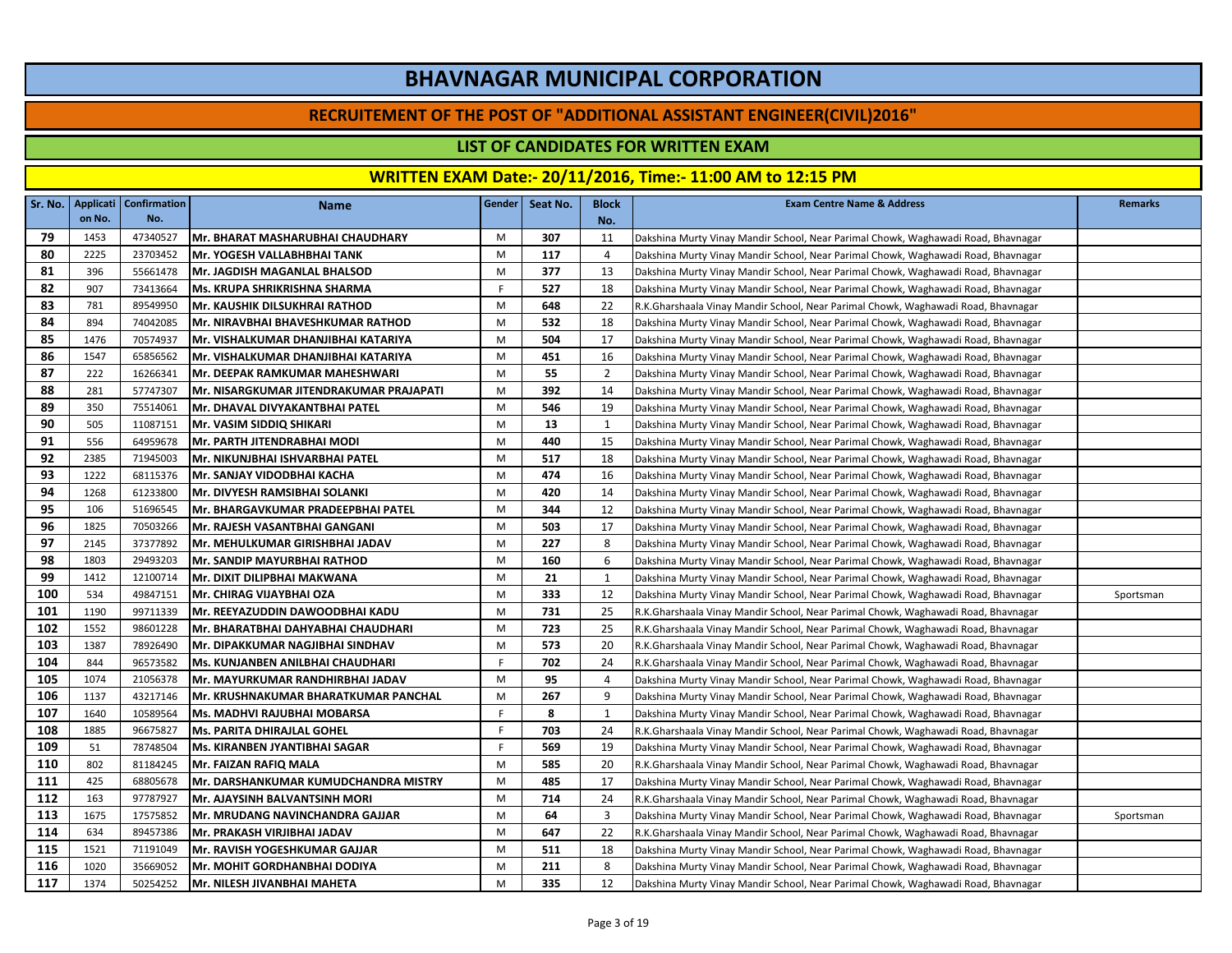# BHAVNAGAR MUNICIPAL CORPORATION

## RECRUITEMENT OF THE POST OF "ADDITIONAL ASSISTANT ENGINEER(CIVIL)2016"

### LIST OF CANDIDATES FOR WRITTEN EXAM

### WRITTEN EXAM Date:- 20/11/2016, Time:- 11:00 AM to 12:15 PM

| Sr. No. | Application No. | Confirmation No. | Name | Gender | Seat No. | Block No. | Exam Centre Name & Address | Remarks |
|---|---|---|---|---|---|---|---|---|
| 79 | 1453 | 47340527 | Mr. BHARAT MASHARUBHAI CHAUDHARY | M | 307 | 11 | Dakshina Murty Vinay Mandir School, Near Parimal Chowk, Waghawadi Road, Bhavnagar | |
| 80 | 2225 | 23703452 | Mr. YOGESH VALLABHBHAI TANK | M | 117 | 4 | Dakshina Murty Vinay Mandir School, Near Parimal Chowk, Waghawadi Road, Bhavnagar | |
| 81 | 396 | 55661478 | Mr. JAGDISH MAGANLAL BHALSOD | M | 377 | 13 | Dakshina Murty Vinay Mandir School, Near Parimal Chowk, Waghawadi Road, Bhavnagar | |
| 82 | 907 | 73413664 | Ms. KRUPA SHRIKRISHNA SHARMA | F | 527 | 18 | Dakshina Murty Vinay Mandir School, Near Parimal Chowk, Waghawadi Road, Bhavnagar | |
| 83 | 781 | 89549950 | Mr. KAUSHIK DILSUKHRAI RATHOD | M | 648 | 22 | R.K.Gharshaala Vinay Mandir School, Near Parimal Chowk, Waghawadi Road, Bhavnagar | |
| 84 | 894 | 74042085 | Mr. NIRAVBHAI BHAVESHKUMAR RATHOD | M | 532 | 18 | Dakshina Murty Vinay Mandir School, Near Parimal Chowk, Waghawadi Road, Bhavnagar | |
| 85 | 1476 | 70574937 | Mr. VISHALKUMAR DHANJIBHAI KATARIYA | M | 504 | 17 | Dakshina Murty Vinay Mandir School, Near Parimal Chowk, Waghawadi Road, Bhavnagar | |
| 86 | 1547 | 65856562 | Mr. VISHALKUMAR DHANJIBHAI KATARIYA | M | 451 | 16 | Dakshina Murty Vinay Mandir School, Near Parimal Chowk, Waghawadi Road, Bhavnagar | |
| 87 | 222 | 16266341 | Mr. DEEPAK RAMKUMAR MAHESHWARI | M | 55 | 2 | Dakshina Murty Vinay Mandir School, Near Parimal Chowk, Waghawadi Road, Bhavnagar | |
| 88 | 281 | 57747307 | Mr. NISARGKUMAR JITENDRAKUMAR PRAJAPATI | M | 392 | 14 | Dakshina Murty Vinay Mandir School, Near Parimal Chowk, Waghawadi Road, Bhavnagar | |
| 89 | 350 | 75514061 | Mr. DHAVAL DIVYAKANTBHAI PATEL | M | 546 | 19 | Dakshina Murty Vinay Mandir School, Near Parimal Chowk, Waghawadi Road, Bhavnagar | |
| 90 | 505 | 11087151 | Mr. VASIM SIDDIQ SHIKARI | M | 13 | 1 | Dakshina Murty Vinay Mandir School, Near Parimal Chowk, Waghawadi Road, Bhavnagar | |
| 91 | 556 | 64959678 | Mr. PARTH JITENDRABHAI MODI | M | 440 | 15 | Dakshina Murty Vinay Mandir School, Near Parimal Chowk, Waghawadi Road, Bhavnagar | |
| 92 | 2385 | 71945003 | Mr. NIKUNJBHAI ISHVARBHAI PATEL | M | 517 | 18 | Dakshina Murty Vinay Mandir School, Near Parimal Chowk, Waghawadi Road, Bhavnagar | |
| 93 | 1222 | 68115376 | Mr. SANJAY VIDODBHAI KACHA | M | 474 | 16 | Dakshina Murty Vinay Mandir School, Near Parimal Chowk, Waghawadi Road, Bhavnagar | |
| 94 | 1268 | 61233800 | Mr. DIVYESH RAMSIBHAI SOLANKI | M | 420 | 14 | Dakshina Murty Vinay Mandir School, Near Parimal Chowk, Waghawadi Road, Bhavnagar | |
| 95 | 106 | 51696545 | Mr. BHARGAVKUMAR PRADEEPBHAI PATEL | M | 344 | 12 | Dakshina Murty Vinay Mandir School, Near Parimal Chowk, Waghawadi Road, Bhavnagar | |
| 96 | 1825 | 70503266 | Mr. RAJESH VASANTBHAI GANGANI | M | 503 | 17 | Dakshina Murty Vinay Mandir School, Near Parimal Chowk, Waghawadi Road, Bhavnagar | |
| 97 | 2145 | 37377892 | Mr. MEHULKUMAR GIRISHBHAI JADAV | M | 227 | 8 | Dakshina Murty Vinay Mandir School, Near Parimal Chowk, Waghawadi Road, Bhavnagar | |
| 98 | 1803 | 29493203 | Mr. SANDIP MAYURBHAI RATHOD | M | 160 | 6 | Dakshina Murty Vinay Mandir School, Near Parimal Chowk, Waghawadi Road, Bhavnagar | |
| 99 | 1412 | 12100714 | Mr. DIXIT DILIPBHAI MAKWANA | M | 21 | 1 | Dakshina Murty Vinay Mandir School, Near Parimal Chowk, Waghawadi Road, Bhavnagar | |
| 100 | 534 | 49847151 | Mr. CHIRAG VIJAYBHAI OZA | M | 333 | 12 | Dakshina Murty Vinay Mandir School, Near Parimal Chowk, Waghawadi Road, Bhavnagar | Sportsman |
| 101 | 1190 | 99711339 | Mr. REEYAZUDDIN DAWOODBHAI KADU | M | 731 | 25 | R.K.Gharshaala Vinay Mandir School, Near Parimal Chowk, Waghawadi Road, Bhavnagar | |
| 102 | 1552 | 98601228 | Mr. BHARATBHAI DAHYABHAI CHAUDHARI | M | 723 | 25 | R.K.Gharshaala Vinay Mandir School, Near Parimal Chowk, Waghawadi Road, Bhavnagar | |
| 103 | 1387 | 78926490 | Mr. DIPAKKUMAR NAGJIBHAI SINDHAV | M | 573 | 20 | R.K.Gharshaala Vinay Mandir School, Near Parimal Chowk, Waghawadi Road, Bhavnagar | |
| 104 | 844 | 96573582 | Ms. KUNJANBEN ANILBHAI CHAUDHARI | F | 702 | 24 | R.K.Gharshaala Vinay Mandir School, Near Parimal Chowk, Waghawadi Road, Bhavnagar | |
| 105 | 1074 | 21056378 | Mr. MAYURKUMAR RANDHIRBHAI JADAV | M | 95 | 4 | Dakshina Murty Vinay Mandir School, Near Parimal Chowk, Waghawadi Road, Bhavnagar | |
| 106 | 1137 | 43217146 | Mr. KRUSHNAKUMAR BHARATKUMAR PANCHAL | M | 267 | 9 | Dakshina Murty Vinay Mandir School, Near Parimal Chowk, Waghawadi Road, Bhavnagar | |
| 107 | 1640 | 10589564 | Ms. MADHVI RAJUBHAI MOBARSA | F | 8 | 1 | Dakshina Murty Vinay Mandir School, Near Parimal Chowk, Waghawadi Road, Bhavnagar | |
| 108 | 1885 | 96675827 | Ms. PARITA DHIRAJLAL GOHEL | F | 703 | 24 | R.K.Gharshaala Vinay Mandir School, Near Parimal Chowk, Waghawadi Road, Bhavnagar | |
| 109 | 51 | 78748504 | Ms. KIRANBEN JYANTIBHAI SAGAR | F | 569 | 19 | Dakshina Murty Vinay Mandir School, Near Parimal Chowk, Waghawadi Road, Bhavnagar | |
| 110 | 802 | 81184245 | Mr. FAIZAN RAFIQ MALA | M | 585 | 20 | R.K.Gharshaala Vinay Mandir School, Near Parimal Chowk, Waghawadi Road, Bhavnagar | |
| 111 | 425 | 68805678 | Mr. DARSHANKUMAR KUMUDCHANDRA MISTRY | M | 485 | 17 | Dakshina Murty Vinay Mandir School, Near Parimal Chowk, Waghawadi Road, Bhavnagar | |
| 112 | 163 | 97787927 | Mr. AJAYSINH BALVANTSINH MORI | M | 714 | 24 | R.K.Gharshaala Vinay Mandir School, Near Parimal Chowk, Waghawadi Road, Bhavnagar | |
| 113 | 1675 | 17575852 | Mr. MRUDANG NAVINCHANDRA GAJJAR | M | 64 | 3 | Dakshina Murty Vinay Mandir School, Near Parimal Chowk, Waghawadi Road, Bhavnagar | Sportsman |
| 114 | 634 | 89457386 | Mr. PRAKASH VIRJIBHAI JADAV | M | 647 | 22 | R.K.Gharshaala Vinay Mandir School, Near Parimal Chowk, Waghawadi Road, Bhavnagar | |
| 115 | 1521 | 71191049 | Mr. RAVISH YOGESHKUMAR GAJJAR | M | 511 | 18 | Dakshina Murty Vinay Mandir School, Near Parimal Chowk, Waghawadi Road, Bhavnagar | |
| 116 | 1020 | 35669052 | Mr. MOHIT GORDHANBHAI DODIYA | M | 211 | 8 | Dakshina Murty Vinay Mandir School, Near Parimal Chowk, Waghawadi Road, Bhavnagar | |
| 117 | 1374 | 50254252 | Mr. NILESH JIVANBHAI MAHETA | M | 335 | 12 | Dakshina Murty Vinay Mandir School, Near Parimal Chowk, Waghawadi Road, Bhavnagar | |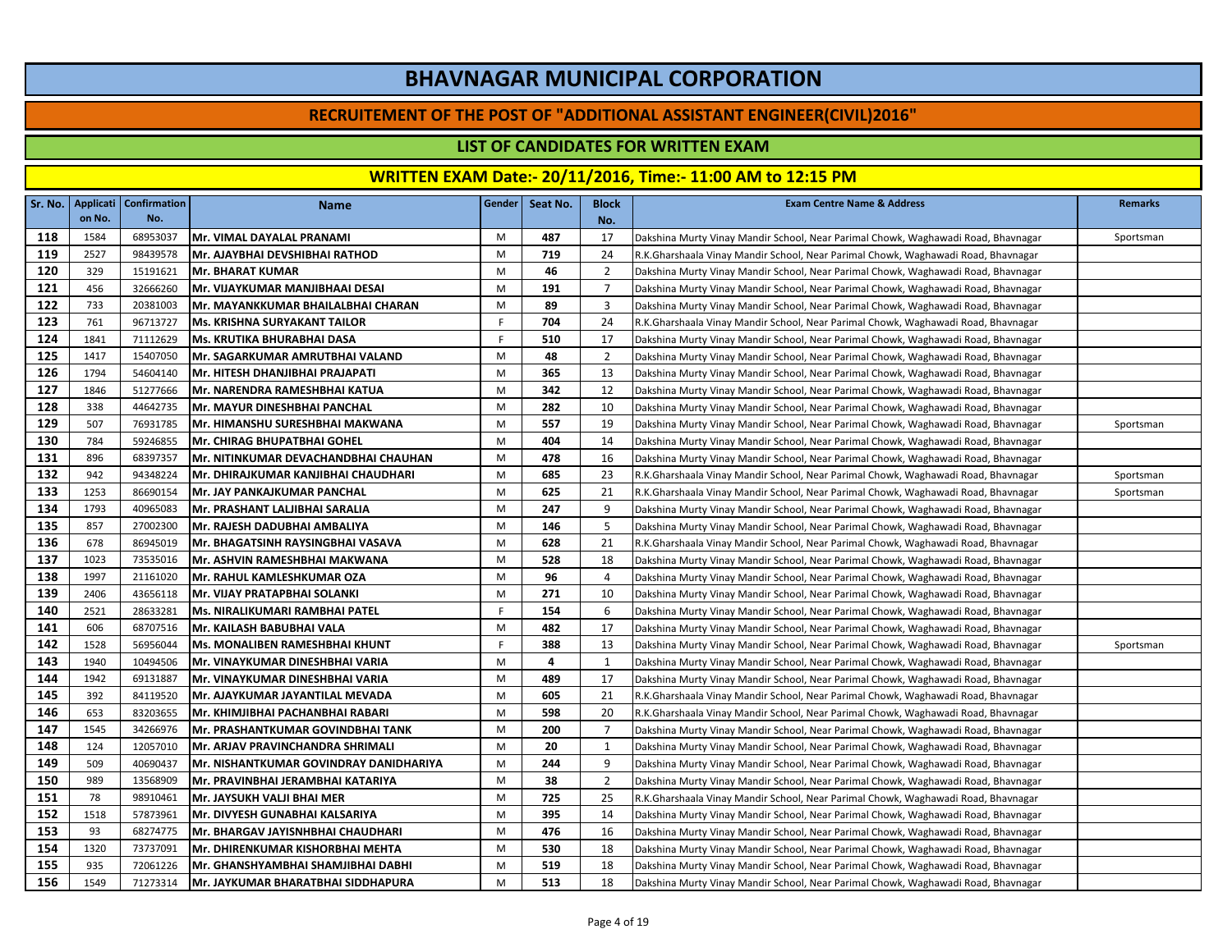# BHAVNAGAR MUNICIPAL CORPORATION

## RECRUITEMENT OF THE POST OF "ADDITIONAL ASSISTANT ENGINEER(CIVIL)2016"

### LIST OF CANDIDATES FOR WRITTEN EXAM

### WRITTEN EXAM Date:- 20/11/2016, Time:- 11:00 AM to 12:15 PM

| Sr. No. | Applicati on No. | Confirmation No. | Name | Gender | Seat No. | Block No. | Exam Centre Name & Address | Remarks |
|---|---|---|---|---|---|---|---|---|
| 118 | 1584 | 68953037 | Mr. VIMAL DAYALAL PRANAMI | M | 487 | 17 | Dakshina Murty Vinay Mandir School, Near Parimal Chowk, Waghawadi Road, Bhavnagar | Sportsman |
| 119 | 2527 | 98439578 | Mr. AJAYBHAI DEVSHIBHAI RATHOD | M | 719 | 24 | R.K.Gharshaala Vinay Mandir School, Near Parimal Chowk, Waghawadi Road, Bhavnagar | |
| 120 | 329 | 15191621 | Mr. BHARAT KUMAR | M | 46 | 2 | Dakshina Murty Vinay Mandir School, Near Parimal Chowk, Waghawadi Road, Bhavnagar | |
| 121 | 456 | 32666260 | Mr. VIJAYKUMAR MANJIBHAAI DESAI | M | 191 | 7 | Dakshina Murty Vinay Mandir School, Near Parimal Chowk, Waghawadi Road, Bhavnagar | |
| 122 | 733 | 20381003 | Mr. MAYANKKUMAR BHAILALBHAI CHARAN | M | 89 | 3 | Dakshina Murty Vinay Mandir School, Near Parimal Chowk, Waghawadi Road, Bhavnagar | |
| 123 | 761 | 96713727 | Ms. KRISHNA SURYAKANT TAILOR | F | 704 | 24 | R.K.Gharshaala Vinay Mandir School, Near Parimal Chowk, Waghawadi Road, Bhavnagar | |
| 124 | 1841 | 71112629 | Ms. KRUTIKA BHURABHAI DASA | F | 510 | 17 | Dakshina Murty Vinay Mandir School, Near Parimal Chowk, Waghawadi Road, Bhavnagar | |
| 125 | 1417 | 15407050 | Mr. SAGARKUMAR AMRUTBHAI VALAND | M | 48 | 2 | Dakshina Murty Vinay Mandir School, Near Parimal Chowk, Waghawadi Road, Bhavnagar | |
| 126 | 1794 | 54604140 | Mr. HITESH DHANJIBHAI PRAJAPATI | M | 365 | 13 | Dakshina Murty Vinay Mandir School, Near Parimal Chowk, Waghawadi Road, Bhavnagar | |
| 127 | 1846 | 51277666 | Mr. NARENDRA RAMESHBHAI KATUA | M | 342 | 12 | Dakshina Murty Vinay Mandir School, Near Parimal Chowk, Waghawadi Road, Bhavnagar | |
| 128 | 338 | 44642735 | Mr. MAYUR DINESHBHAI PANCHAL | M | 282 | 10 | Dakshina Murty Vinay Mandir School, Near Parimal Chowk, Waghawadi Road, Bhavnagar | |
| 129 | 507 | 76931785 | Mr. HIMANSHU SURESHBHAI MAKWANA | M | 557 | 19 | Dakshina Murty Vinay Mandir School, Near Parimal Chowk, Waghawadi Road, Bhavnagar | Sportsman |
| 130 | 784 | 59246855 | Mr. CHIRAG BHUPATBHAI GOHEL | M | 404 | 14 | Dakshina Murty Vinay Mandir School, Near Parimal Chowk, Waghawadi Road, Bhavnagar | |
| 131 | 896 | 68397357 | Mr. NITINKUMAR DEVACHANDBHAI CHAUHAN | M | 478 | 16 | Dakshina Murty Vinay Mandir School, Near Parimal Chowk, Waghawadi Road, Bhavnagar | |
| 132 | 942 | 94348224 | Mr. DHIRAJKUMAR KANJIBHAI CHAUDHARI | M | 685 | 23 | R.K.Gharshaala Vinay Mandir School, Near Parimal Chowk, Waghawadi Road, Bhavnagar | Sportsman |
| 133 | 1253 | 86690154 | Mr. JAY PANKAJKUMAR PANCHAL | M | 625 | 21 | R.K.Gharshaala Vinay Mandir School, Near Parimal Chowk, Waghawadi Road, Bhavnagar | Sportsman |
| 134 | 1793 | 40965083 | Mr. PRASHANT LALJIBHAI SARALIA | M | 247 | 9 | Dakshina Murty Vinay Mandir School, Near Parimal Chowk, Waghawadi Road, Bhavnagar | |
| 135 | 857 | 27002300 | Mr. RAJESH DADUBHAI AMBALIYA | M | 146 | 5 | Dakshina Murty Vinay Mandir School, Near Parimal Chowk, Waghawadi Road, Bhavnagar | |
| 136 | 678 | 86945019 | Mr. BHAGATSINH RAYSINGBHAI VASAVA | M | 628 | 21 | R.K.Gharshaala Vinay Mandir School, Near Parimal Chowk, Waghawadi Road, Bhavnagar | |
| 137 | 1023 | 73535016 | Mr. ASHVIN RAMESHBHAI MAKWANA | M | 528 | 18 | Dakshina Murty Vinay Mandir School, Near Parimal Chowk, Waghawadi Road, Bhavnagar | |
| 138 | 1997 | 21161020 | Mr. RAHUL KAMLESHKUMAR OZA | M | 96 | 4 | Dakshina Murty Vinay Mandir School, Near Parimal Chowk, Waghawadi Road, Bhavnagar | |
| 139 | 2406 | 43656118 | Mr. VIJAY PRATAPBHAI SOLANKI | M | 271 | 10 | Dakshina Murty Vinay Mandir School, Near Parimal Chowk, Waghawadi Road, Bhavnagar | |
| 140 | 2521 | 28633281 | Ms. NIRALIKUMARI RAMBHAI PATEL | F | 154 | 6 | Dakshina Murty Vinay Mandir School, Near Parimal Chowk, Waghawadi Road, Bhavnagar | |
| 141 | 606 | 68707516 | Mr. KAILASH BABUBHAI VALA | M | 482 | 17 | Dakshina Murty Vinay Mandir School, Near Parimal Chowk, Waghawadi Road, Bhavnagar | |
| 142 | 1528 | 56956044 | Ms. MONALIBEN RAMESHBHAI KHUNT | F | 388 | 13 | Dakshina Murty Vinay Mandir School, Near Parimal Chowk, Waghawadi Road, Bhavnagar | Sportsman |
| 143 | 1940 | 10494506 | Mr. VINAYKUMAR DINESHBHAI VARIA | M | 4 | 1 | Dakshina Murty Vinay Mandir School, Near Parimal Chowk, Waghawadi Road, Bhavnagar | |
| 144 | 1942 | 69131887 | Mr. VINAYKUMAR DINESHBHAI VARIA | M | 489 | 17 | Dakshina Murty Vinay Mandir School, Near Parimal Chowk, Waghawadi Road, Bhavnagar | |
| 145 | 392 | 84119520 | Mr. AJAYKUMAR JAYANTILAL MEVADA | M | 605 | 21 | R.K.Gharshaala Vinay Mandir School, Near Parimal Chowk, Waghawadi Road, Bhavnagar | |
| 146 | 653 | 83203655 | Mr. KHIMJIBHAI PACHANBHAI RABARI | M | 598 | 20 | R.K.Gharshaala Vinay Mandir School, Near Parimal Chowk, Waghawadi Road, Bhavnagar | |
| 147 | 1545 | 34266976 | Mr. PRASHANTKUMAR GOVINDBHAI TANK | M | 200 | 7 | Dakshina Murty Vinay Mandir School, Near Parimal Chowk, Waghawadi Road, Bhavnagar | |
| 148 | 124 | 12057010 | Mr. ARJAV PRAVINCHANDRA SHRIMALI | M | 20 | 1 | Dakshina Murty Vinay Mandir School, Near Parimal Chowk, Waghawadi Road, Bhavnagar | |
| 149 | 509 | 40690437 | Mr. NISHANTKUMAR GOVINDRAY DANIDHARIYA | M | 244 | 9 | Dakshina Murty Vinay Mandir School, Near Parimal Chowk, Waghawadi Road, Bhavnagar | |
| 150 | 989 | 13568909 | Mr. PRAVINBHAI JERAMBHAI KATARIYA | M | 38 | 2 | Dakshina Murty Vinay Mandir School, Near Parimal Chowk, Waghawadi Road, Bhavnagar | |
| 151 | 78 | 98910461 | Mr. JAYSUKH VALJI BHAI MER | M | 725 | 25 | R.K.Gharshaala Vinay Mandir School, Near Parimal Chowk, Waghawadi Road, Bhavnagar | |
| 152 | 1518 | 57873961 | Mr. DIVYESH GUNABHAI KALSARIYA | M | 395 | 14 | Dakshina Murty Vinay Mandir School, Near Parimal Chowk, Waghawadi Road, Bhavnagar | |
| 153 | 93 | 68274775 | Mr. BHARGAV JAYISNHBHAI CHAUDHARI | M | 476 | 16 | Dakshina Murty Vinay Mandir School, Near Parimal Chowk, Waghawadi Road, Bhavnagar | |
| 154 | 1320 | 73737091 | Mr. DHIRENKUMAR KISHORBHAI MEHTA | M | 530 | 18 | Dakshina Murty Vinay Mandir School, Near Parimal Chowk, Waghawadi Road, Bhavnagar | |
| 155 | 935 | 72061226 | Mr. GHANSHYAMBHAI SHAMJIBHAI DABHI | M | 519 | 18 | Dakshina Murty Vinay Mandir School, Near Parimal Chowk, Waghawadi Road, Bhavnagar | |
| 156 | 1549 | 71273314 | Mr. JAYKUMAR BHARATBHAI SIDDHAPURA | M | 513 | 18 | Dakshina Murty Vinay Mandir School, Near Parimal Chowk, Waghawadi Road, Bhavnagar | |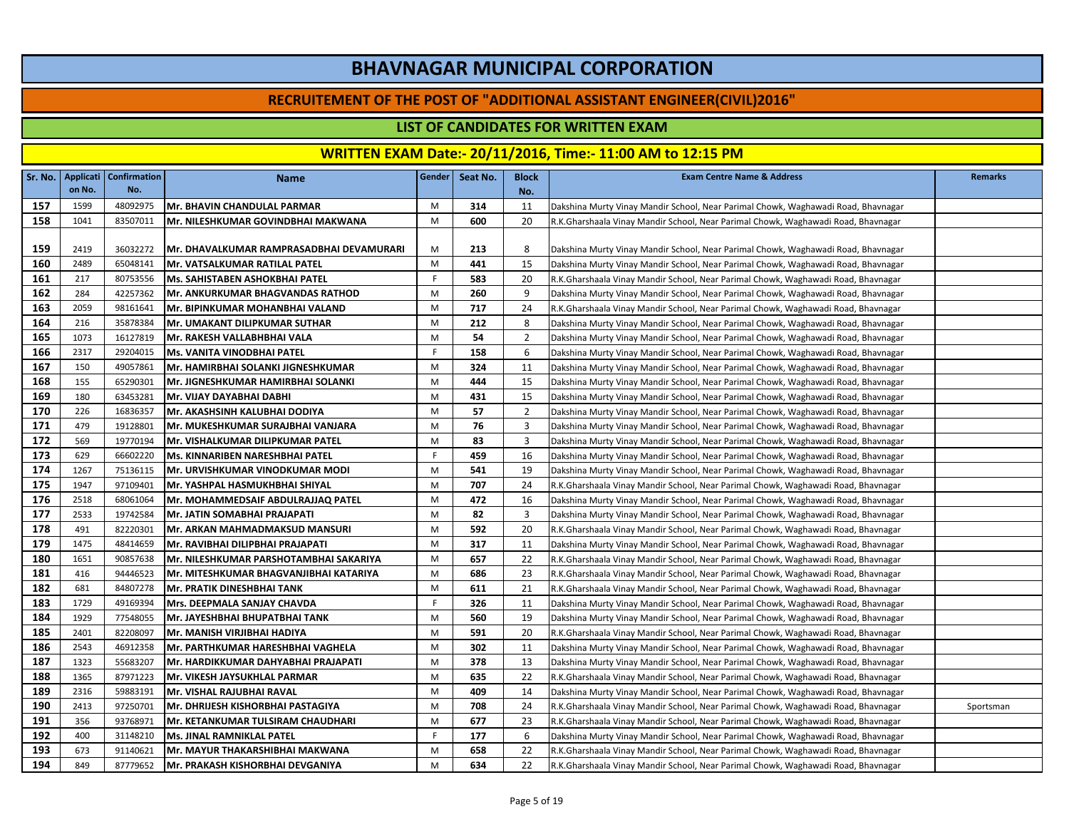# BHAVNAGAR MUNICIPAL CORPORATION

## RECRUITEMENT OF THE POST OF "ADDITIONAL ASSISTANT ENGINEER(CIVIL)2016"

### LIST OF CANDIDATES FOR WRITTEN EXAM

### WRITTEN EXAM Date:- 20/11/2016, Time:- 11:00 AM to 12:15 PM

| Sr. No. | Application No. | Confirmation No. | Name | Gender | Seat No. | Block No. | Exam Centre Name & Address | Remarks |
|---|---|---|---|---|---|---|---|---|
| 157 | 1599 | 48092975 | Mr. BHAVIN CHANDULAL PARMAR | M | 314 | 11 | Dakshina Murty Vinay Mandir School, Near Parimal Chowk, Waghawadi Road, Bhavnagar | |
| 158 | 1041 | 83507011 | Mr. NILESHKUMAR GOVINDBHAI MAKWANA | M | 600 | 20 | R.K.Gharshaala Vinay Mandir School, Near Parimal Chowk, Waghawadi Road, Bhavnagar | |
| 159 | 2419 | 36032272 | Mr. DHAVALKUMAR RAMPRASADBHAI DEVAMURARI | M | 213 | 8 | Dakshina Murty Vinay Mandir School, Near Parimal Chowk, Waghawadi Road, Bhavnagar | |
| 160 | 2489 | 65048141 | Mr. VATSALKUMAR RATILAL PATEL | M | 441 | 15 | Dakshina Murty Vinay Mandir School, Near Parimal Chowk, Waghawadi Road, Bhavnagar | |
| 161 | 217 | 80753556 | Ms. SAHISTABEN ASHOKBHAI PATEL | F | 583 | 20 | R.K.Gharshaala Vinay Mandir School, Near Parimal Chowk, Waghawadi Road, Bhavnagar | |
| 162 | 284 | 42257362 | Mr. ANKURKUMAR BHAGVANDAS RATHOD | M | 260 | 9 | Dakshina Murty Vinay Mandir School, Near Parimal Chowk, Waghawadi Road, Bhavnagar | |
| 163 | 2059 | 98161641 | Mr. BIPINKUMAR MOHANBHAI VALAND | M | 717 | 24 | R.K.Gharshaala Vinay Mandir School, Near Parimal Chowk, Waghawadi Road, Bhavnagar | |
| 164 | 216 | 35878384 | Mr. UMAKANT DILIPKUMAR SUTHAR | M | 212 | 8 | Dakshina Murty Vinay Mandir School, Near Parimal Chowk, Waghawadi Road, Bhavnagar | |
| 165 | 1073 | 16127819 | Mr. RAKESH VALLABHBHAI VALA | M | 54 | 2 | Dakshina Murty Vinay Mandir School, Near Parimal Chowk, Waghawadi Road, Bhavnagar | |
| 166 | 2317 | 29204015 | Ms. VANITA VINODBHAI PATEL | F | 158 | 6 | Dakshina Murty Vinay Mandir School, Near Parimal Chowk, Waghawadi Road, Bhavnagar | |
| 167 | 150 | 49057861 | Mr. HAMIRBHAI SOLANKI JIGNESHKUMAR | M | 324 | 11 | Dakshina Murty Vinay Mandir School, Near Parimal Chowk, Waghawadi Road, Bhavnagar | |
| 168 | 155 | 65290301 | Mr. JIGNESHKUMAR HAMIRBHAI SOLANKI | M | 444 | 15 | Dakshina Murty Vinay Mandir School, Near Parimal Chowk, Waghawadi Road, Bhavnagar | |
| 169 | 180 | 63453281 | Mr. VIJAY DAYABHAI DABHI | M | 431 | 15 | Dakshina Murty Vinay Mandir School, Near Parimal Chowk, Waghawadi Road, Bhavnagar | |
| 170 | 226 | 16836357 | Mr. AKASHSINH KALUBHAI DODIYA | M | 57 | 2 | Dakshina Murty Vinay Mandir School, Near Parimal Chowk, Waghawadi Road, Bhavnagar | |
| 171 | 479 | 19128801 | Mr. MUKESHKUMAR SURAJBHAI VANJARA | M | 76 | 3 | Dakshina Murty Vinay Mandir School, Near Parimal Chowk, Waghawadi Road, Bhavnagar | |
| 172 | 569 | 19770194 | Mr. VISHALKUMAR DILIPKUMAR PATEL | M | 83 | 3 | Dakshina Murty Vinay Mandir School, Near Parimal Chowk, Waghawadi Road, Bhavnagar | |
| 173 | 629 | 66602220 | Ms. KINNARIBEN NARESHBHAI PATEL | F | 459 | 16 | Dakshina Murty Vinay Mandir School, Near Parimal Chowk, Waghawadi Road, Bhavnagar | |
| 174 | 1267 | 75136115 | Mr. URVISHKUMAR VINODKUMAR MODI | M | 541 | 19 | Dakshina Murty Vinay Mandir School, Near Parimal Chowk, Waghawadi Road, Bhavnagar | |
| 175 | 1947 | 97109401 | Mr. YASHPAL HASMUKHBHAI SHIYAL | M | 707 | 24 | R.K.Gharshaala Vinay Mandir School, Near Parimal Chowk, Waghawadi Road, Bhavnagar | |
| 176 | 2518 | 68061064 | Mr. MOHAMMEDSAIF ABDULRAJJAQ PATEL | M | 472 | 16 | Dakshina Murty Vinay Mandir School, Near Parimal Chowk, Waghawadi Road, Bhavnagar | |
| 177 | 2533 | 19742584 | Mr. JATIN SOMABHAI PRAJAPATI | M | 82 | 3 | Dakshina Murty Vinay Mandir School, Near Parimal Chowk, Waghawadi Road, Bhavnagar | |
| 178 | 491 | 82220301 | Mr. ARKAN MAHMADMAKSUD MANSURI | M | 592 | 20 | R.K.Gharshaala Vinay Mandir School, Near Parimal Chowk, Waghawadi Road, Bhavnagar | |
| 179 | 1475 | 48414659 | Mr. RAVIBHAI DILIPBHAI PRAJAPATI | M | 317 | 11 | Dakshina Murty Vinay Mandir School, Near Parimal Chowk, Waghawadi Road, Bhavnagar | |
| 180 | 1651 | 90857638 | Mr. NILESHKUMAR PARSHOTAMBHAI SAKARIYA | M | 657 | 22 | R.K.Gharshaala Vinay Mandir School, Near Parimal Chowk, Waghawadi Road, Bhavnagar | |
| 181 | 416 | 94446523 | Mr. MITESHKUMAR BHAGVANJIBHAI KATARIYA | M | 686 | 23 | R.K.Gharshaala Vinay Mandir School, Near Parimal Chowk, Waghawadi Road, Bhavnagar | |
| 182 | 681 | 84807278 | Mr. PRATIK DINESHBHAI TANK | M | 611 | 21 | R.K.Gharshaala Vinay Mandir School, Near Parimal Chowk, Waghawadi Road, Bhavnagar | |
| 183 | 1729 | 49169394 | Mrs. DEEPMALA SANJAY CHAVDA | F | 326 | 11 | Dakshina Murty Vinay Mandir School, Near Parimal Chowk, Waghawadi Road, Bhavnagar | |
| 184 | 1929 | 77548055 | Mr. JAYESHBHAI BHUPATBHAI TANK | M | 560 | 19 | Dakshina Murty Vinay Mandir School, Near Parimal Chowk, Waghawadi Road, Bhavnagar | |
| 185 | 2401 | 82208097 | Mr. MANISH VIRJIBHAI HADIYA | M | 591 | 20 | R.K.Gharshaala Vinay Mandir School, Near Parimal Chowk, Waghawadi Road, Bhavnagar | |
| 186 | 2543 | 46912358 | Mr. PARTHKUMAR HARESHBHAI VAGHELA | M | 302 | 11 | Dakshina Murty Vinay Mandir School, Near Parimal Chowk, Waghawadi Road, Bhavnagar | |
| 187 | 1323 | 55683207 | Mr. HARDIKKUMAR DAHYABHAI PRAJAPATI | M | 378 | 13 | Dakshina Murty Vinay Mandir School, Near Parimal Chowk, Waghawadi Road, Bhavnagar | |
| 188 | 1365 | 87971223 | Mr. VIKESH JAYSUKHLAL PARMAR | M | 635 | 22 | R.K.Gharshaala Vinay Mandir School, Near Parimal Chowk, Waghawadi Road, Bhavnagar | |
| 189 | 2316 | 59883191 | Mr. VISHAL RAJUBHAI RAVAL | M | 409 | 14 | Dakshina Murty Vinay Mandir School, Near Parimal Chowk, Waghawadi Road, Bhavnagar | |
| 190 | 2413 | 97250701 | Mr. DHRIJESH KISHORBHAI PASTAGIYA | M | 708 | 24 | R.K.Gharshaala Vinay Mandir School, Near Parimal Chowk, Waghawadi Road, Bhavnagar | Sportsman |
| 191 | 356 | 93768971 | Mr. KETANKUMAR TULSIRAM CHAUDHARI | M | 677 | 23 | R.K.Gharshaala Vinay Mandir School, Near Parimal Chowk, Waghawadi Road, Bhavnagar | |
| 192 | 400 | 31148210 | Ms. JINAL RAMNIKLAL PATEL | F | 177 | 6 | Dakshina Murty Vinay Mandir School, Near Parimal Chowk, Waghawadi Road, Bhavnagar | |
| 193 | 673 | 91140621 | Mr. MAYUR THAKARSHIBHAI MAKWANA | M | 658 | 22 | R.K.Gharshaala Vinay Mandir School, Near Parimal Chowk, Waghawadi Road, Bhavnagar | |
| 194 | 849 | 87779652 | Mr. PRAKASH KISHORBHAI DEVGANIYA | M | 634 | 22 | R.K.Gharshaala Vinay Mandir School, Near Parimal Chowk, Waghawadi Road, Bhavnagar | |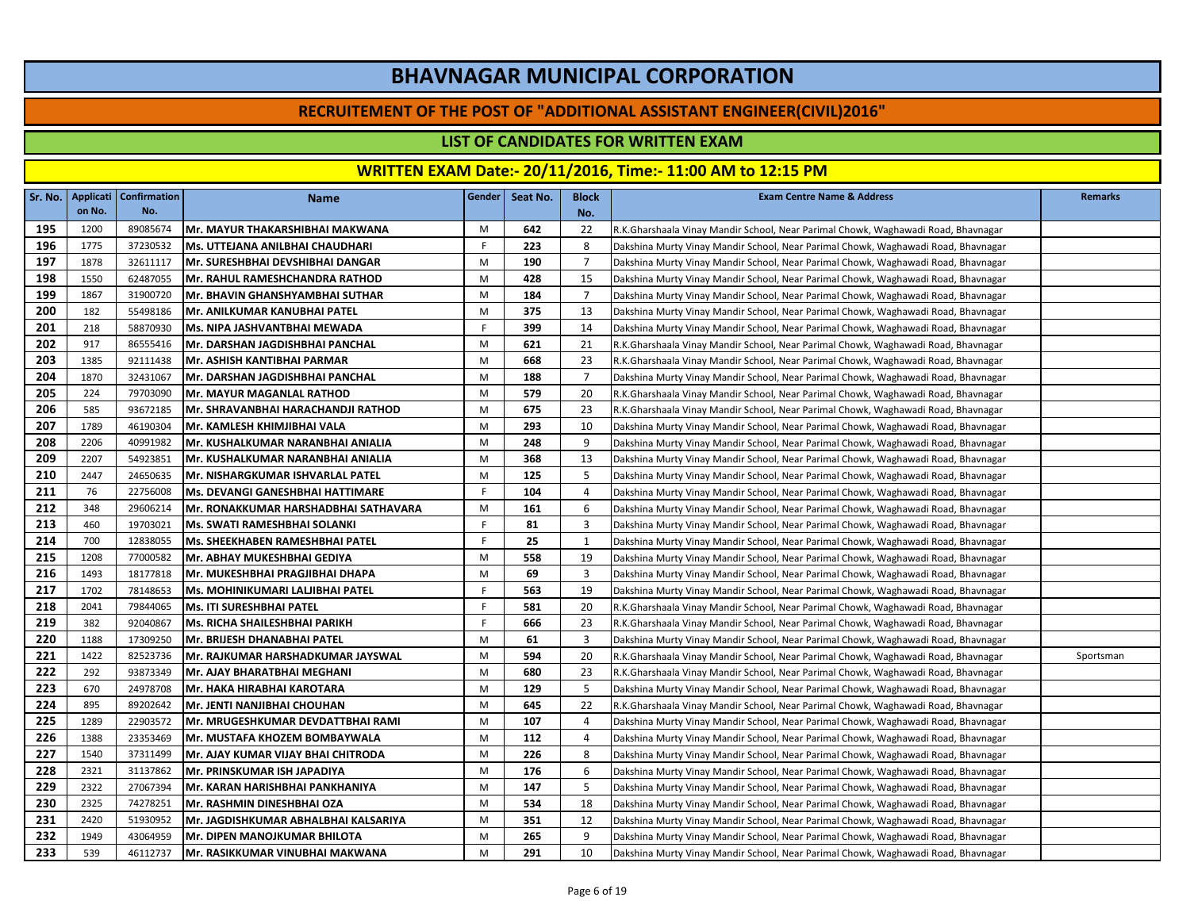# BHAVNAGAR MUNICIPAL CORPORATION

## RECRUITEMENT OF THE POST OF "ADDITIONAL ASSISTANT ENGINEER(CIVIL)2016"

### LIST OF CANDIDATES FOR WRITTEN EXAM

### WRITTEN EXAM Date:- 20/11/2016, Time:- 11:00 AM to 12:15 PM

| Sr. No. | Application No. | Confirmation No. | Name | Gender | Seat No. | Block No. | Exam Centre Name & Address | Remarks |
|---|---|---|---|---|---|---|---|---|
| 195 | 1200 | 89085674 | Mr. MAYUR THAKARSHIBHAI MAKWANA | M | 642 | 22 | R.K.Gharshaala Vinay Mandir School, Near Parimal Chowk, Waghawadi Road, Bhavnagar | |
| 196 | 1775 | 37230532 | Ms. UTTEJANA ANILBHAI CHAUDHARI | F | 223 | 8 | Dakshina Murty Vinay Mandir School, Near Parimal Chowk, Waghawadi Road, Bhavnagar | |
| 197 | 1878 | 32611117 | Mr. SURESHBHAI DEVSHIBHAI DANGAR | M | 190 | 7 | Dakshina Murty Vinay Mandir School, Near Parimal Chowk, Waghawadi Road, Bhavnagar | |
| 198 | 1550 | 62487055 | Mr. RAHUL RAMESHCHANDRA RATHOD | M | 428 | 15 | Dakshina Murty Vinay Mandir School, Near Parimal Chowk, Waghawadi Road, Bhavnagar | |
| 199 | 1867 | 31900720 | Mr. BHAVIN GHANSHYAMBHAI SUTHAR | M | 184 | 7 | Dakshina Murty Vinay Mandir School, Near Parimal Chowk, Waghawadi Road, Bhavnagar | |
| 200 | 182 | 55498186 | Mr. ANILKUMAR KANUBHAI PATEL | M | 375 | 13 | Dakshina Murty Vinay Mandir School, Near Parimal Chowk, Waghawadi Road, Bhavnagar | |
| 201 | 218 | 58870930 | Ms. NIPA JASHVANTBHAI MEWADA | F | 399 | 14 | Dakshina Murty Vinay Mandir School, Near Parimal Chowk, Waghawadi Road, Bhavnagar | |
| 202 | 917 | 86555416 | Mr. DARSHAN JAGDISHBHAI PANCHAL | M | 621 | 21 | R.K.Gharshaala Vinay Mandir School, Near Parimal Chowk, Waghawadi Road, Bhavnagar | |
| 203 | 1385 | 92111438 | Mr. ASHISH KANTIBHAI PARMAR | M | 668 | 23 | R.K.Gharshaala Vinay Mandir School, Near Parimal Chowk, Waghawadi Road, Bhavnagar | |
| 204 | 1870 | 32431067 | Mr. DARSHAN JAGDISHBHAI PANCHAL | M | 188 | 7 | Dakshina Murty Vinay Mandir School, Near Parimal Chowk, Waghawadi Road, Bhavnagar | |
| 205 | 224 | 79703090 | Mr. MAYUR MAGANLAL RATHOD | M | 579 | 20 | R.K.Gharshaala Vinay Mandir School, Near Parimal Chowk, Waghawadi Road, Bhavnagar | |
| 206 | 585 | 93672185 | Mr. SHRAVANBHAI HARACHANDJI RATHOD | M | 675 | 23 | R.K.Gharshaala Vinay Mandir School, Near Parimal Chowk, Waghawadi Road, Bhavnagar | |
| 207 | 1789 | 46190304 | Mr. KAMLESH KHIMJIBHAI VALA | M | 293 | 10 | Dakshina Murty Vinay Mandir School, Near Parimal Chowk, Waghawadi Road, Bhavnagar | |
| 208 | 2206 | 40991982 | Mr. KUSHALKUMAR NARANBHAI ANIALIA | M | 248 | 9 | Dakshina Murty Vinay Mandir School, Near Parimal Chowk, Waghawadi Road, Bhavnagar | |
| 209 | 2207 | 54923851 | Mr. KUSHALKUMAR NARANBHAI ANIALIA | M | 368 | 13 | Dakshina Murty Vinay Mandir School, Near Parimal Chowk, Waghawadi Road, Bhavnagar | |
| 210 | 2447 | 24650635 | Mr. NISHARGKUMAR ISHVARLAL PATEL | M | 125 | 5 | Dakshina Murty Vinay Mandir School, Near Parimal Chowk, Waghawadi Road, Bhavnagar | |
| 211 | 76 | 22756008 | Ms. DEVANGI GANESHBHAI HATTIMARE | F | 104 | 4 | Dakshina Murty Vinay Mandir School, Near Parimal Chowk, Waghawadi Road, Bhavnagar | |
| 212 | 348 | 29606214 | Mr. RONAKKUMAR HARSHADBHAI SATHAVARA | M | 161 | 6 | Dakshina Murty Vinay Mandir School, Near Parimal Chowk, Waghawadi Road, Bhavnagar | |
| 213 | 460 | 19703021 | Ms. SWATI RAMESHBHAI SOLANKI | F | 81 | 3 | Dakshina Murty Vinay Mandir School, Near Parimal Chowk, Waghawadi Road, Bhavnagar | |
| 214 | 700 | 12838055 | Ms. SHEEKHABEN RAMESHBHAI PATEL | F | 25 | 1 | Dakshina Murty Vinay Mandir School, Near Parimal Chowk, Waghawadi Road, Bhavnagar | |
| 215 | 1208 | 77000582 | Mr. ABHAY MUKESHBHAI GEDIYA | M | 558 | 19 | Dakshina Murty Vinay Mandir School, Near Parimal Chowk, Waghawadi Road, Bhavnagar | |
| 216 | 1493 | 18177818 | Mr. MUKESHBHAI PRAGJIBHAI DHAPA | M | 69 | 3 | Dakshina Murty Vinay Mandir School, Near Parimal Chowk, Waghawadi Road, Bhavnagar | |
| 217 | 1702 | 78148653 | Ms. MOHINIKUMARI LALJIBHAI PATEL | F | 563 | 19 | Dakshina Murty Vinay Mandir School, Near Parimal Chowk, Waghawadi Road, Bhavnagar | |
| 218 | 2041 | 79844065 | Ms. ITI SURESHBHAI PATEL | F | 581 | 20 | R.K.Gharshaala Vinay Mandir School, Near Parimal Chowk, Waghawadi Road, Bhavnagar | |
| 219 | 382 | 92040867 | Ms. RICHA SHAILESHBHAI PARIKH | F | 666 | 23 | R.K.Gharshaala Vinay Mandir School, Near Parimal Chowk, Waghawadi Road, Bhavnagar | |
| 220 | 1188 | 17309250 | Mr. BRIJESH DHANABHAI PATEL | M | 61 | 3 | Dakshina Murty Vinay Mandir School, Near Parimal Chowk, Waghawadi Road, Bhavnagar | |
| 221 | 1422 | 82523736 | Mr. RAJKUMAR HARSHADKUMAR JAYSWAL | M | 594 | 20 | R.K.Gharshaala Vinay Mandir School, Near Parimal Chowk, Waghawadi Road, Bhavnagar | Sportsman |
| 222 | 292 | 93873349 | Mr. AJAY BHARATBHAI MEGHANI | M | 680 | 23 | R.K.Gharshaala Vinay Mandir School, Near Parimal Chowk, Waghawadi Road, Bhavnagar | |
| 223 | 670 | 24978708 | Mr. HAKA HIRABHAI KAROTARA | M | 129 | 5 | Dakshina Murty Vinay Mandir School, Near Parimal Chowk, Waghawadi Road, Bhavnagar | |
| 224 | 895 | 89202642 | Mr. JENTI NANJIBHAI CHOUHAN | M | 645 | 22 | R.K.Gharshaala Vinay Mandir School, Near Parimal Chowk, Waghawadi Road, Bhavnagar | |
| 225 | 1289 | 22903572 | Mr. MRUGESHKUMAR DEVDATTBHAI RAMI | M | 107 | 4 | Dakshina Murty Vinay Mandir School, Near Parimal Chowk, Waghawadi Road, Bhavnagar | |
| 226 | 1388 | 23353469 | Mr. MUSTAFA KHOZEM BOMBAYWALA | M | 112 | 4 | Dakshina Murty Vinay Mandir School, Near Parimal Chowk, Waghawadi Road, Bhavnagar | |
| 227 | 1540 | 37311499 | Mr. AJAY KUMAR VIJAY BHAI CHITRODA | M | 226 | 8 | Dakshina Murty Vinay Mandir School, Near Parimal Chowk, Waghawadi Road, Bhavnagar | |
| 228 | 2321 | 31137862 | Mr. PRINSKUMAR ISH JAPADIYA | M | 176 | 6 | Dakshina Murty Vinay Mandir School, Near Parimal Chowk, Waghawadi Road, Bhavnagar | |
| 229 | 2322 | 27067394 | Mr. KARAN HARISHBHAI PANKHANIYA | M | 147 | 5 | Dakshina Murty Vinay Mandir School, Near Parimal Chowk, Waghawadi Road, Bhavnagar | |
| 230 | 2325 | 74278251 | Mr. RASHMIN DINESHBHAI OZA | M | 534 | 18 | Dakshina Murty Vinay Mandir School, Near Parimal Chowk, Waghawadi Road, Bhavnagar | |
| 231 | 2420 | 51930952 | Mr. JAGDISHKUMAR ABHALBHAI KALSARIYA | M | 351 | 12 | Dakshina Murty Vinay Mandir School, Near Parimal Chowk, Waghawadi Road, Bhavnagar | |
| 232 | 1949 | 43064959 | Mr. DIPEN MANOJKUMAR BHILOTA | M | 265 | 9 | Dakshina Murty Vinay Mandir School, Near Parimal Chowk, Waghawadi Road, Bhavnagar | |
| 233 | 539 | 46112737 | Mr. RASIKKUMAR VINUBHAI MAKWANA | M | 291 | 10 | Dakshina Murty Vinay Mandir School, Near Parimal Chowk, Waghawadi Road, Bhavnagar | |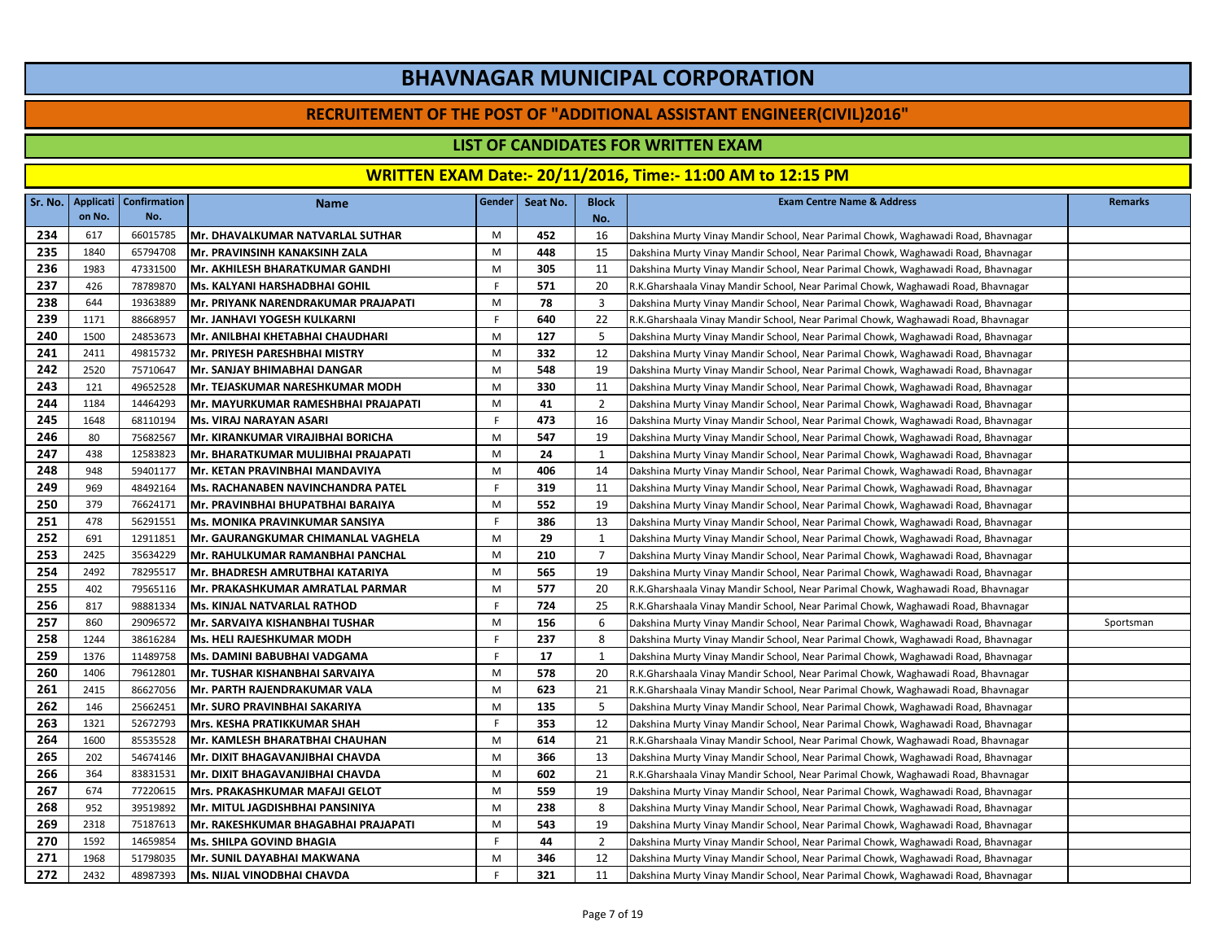# BHAVNAGAR MUNICIPAL CORPORATION

## RECRUITEMENT OF THE POST OF "ADDITIONAL ASSISTANT ENGINEER(CIVIL)2016"

### LIST OF CANDIDATES FOR WRITTEN EXAM

### WRITTEN EXAM Date:- 20/11/2016, Time:- 11:00 AM to 12:15 PM

| Sr. No. | Application No. | Confirmation No. | Name | Gender | Seat No. | Block No. | Exam Centre Name & Address | Remarks |
|---|---|---|---|---|---|---|---|---|
| 234 | 617 | 66015785 | Mr. DHAVALKUMAR NATVARLAL SUTHAR | M | 452 | 16 | Dakshina Murty Vinay Mandir School, Near Parimal Chowk, Waghawadi Road, Bhavnagar | |
| 235 | 1840 | 65794708 | Mr. PRAVINSINH KANAKSINH ZALA | M | 448 | 15 | Dakshina Murty Vinay Mandir School, Near Parimal Chowk, Waghawadi Road, Bhavnagar | |
| 236 | 1983 | 47331500 | Mr. AKHILESH BHARATKUMAR GANDHI | M | 305 | 11 | Dakshina Murty Vinay Mandir School, Near Parimal Chowk, Waghawadi Road, Bhavnagar | |
| 237 | 426 | 78789870 | Ms. KALYANI HARSHADBHAI GOHIL | F | 571 | 20 | R.K.Gharshaala Vinay Mandir School, Near Parimal Chowk, Waghawadi Road, Bhavnagar | |
| 238 | 644 | 19363889 | Mr. PRIYANK NARENDRAKUMAR PRAJAPATI | M | 78 | 3 | Dakshina Murty Vinay Mandir School, Near Parimal Chowk, Waghawadi Road, Bhavnagar | |
| 239 | 1171 | 88668957 | Mr. JANHAVI YOGESH KULKARNI | F | 640 | 22 | R.K.Gharshaala Vinay Mandir School, Near Parimal Chowk, Waghawadi Road, Bhavnagar | |
| 240 | 1500 | 24853673 | Mr. ANILBHAI KHETABHAI CHAUDHARI | M | 127 | 5 | Dakshina Murty Vinay Mandir School, Near Parimal Chowk, Waghawadi Road, Bhavnagar | |
| 241 | 2411 | 49815732 | Mr. PRIYESH PARESHBHAI MISTRY | M | 332 | 12 | Dakshina Murty Vinay Mandir School, Near Parimal Chowk, Waghawadi Road, Bhavnagar | |
| 242 | 2520 | 75710647 | Mr. SANJAY BHIMABHAI DANGAR | M | 548 | 19 | Dakshina Murty Vinay Mandir School, Near Parimal Chowk, Waghawadi Road, Bhavnagar | |
| 243 | 121 | 49652528 | Mr. TEJASKUMAR NARESHKUMAR MODH | M | 330 | 11 | Dakshina Murty Vinay Mandir School, Near Parimal Chowk, Waghawadi Road, Bhavnagar | |
| 244 | 1184 | 14464293 | Mr. MAYURKUMAR RAMESHBHAI PRAJAPATI | M | 41 | 2 | Dakshina Murty Vinay Mandir School, Near Parimal Chowk, Waghawadi Road, Bhavnagar | |
| 245 | 1648 | 68110194 | Ms. VIRAJ NARAYAN ASARI | F | 473 | 16 | Dakshina Murty Vinay Mandir School, Near Parimal Chowk, Waghawadi Road, Bhavnagar | |
| 246 | 80 | 75682567 | Mr. KIRANKUMAR VIRAJIBHAI BORICHA | M | 547 | 19 | Dakshina Murty Vinay Mandir School, Near Parimal Chowk, Waghawadi Road, Bhavnagar | |
| 247 | 438 | 12583823 | Mr. BHARATKUMAR MULJIBHAI PRAJAPATI | M | 24 | 1 | Dakshina Murty Vinay Mandir School, Near Parimal Chowk, Waghawadi Road, Bhavnagar | |
| 248 | 948 | 59401177 | Mr. KETAN PRAVINBHAI MANDAVIYA | M | 406 | 14 | Dakshina Murty Vinay Mandir School, Near Parimal Chowk, Waghawadi Road, Bhavnagar | |
| 249 | 969 | 48492164 | Ms. RACHANABEN NAVINCHANDRA PATEL | F | 319 | 11 | Dakshina Murty Vinay Mandir School, Near Parimal Chowk, Waghawadi Road, Bhavnagar | |
| 250 | 379 | 76624171 | Mr. PRAVINBHAI BHUPATBHAI BARAIYA | M | 552 | 19 | Dakshina Murty Vinay Mandir School, Near Parimal Chowk, Waghawadi Road, Bhavnagar | |
| 251 | 478 | 56291551 | Ms. MONIKA PRAVINKUMAR SANSIYA | F | 386 | 13 | Dakshina Murty Vinay Mandir School, Near Parimal Chowk, Waghawadi Road, Bhavnagar | |
| 252 | 691 | 12911851 | Mr. GAURANGKUMAR CHIMANLAL VAGHELA | M | 29 | 1 | Dakshina Murty Vinay Mandir School, Near Parimal Chowk, Waghawadi Road, Bhavnagar | |
| 253 | 2425 | 35634229 | Mr. RAHULKUMAR RAMANBHAI PANCHAL | M | 210 | 7 | Dakshina Murty Vinay Mandir School, Near Parimal Chowk, Waghawadi Road, Bhavnagar | |
| 254 | 2492 | 78295517 | Mr. BHADRESH AMRUTBHAI KATARIYA | M | 565 | 19 | Dakshina Murty Vinay Mandir School, Near Parimal Chowk, Waghawadi Road, Bhavnagar | |
| 255 | 402 | 79565116 | Mr. PRAKASHKUMAR AMRATLAL PARMAR | M | 577 | 20 | R.K.Gharshaala Vinay Mandir School, Near Parimal Chowk, Waghawadi Road, Bhavnagar | |
| 256 | 817 | 98881334 | Ms. KINJAL NATVARLAL RATHOD | F | 724 | 25 | R.K.Gharshaala Vinay Mandir School, Near Parimal Chowk, Waghawadi Road, Bhavnagar | |
| 257 | 860 | 29096572 | Mr. SARVAIYA KISHANBHAI TUSHAR | M | 156 | 6 | Dakshina Murty Vinay Mandir School, Near Parimal Chowk, Waghawadi Road, Bhavnagar | Sportsman |
| 258 | 1244 | 38616284 | Ms. HELI RAJESHKUMAR MODH | F | 237 | 8 | Dakshina Murty Vinay Mandir School, Near Parimal Chowk, Waghawadi Road, Bhavnagar | |
| 259 | 1376 | 11489758 | Ms. DAMINI BABUBHAI VADGAMA | F | 17 | 1 | Dakshina Murty Vinay Mandir School, Near Parimal Chowk, Waghawadi Road, Bhavnagar | |
| 260 | 1406 | 79612801 | Mr. TUSHAR KISHANBHAI SARVAIYA | M | 578 | 20 | R.K.Gharshaala Vinay Mandir School, Near Parimal Chowk, Waghawadi Road, Bhavnagar | |
| 261 | 2415 | 86627056 | Mr. PARTH RAJENDRAKUMAR VALA | M | 623 | 21 | R.K.Gharshaala Vinay Mandir School, Near Parimal Chowk, Waghawadi Road, Bhavnagar | |
| 262 | 146 | 25662451 | Mr. SURO PRAVINBHAI SAKARIYA | M | 135 | 5 | Dakshina Murty Vinay Mandir School, Near Parimal Chowk, Waghawadi Road, Bhavnagar | |
| 263 | 1321 | 52672793 | Mrs. KESHA PRATIKKUMAR SHAH | F | 353 | 12 | Dakshina Murty Vinay Mandir School, Near Parimal Chowk, Waghawadi Road, Bhavnagar | |
| 264 | 1600 | 85535528 | Mr. KAMLESH BHARATBHAI CHAUHAN | M | 614 | 21 | R.K.Gharshaala Vinay Mandir School, Near Parimal Chowk, Waghawadi Road, Bhavnagar | |
| 265 | 202 | 54674146 | Mr. DIXIT BHAGAVANJIBHAI CHAVDA | M | 366 | 13 | Dakshina Murty Vinay Mandir School, Near Parimal Chowk, Waghawadi Road, Bhavnagar | |
| 266 | 364 | 83831531 | Mr. DIXIT BHAGAVANJIBHAI CHAVDA | M | 602 | 21 | R.K.Gharshaala Vinay Mandir School, Near Parimal Chowk, Waghawadi Road, Bhavnagar | |
| 267 | 674 | 77220615 | Mrs. PRAKASHKUMAR MAFAJI GELOT | M | 559 | 19 | Dakshina Murty Vinay Mandir School, Near Parimal Chowk, Waghawadi Road, Bhavnagar | |
| 268 | 952 | 39519892 | Mr. MITUL JAGDISHBHAI PANSINIYA | M | 238 | 8 | Dakshina Murty Vinay Mandir School, Near Parimal Chowk, Waghawadi Road, Bhavnagar | |
| 269 | 2318 | 75187613 | Mr. RAKESHKUMAR BHAGABHAI PRAJAPATI | M | 543 | 19 | Dakshina Murty Vinay Mandir School, Near Parimal Chowk, Waghawadi Road, Bhavnagar | |
| 270 | 1592 | 14659854 | Ms. SHILPA GOVIND BHAGIA | F | 44 | 2 | Dakshina Murty Vinay Mandir School, Near Parimal Chowk, Waghawadi Road, Bhavnagar | |
| 271 | 1968 | 51798035 | Mr. SUNIL DAYABHAI MAKWANA | M | 346 | 12 | Dakshina Murty Vinay Mandir School, Near Parimal Chowk, Waghawadi Road, Bhavnagar | |
| 272 | 2432 | 48987393 | Ms. NIJAL VINODBHAI CHAVDA | F | 321 | 11 | Dakshina Murty Vinay Mandir School, Near Parimal Chowk, Waghawadi Road, Bhavnagar | |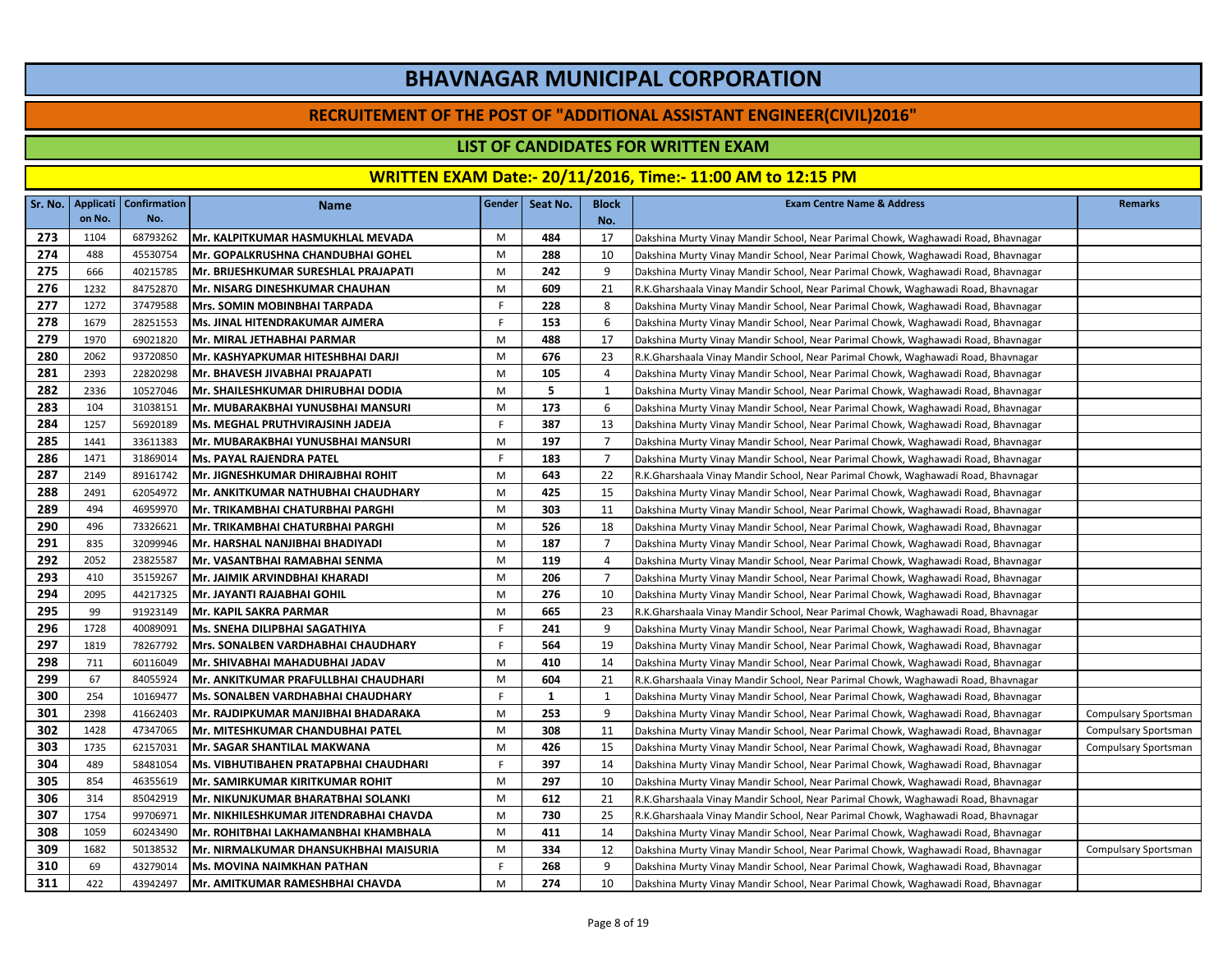# BHAVNAGAR MUNICIPAL CORPORATION

## RECRUITEMENT OF THE POST OF "ADDITIONAL ASSISTANT ENGINEER(CIVIL)2016"

### LIST OF CANDIDATES FOR WRITTEN EXAM

### WRITTEN EXAM Date:- 20/11/2016, Time:- 11:00 AM to 12:15 PM

| Sr. No. | Application No. | Confirmation No. | Name | Gender | Seat No. | Block No. | Exam Centre Name & Address | Remarks |
|---|---|---|---|---|---|---|---|---|
| 273 | 1104 | 68793262 | Mr. KALPITKUMAR HASMUKHLAL MEVADA | M | 484 | 17 | Dakshina Murty Vinay Mandir School, Near Parimal Chowk, Waghawadi Road, Bhavnagar | |
| 274 | 488 | 45530754 | Mr. GOPALKRUSHNA CHANDUBHAI GOHEL | M | 288 | 10 | Dakshina Murty Vinay Mandir School, Near Parimal Chowk, Waghawadi Road, Bhavnagar | |
| 275 | 666 | 40215785 | Mr. BRIJESHKUMAR SURESHLAL PRAJAPATI | M | 242 | 9 | Dakshina Murty Vinay Mandir School, Near Parimal Chowk, Waghawadi Road, Bhavnagar | |
| 276 | 1232 | 84752870 | Mr. NISARG DINESHKUMAR CHAUHAN | M | 609 | 21 | R.K.Gharshaala Vinay Mandir School, Near Parimal Chowk, Waghawadi Road, Bhavnagar | |
| 277 | 1272 | 37479588 | Mrs. SOMIN MOBINBHAI TARPADA | F | 228 | 8 | Dakshina Murty Vinay Mandir School, Near Parimal Chowk, Waghawadi Road, Bhavnagar | |
| 278 | 1679 | 28251553 | Ms. JINAL HITENDRAKUMAR AJMERA | F | 153 | 6 | Dakshina Murty Vinay Mandir School, Near Parimal Chowk, Waghawadi Road, Bhavnagar | |
| 279 | 1970 | 69021820 | Mr. MIRAL JETHABHAI PARMAR | M | 488 | 17 | Dakshina Murty Vinay Mandir School, Near Parimal Chowk, Waghawadi Road, Bhavnagar | |
| 280 | 2062 | 93720850 | Mr. KASHYAPKUMAR HITESHBHAI DARJI | M | 676 | 23 | R.K.Gharshaala Vinay Mandir School, Near Parimal Chowk, Waghawadi Road, Bhavnagar | |
| 281 | 2393 | 22820298 | Mr. BHAVESH JIVABHAI PRAJAPATI | M | 105 | 4 | Dakshina Murty Vinay Mandir School, Near Parimal Chowk, Waghawadi Road, Bhavnagar | |
| 282 | 2336 | 10527046 | Mr. SHAILESHKUMAR DHIRUBHAI DODIA | M | 5 | 1 | Dakshina Murty Vinay Mandir School, Near Parimal Chowk, Waghawadi Road, Bhavnagar | |
| 283 | 104 | 31038151 | Mr. MUBARAKBHAI YUNUSBHAI MANSURI | M | 173 | 6 | Dakshina Murty Vinay Mandir School, Near Parimal Chowk, Waghawadi Road, Bhavnagar | |
| 284 | 1257 | 56920189 | Ms. MEGHAL PRUTHVIRAJSINH JADEJA | F | 387 | 13 | Dakshina Murty Vinay Mandir School, Near Parimal Chowk, Waghawadi Road, Bhavnagar | |
| 285 | 1441 | 33611383 | Mr. MUBARAKBHAI YUNUSBHAI MANSURI | M | 197 | 7 | Dakshina Murty Vinay Mandir School, Near Parimal Chowk, Waghawadi Road, Bhavnagar | |
| 286 | 1471 | 31869014 | Ms. PAYAL RAJENDRA PATEL | F | 183 | 7 | Dakshina Murty Vinay Mandir School, Near Parimal Chowk, Waghawadi Road, Bhavnagar | |
| 287 | 2149 | 89161742 | Mr. JIGNESHKUMAR DHIRAJBHAI ROHIT | M | 643 | 22 | R.K.Gharshaala Vinay Mandir School, Near Parimal Chowk, Waghawadi Road, Bhavnagar | |
| 288 | 2491 | 62054972 | Mr. ANKITKUMAR NATHUBHAI CHAUDHARY | M | 425 | 15 | Dakshina Murty Vinay Mandir School, Near Parimal Chowk, Waghawadi Road, Bhavnagar | |
| 289 | 494 | 46959970 | Mr. TRIKAMBHAI CHATURBHAI PARGHI | M | 303 | 11 | Dakshina Murty Vinay Mandir School, Near Parimal Chowk, Waghawadi Road, Bhavnagar | |
| 290 | 496 | 73326621 | Mr. TRIKAMBHAI CHATURBHAI PARGHI | M | 526 | 18 | Dakshina Murty Vinay Mandir School, Near Parimal Chowk, Waghawadi Road, Bhavnagar | |
| 291 | 835 | 32099946 | Mr. HARSHAL NANJIBHAI BHADIYADI | M | 187 | 7 | Dakshina Murty Vinay Mandir School, Near Parimal Chowk, Waghawadi Road, Bhavnagar | |
| 292 | 2052 | 23825587 | Mr. VASANTBHAI RAMABHAI SENMA | M | 119 | 4 | Dakshina Murty Vinay Mandir School, Near Parimal Chowk, Waghawadi Road, Bhavnagar | |
| 293 | 410 | 35159267 | Mr. JAIMIK ARVINDBHAI KHARADI | M | 206 | 7 | Dakshina Murty Vinay Mandir School, Near Parimal Chowk, Waghawadi Road, Bhavnagar | |
| 294 | 2095 | 44217325 | Mr. JAYANTI RAJABHAI GOHIL | M | 276 | 10 | Dakshina Murty Vinay Mandir School, Near Parimal Chowk, Waghawadi Road, Bhavnagar | |
| 295 | 99 | 91923149 | Mr. KAPIL SAKRA PARMAR | M | 665 | 23 | R.K.Gharshaala Vinay Mandir School, Near Parimal Chowk, Waghawadi Road, Bhavnagar | |
| 296 | 1728 | 40089091 | Ms. SNEHA DILIPBHAI SAGATHIYA | F | 241 | 9 | Dakshina Murty Vinay Mandir School, Near Parimal Chowk, Waghawadi Road, Bhavnagar | |
| 297 | 1819 | 78267792 | Mrs. SONALBEN VARDHABHAI CHAUDHARY | F | 564 | 19 | Dakshina Murty Vinay Mandir School, Near Parimal Chowk, Waghawadi Road, Bhavnagar | |
| 298 | 711 | 60116049 | Mr. SHIVABHAI MAHADUBHAI JADAV | M | 410 | 14 | Dakshina Murty Vinay Mandir School, Near Parimal Chowk, Waghawadi Road, Bhavnagar | |
| 299 | 67 | 84055924 | Mr. ANKITKUMAR PRAFULLBHAI CHAUDHARI | M | 604 | 21 | R.K.Gharshaala Vinay Mandir School, Near Parimal Chowk, Waghawadi Road, Bhavnagar | |
| 300 | 254 | 10169477 | Ms. SONALBEN VARDHABHAI CHAUDHARY | F | 1 | 1 | Dakshina Murty Vinay Mandir School, Near Parimal Chowk, Waghawadi Road, Bhavnagar | |
| 301 | 2398 | 41662403 | Mr. RAJDIPKUMAR MANJIBHAI BHADARAKA | M | 253 | 9 | Dakshina Murty Vinay Mandir School, Near Parimal Chowk, Waghawadi Road, Bhavnagar | Compulsary Sportsman |
| 302 | 1428 | 47347065 | Mr. MITESHKUMAR CHANDUBHAI PATEL | M | 308 | 11 | Dakshina Murty Vinay Mandir School, Near Parimal Chowk, Waghawadi Road, Bhavnagar | Compulsary Sportsman |
| 303 | 1735 | 62157031 | Mr. SAGAR SHANTILAL MAKWANA | M | 426 | 15 | Dakshina Murty Vinay Mandir School, Near Parimal Chowk, Waghawadi Road, Bhavnagar | Compulsary Sportsman |
| 304 | 489 | 58481054 | Ms. VIBHUTIBAHEN PRATAPBHAI CHAUDHARI | F | 397 | 14 | Dakshina Murty Vinay Mandir School, Near Parimal Chowk, Waghawadi Road, Bhavnagar | |
| 305 | 854 | 46355619 | Mr. SAMIRKUMAR KIRITKUMAR ROHIT | M | 297 | 10 | Dakshina Murty Vinay Mandir School, Near Parimal Chowk, Waghawadi Road, Bhavnagar | |
| 306 | 314 | 85042919 | Mr. NIKUNJKUMAR BHARATBHAI SOLANKI | M | 612 | 21 | R.K.Gharshaala Vinay Mandir School, Near Parimal Chowk, Waghawadi Road, Bhavnagar | |
| 307 | 1754 | 99706971 | Mr. NIKHILESHKUMAR JITENDRABHAI CHAVDA | M | 730 | 25 | R.K.Gharshaala Vinay Mandir School, Near Parimal Chowk, Waghawadi Road, Bhavnagar | |
| 308 | 1059 | 60243490 | Mr. ROHITBHAI LAKHAMANBHAI KHAMBHALA | M | 411 | 14 | Dakshina Murty Vinay Mandir School, Near Parimal Chowk, Waghawadi Road, Bhavnagar | |
| 309 | 1682 | 50138532 | Mr. NIRMALKUMAR DHANSUKHBHAI MAISURIA | M | 334 | 12 | Dakshina Murty Vinay Mandir School, Near Parimal Chowk, Waghawadi Road, Bhavnagar | Compulsary Sportsman |
| 310 | 69 | 43279014 | Ms. MOVINA NAIMKHAN PATHAN | F | 268 | 9 | Dakshina Murty Vinay Mandir School, Near Parimal Chowk, Waghawadi Road, Bhavnagar | |
| 311 | 422 | 43942497 | Mr. AMITKUMAR RAMESHBHAI CHAVDA | M | 274 | 10 | Dakshina Murty Vinay Mandir School, Near Parimal Chowk, Waghawadi Road, Bhavnagar | |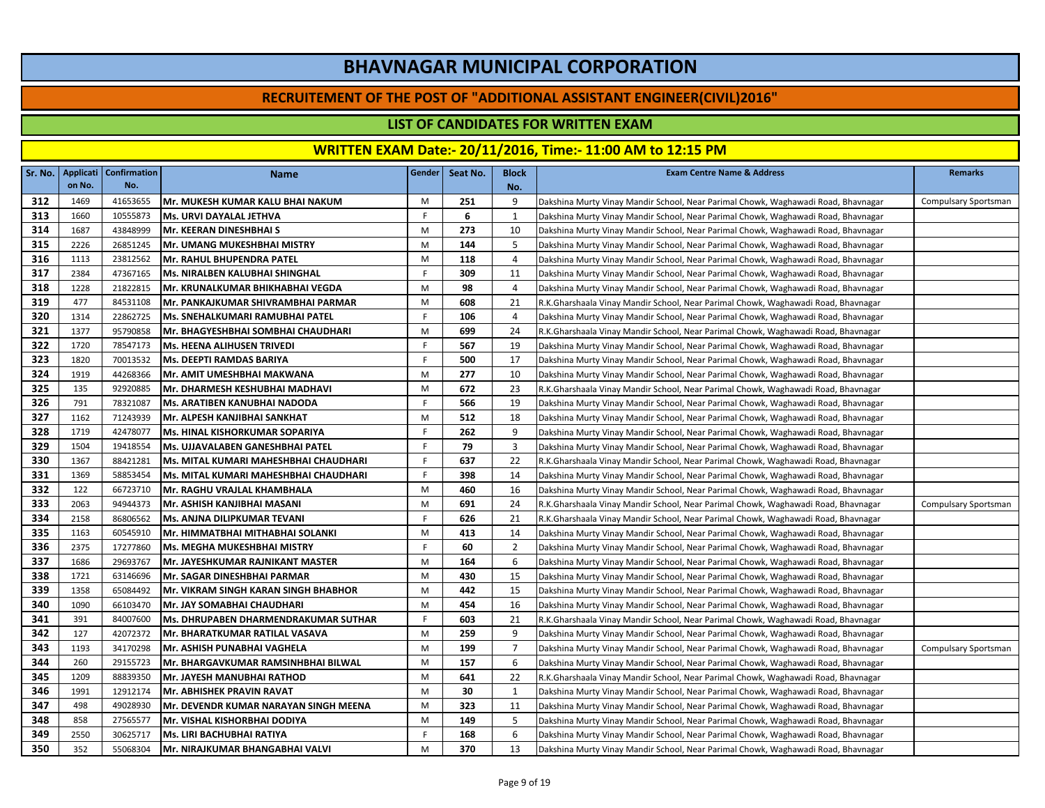# BHAVNAGAR MUNICIPAL CORPORATION

## RECRUITEMENT OF THE POST OF "ADDITIONAL ASSISTANT ENGINEER(CIVIL)2016"

### LIST OF CANDIDATES FOR WRITTEN EXAM

### WRITTEN EXAM Date:- 20/11/2016, Time:- 11:00 AM to 12:15 PM

| Sr. No. | Application No. | Confirmation No. | Name | Gender | Seat No. | Block No. | Exam Centre Name & Address | Remarks |
|---|---|---|---|---|---|---|---|---|
| 312 | 1469 | 41653655 | Mr. MUKESH KUMAR KALU BHAI NAKUM | M | 251 | 9 | Dakshina Murty Vinay Mandir School, Near Parimal Chowk, Waghawadi Road, Bhavnagar | Compulsary Sportsman |
| 313 | 1660 | 10555873 | Ms. URVI DAYALAL JETHVA | F | 6 | 1 | Dakshina Murty Vinay Mandir School, Near Parimal Chowk, Waghawadi Road, Bhavnagar | |
| 314 | 1687 | 43848999 | Mr. KEERAN DINESHBHAI S | M | 273 | 10 | Dakshina Murty Vinay Mandir School, Near Parimal Chowk, Waghawadi Road, Bhavnagar | |
| 315 | 2226 | 26851245 | Mr. UMANG MUKESHBHAI MISTRY | M | 144 | 5 | Dakshina Murty Vinay Mandir School, Near Parimal Chowk, Waghawadi Road, Bhavnagar | |
| 316 | 1113 | 23812562 | Mr. RAHUL BHUPENDRA PATEL | M | 118 | 4 | Dakshina Murty Vinay Mandir School, Near Parimal Chowk, Waghawadi Road, Bhavnagar | |
| 317 | 2384 | 47367165 | Ms. NIRALBEN KALUBHAI SHINGHAL | F | 309 | 11 | Dakshina Murty Vinay Mandir School, Near Parimal Chowk, Waghawadi Road, Bhavnagar | |
| 318 | 1228 | 21822815 | Mr. KRUNALKUMAR BHIKHABHAI VEGDA | M | 98 | 4 | Dakshina Murty Vinay Mandir School, Near Parimal Chowk, Waghawadi Road, Bhavnagar | |
| 319 | 477 | 84531108 | Mr. PANKAJKUMAR SHIVRAMBHAI PARMAR | M | 608 | 21 | R.K.Gharshaala Vinay Mandir School, Near Parimal Chowk, Waghawadi Road, Bhavnagar | |
| 320 | 1314 | 22862725 | Ms. SNEHALKUMARI RAMUBHAI PATEL | F | 106 | 4 | Dakshina Murty Vinay Mandir School, Near Parimal Chowk, Waghawadi Road, Bhavnagar | |
| 321 | 1377 | 95790858 | Mr. BHAGYESHBHAI SOMBHAI CHAUDHARI | M | 699 | 24 | R.K.Gharshaala Vinay Mandir School, Near Parimal Chowk, Waghawadi Road, Bhavnagar | |
| 322 | 1720 | 78547173 | Ms. HEENA ALIHUSEN TRIVEDI | F | 567 | 19 | Dakshina Murty Vinay Mandir School, Near Parimal Chowk, Waghawadi Road, Bhavnagar | |
| 323 | 1820 | 70013532 | Ms. DEEPTI RAMDAS BARIYA | F | 500 | 17 | Dakshina Murty Vinay Mandir School, Near Parimal Chowk, Waghawadi Road, Bhavnagar | |
| 324 | 1919 | 44268366 | Mr. AMIT UMESHBHAI MAKWANA | M | 277 | 10 | Dakshina Murty Vinay Mandir School, Near Parimal Chowk, Waghawadi Road, Bhavnagar | |
| 325 | 135 | 92920885 | Mr. DHARMESH KESHUBHAI MADHAVI | M | 672 | 23 | R.K.Gharshaala Vinay Mandir School, Near Parimal Chowk, Waghawadi Road, Bhavnagar | |
| 326 | 791 | 78321087 | Ms. ARATIBEN KANUBHAI NADODA | F | 566 | 19 | Dakshina Murty Vinay Mandir School, Near Parimal Chowk, Waghawadi Road, Bhavnagar | |
| 327 | 1162 | 71243939 | Mr. ALPESH KANJIBHAI SANKHAT | M | 512 | 18 | Dakshina Murty Vinay Mandir School, Near Parimal Chowk, Waghawadi Road, Bhavnagar | |
| 328 | 1719 | 42478077 | Ms. HINAL KISHORKUMAR SOPARIYA | F | 262 | 9 | Dakshina Murty Vinay Mandir School, Near Parimal Chowk, Waghawadi Road, Bhavnagar | |
| 329 | 1504 | 19418554 | Ms. UJJAVALABEN GANESHBHAI PATEL | F | 79 | 3 | Dakshina Murty Vinay Mandir School, Near Parimal Chowk, Waghawadi Road, Bhavnagar | |
| 330 | 1367 | 88421281 | Ms. MITAL KUMARI MAHESHBHAI CHAUDHARI | F | 637 | 22 | R.K.Gharshaala Vinay Mandir School, Near Parimal Chowk, Waghawadi Road, Bhavnagar | |
| 331 | 1369 | 58853454 | Ms. MITAL KUMARI MAHESHBHAI CHAUDHARI | F | 398 | 14 | Dakshina Murty Vinay Mandir School, Near Parimal Chowk, Waghawadi Road, Bhavnagar | |
| 332 | 122 | 66723710 | Mr. RAGHU VRAJLAL KHAMBHALA | M | 460 | 16 | Dakshina Murty Vinay Mandir School, Near Parimal Chowk, Waghawadi Road, Bhavnagar | |
| 333 | 2063 | 94944373 | Mr. ASHISH KANJIBHAI MASANI | M | 691 | 24 | R.K.Gharshaala Vinay Mandir School, Near Parimal Chowk, Waghawadi Road, Bhavnagar | Compulsary Sportsman |
| 334 | 2158 | 86806562 | Ms. ANJNA DILIPKUMAR TEVANI | F | 626 | 21 | R.K.Gharshaala Vinay Mandir School, Near Parimal Chowk, Waghawadi Road, Bhavnagar | |
| 335 | 1163 | 60545910 | Mr. HIMMATBHAI MITHABHAI SOLANKI | M | 413 | 14 | Dakshina Murty Vinay Mandir School, Near Parimal Chowk, Waghawadi Road, Bhavnagar | |
| 336 | 2375 | 17277860 | Ms. MEGHA MUKESHBHAI MISTRY | F | 60 | 2 | Dakshina Murty Vinay Mandir School, Near Parimal Chowk, Waghawadi Road, Bhavnagar | |
| 337 | 1686 | 29693767 | Mr. JAYESHKUMAR RAJNIKANT MASTER | M | 164 | 6 | Dakshina Murty Vinay Mandir School, Near Parimal Chowk, Waghawadi Road, Bhavnagar | |
| 338 | 1721 | 63146696 | Mr. SAGAR DINESHBHAI PARMAR | M | 430 | 15 | Dakshina Murty Vinay Mandir School, Near Parimal Chowk, Waghawadi Road, Bhavnagar | |
| 339 | 1358 | 65084492 | Mr. VIKRAM SINGH KARAN SINGH BHABHOR | M | 442 | 15 | Dakshina Murty Vinay Mandir School, Near Parimal Chowk, Waghawadi Road, Bhavnagar | |
| 340 | 1090 | 66103470 | Mr. JAY SOMABHAI CHAUDHARI | M | 454 | 16 | Dakshina Murty Vinay Mandir School, Near Parimal Chowk, Waghawadi Road, Bhavnagar | |
| 341 | 391 | 84007600 | Ms. DHRUPABEN DHARMENDRAKUMAR SUTHAR | F | 603 | 21 | R.K.Gharshaala Vinay Mandir School, Near Parimal Chowk, Waghawadi Road, Bhavnagar | |
| 342 | 127 | 42072372 | Mr. BHARATKUMAR RATILAL VASAVA | M | 259 | 9 | Dakshina Murty Vinay Mandir School, Near Parimal Chowk, Waghawadi Road, Bhavnagar | |
| 343 | 1193 | 34170298 | Mr. ASHISH PUNABHAI VAGHELA | M | 199 | 7 | Dakshina Murty Vinay Mandir School, Near Parimal Chowk, Waghawadi Road, Bhavnagar | Compulsary Sportsman |
| 344 | 260 | 29155723 | Mr. BHARGAVKUMAR RAMSINHBHAI BILWAL | M | 157 | 6 | Dakshina Murty Vinay Mandir School, Near Parimal Chowk, Waghawadi Road, Bhavnagar | |
| 345 | 1209 | 88839350 | Mr. JAYESH MANUBHAI RATHOD | M | 641 | 22 | R.K.Gharshaala Vinay Mandir School, Near Parimal Chowk, Waghawadi Road, Bhavnagar | |
| 346 | 1991 | 12912174 | Mr. ABHISHEK PRAVIN RAVAT | M | 30 | 1 | Dakshina Murty Vinay Mandir School, Near Parimal Chowk, Waghawadi Road, Bhavnagar | |
| 347 | 498 | 49028930 | Mr. DEVENDR KUMAR NARAYAN SINGH MEENA | M | 323 | 11 | Dakshina Murty Vinay Mandir School, Near Parimal Chowk, Waghawadi Road, Bhavnagar | |
| 348 | 858 | 27565577 | Mr. VISHAL KISHORBHAI DODIYA | M | 149 | 5 | Dakshina Murty Vinay Mandir School, Near Parimal Chowk, Waghawadi Road, Bhavnagar | |
| 349 | 2550 | 30625717 | Ms. LIRI BACHUBHAI RATIYA | F | 168 | 6 | Dakshina Murty Vinay Mandir School, Near Parimal Chowk, Waghawadi Road, Bhavnagar | |
| 350 | 352 | 55068304 | Mr. NIRAJKUMAR BHANGABHAI VALVI | M | 370 | 13 | Dakshina Murty Vinay Mandir School, Near Parimal Chowk, Waghawadi Road, Bhavnagar | |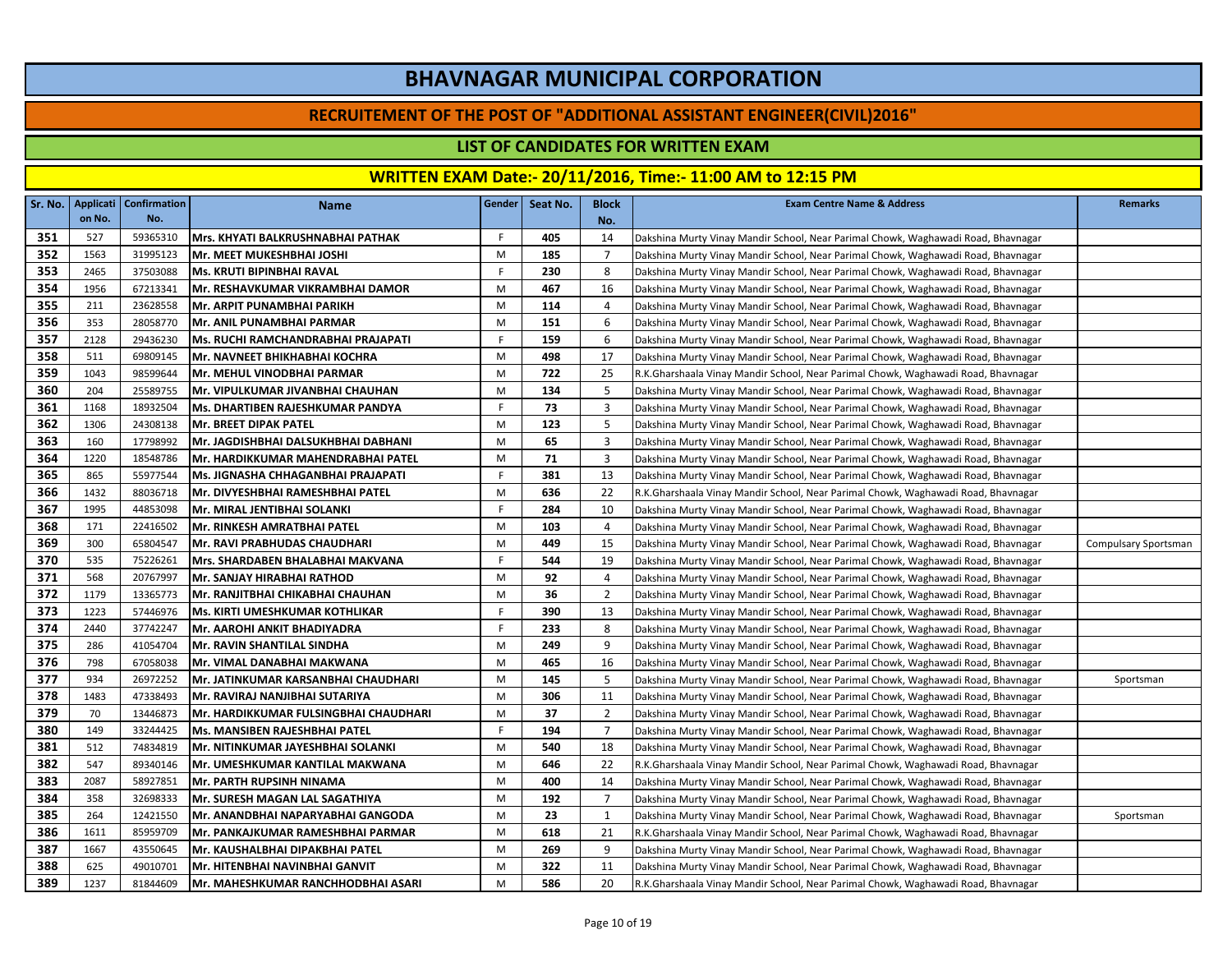# BHAVNAGAR MUNICIPAL CORPORATION

## RECRUITEMENT OF THE POST OF "ADDITIONAL ASSISTANT ENGINEER(CIVIL)2016"

### LIST OF CANDIDATES FOR WRITTEN EXAM

### WRITTEN EXAM Date:- 20/11/2016, Time:- 11:00 AM to 12:15 PM

| Sr. No. | Application No. | Confirmation No. | Name | Gender | Seat No. | Block No. | Exam Centre Name & Address | Remarks |
|---|---|---|---|---|---|---|---|---|
| 351 | 527 | 59365310 | Mrs. KHYATI BALKRUSHNABHAI PATHAK | F | 405 | 14 | Dakshina Murty Vinay Mandir School, Near Parimal Chowk, Waghawadi Road, Bhavnagar | |
| 352 | 1563 | 31995123 | Mr. MEET MUKESHBHAI JOSHI | M | 185 | 7 | Dakshina Murty Vinay Mandir School, Near Parimal Chowk, Waghawadi Road, Bhavnagar | |
| 353 | 2465 | 37503088 | Ms. KRUTI BIPINBHAI RAVAL | F | 230 | 8 | Dakshina Murty Vinay Mandir School, Near Parimal Chowk, Waghawadi Road, Bhavnagar | |
| 354 | 1956 | 67213341 | Mr. RESHAVKUMAR VIKRAMBHAI DAMOR | M | 467 | 16 | Dakshina Murty Vinay Mandir School, Near Parimal Chowk, Waghawadi Road, Bhavnagar | |
| 355 | 211 | 23628558 | Mr. ARPIT PUNAMBHAI PARIKH | M | 114 | 4 | Dakshina Murty Vinay Mandir School, Near Parimal Chowk, Waghawadi Road, Bhavnagar | |
| 356 | 353 | 28058770 | Mr. ANIL PUNAMBHAI PARMAR | M | 151 | 6 | Dakshina Murty Vinay Mandir School, Near Parimal Chowk, Waghawadi Road, Bhavnagar | |
| 357 | 2128 | 29436230 | Ms. RUCHI RAMCHANDRABHAI PRAJAPATI | F | 159 | 6 | Dakshina Murty Vinay Mandir School, Near Parimal Chowk, Waghawadi Road, Bhavnagar | |
| 358 | 511 | 69809145 | Mr. NAVNEET BHIKHABHAI KOCHRA | M | 498 | 17 | Dakshina Murty Vinay Mandir School, Near Parimal Chowk, Waghawadi Road, Bhavnagar | |
| 359 | 1043 | 98599644 | Mr. MEHUL VINODBHAI PARMAR | M | 722 | 25 | R.K.Gharshaala Vinay Mandir School, Near Parimal Chowk, Waghawadi Road, Bhavnagar | |
| 360 | 204 | 25589755 | Mr. VIPULKUMAR JIVANBHAI CHAUHAN | M | 134 | 5 | Dakshina Murty Vinay Mandir School, Near Parimal Chowk, Waghawadi Road, Bhavnagar | |
| 361 | 1168 | 18932504 | Ms. DHARTIBEN RAJESHKUMAR PANDYA | F | 73 | 3 | Dakshina Murty Vinay Mandir School, Near Parimal Chowk, Waghawadi Road, Bhavnagar | |
| 362 | 1306 | 24308138 | Mr. BREET DIPAK PATEL | M | 123 | 5 | Dakshina Murty Vinay Mandir School, Near Parimal Chowk, Waghawadi Road, Bhavnagar | |
| 363 | 160 | 17798992 | Mr. JAGDISHBHAI DALSUKHBHAI DABHANI | M | 65 | 3 | Dakshina Murty Vinay Mandir School, Near Parimal Chowk, Waghawadi Road, Bhavnagar | |
| 364 | 1220 | 18548786 | Mr. HARDIKKUMAR MAHENDRABHAI PATEL | M | 71 | 3 | Dakshina Murty Vinay Mandir School, Near Parimal Chowk, Waghawadi Road, Bhavnagar | |
| 365 | 865 | 55977544 | Ms. JIGNASHA CHHAGANBHAI PRAJAPATI | F | 381 | 13 | Dakshina Murty Vinay Mandir School, Near Parimal Chowk, Waghawadi Road, Bhavnagar | |
| 366 | 1432 | 88036718 | Mr. DIVYESHBHAI RAMESHBHAI PATEL | M | 636 | 22 | R.K.Gharshaala Vinay Mandir School, Near Parimal Chowk, Waghawadi Road, Bhavnagar | |
| 367 | 1995 | 44853098 | Mr. MIRAL JENTIBHAI SOLANKI | F | 284 | 10 | Dakshina Murty Vinay Mandir School, Near Parimal Chowk, Waghawadi Road, Bhavnagar | |
| 368 | 171 | 22416502 | Mr. RINKESH AMRATBHAI PATEL | M | 103 | 4 | Dakshina Murty Vinay Mandir School, Near Parimal Chowk, Waghawadi Road, Bhavnagar | |
| 369 | 300 | 65804547 | Mr. RAVI PRABHUDAS CHAUDHARI | M | 449 | 15 | Dakshina Murty Vinay Mandir School, Near Parimal Chowk, Waghawadi Road, Bhavnagar | Compulsary Sportsman |
| 370 | 535 | 75226261 | Mrs. SHARDABEN BHALABHAI MAKVANA | F | 544 | 19 | Dakshina Murty Vinay Mandir School, Near Parimal Chowk, Waghawadi Road, Bhavnagar | |
| 371 | 568 | 20767997 | Mr. SANJAY HIRABHAI RATHOD | M | 92 | 4 | Dakshina Murty Vinay Mandir School, Near Parimal Chowk, Waghawadi Road, Bhavnagar | |
| 372 | 1179 | 13365773 | Mr. RANJITBHAI CHIKABHAI CHAUHAN | M | 36 | 2 | Dakshina Murty Vinay Mandir School, Near Parimal Chowk, Waghawadi Road, Bhavnagar | |
| 373 | 1223 | 57446976 | Ms. KIRTI UMESHKUMAR KOTHLIKAR | F | 390 | 13 | Dakshina Murty Vinay Mandir School, Near Parimal Chowk, Waghawadi Road, Bhavnagar | |
| 374 | 2440 | 37742247 | Mr. AAROHI ANKIT BHADIYADRA | F | 233 | 8 | Dakshina Murty Vinay Mandir School, Near Parimal Chowk, Waghawadi Road, Bhavnagar | |
| 375 | 286 | 41054704 | Mr. RAVIN SHANTILAL SINDHA | M | 249 | 9 | Dakshina Murty Vinay Mandir School, Near Parimal Chowk, Waghawadi Road, Bhavnagar | |
| 376 | 798 | 67058038 | Mr. VIMAL DANABHAI MAKWANA | M | 465 | 16 | Dakshina Murty Vinay Mandir School, Near Parimal Chowk, Waghawadi Road, Bhavnagar | |
| 377 | 934 | 26972252 | Mr. JATINKUMAR KARSANBHAI CHAUDHARI | M | 145 | 5 | Dakshina Murty Vinay Mandir School, Near Parimal Chowk, Waghawadi Road, Bhavnagar | Sportsman |
| 378 | 1483 | 47338493 | Mr. RAVIRAJ NANJIBHAI SUTARIYA | M | 306 | 11 | Dakshina Murty Vinay Mandir School, Near Parimal Chowk, Waghawadi Road, Bhavnagar | |
| 379 | 70 | 13446873 | Mr. HARDIKKUMAR FULSINGBHAI CHAUDHARI | M | 37 | 2 | Dakshina Murty Vinay Mandir School, Near Parimal Chowk, Waghawadi Road, Bhavnagar | |
| 380 | 149 | 33244425 | Ms. MANSIBEN RAJESHBHAI PATEL | F | 194 | 7 | Dakshina Murty Vinay Mandir School, Near Parimal Chowk, Waghawadi Road, Bhavnagar | |
| 381 | 512 | 74834819 | Mr. NITINKUMAR JAYESHBHAI SOLANKI | M | 540 | 18 | Dakshina Murty Vinay Mandir School, Near Parimal Chowk, Waghawadi Road, Bhavnagar | |
| 382 | 547 | 89340146 | Mr. UMESHKUMAR KANTILAL MAKWANA | M | 646 | 22 | R.K.Gharshaala Vinay Mandir School, Near Parimal Chowk, Waghawadi Road, Bhavnagar | |
| 383 | 2087 | 58927851 | Mr. PARTH RUPSINH NINAMA | M | 400 | 14 | Dakshina Murty Vinay Mandir School, Near Parimal Chowk, Waghawadi Road, Bhavnagar | |
| 384 | 358 | 32698333 | Mr. SURESH MAGAN LAL SAGATHIYA | M | 192 | 7 | Dakshina Murty Vinay Mandir School, Near Parimal Chowk, Waghawadi Road, Bhavnagar | |
| 385 | 264 | 12421550 | Mr. ANANDBHAI NAPARYABHAI GANGODA | M | 23 | 1 | Dakshina Murty Vinay Mandir School, Near Parimal Chowk, Waghawadi Road, Bhavnagar | Sportsman |
| 386 | 1611 | 85959709 | Mr. PANKAJKUMAR RAMESHBHAI PARMAR | M | 618 | 21 | R.K.Gharshaala Vinay Mandir School, Near Parimal Chowk, Waghawadi Road, Bhavnagar | |
| 387 | 1667 | 43550645 | Mr. KAUSHALBHAI DIPAKBHAI PATEL | M | 269 | 9 | Dakshina Murty Vinay Mandir School, Near Parimal Chowk, Waghawadi Road, Bhavnagar | |
| 388 | 625 | 49010701 | Mr. HITENBHAI NAVINBHAI GANVIT | M | 322 | 11 | Dakshina Murty Vinay Mandir School, Near Parimal Chowk, Waghawadi Road, Bhavnagar | |
| 389 | 1237 | 81844609 | Mr. MAHESHKUMAR RANCHHODBHAI ASARI | M | 586 | 20 | R.K.Gharshaala Vinay Mandir School, Near Parimal Chowk, Waghawadi Road, Bhavnagar | |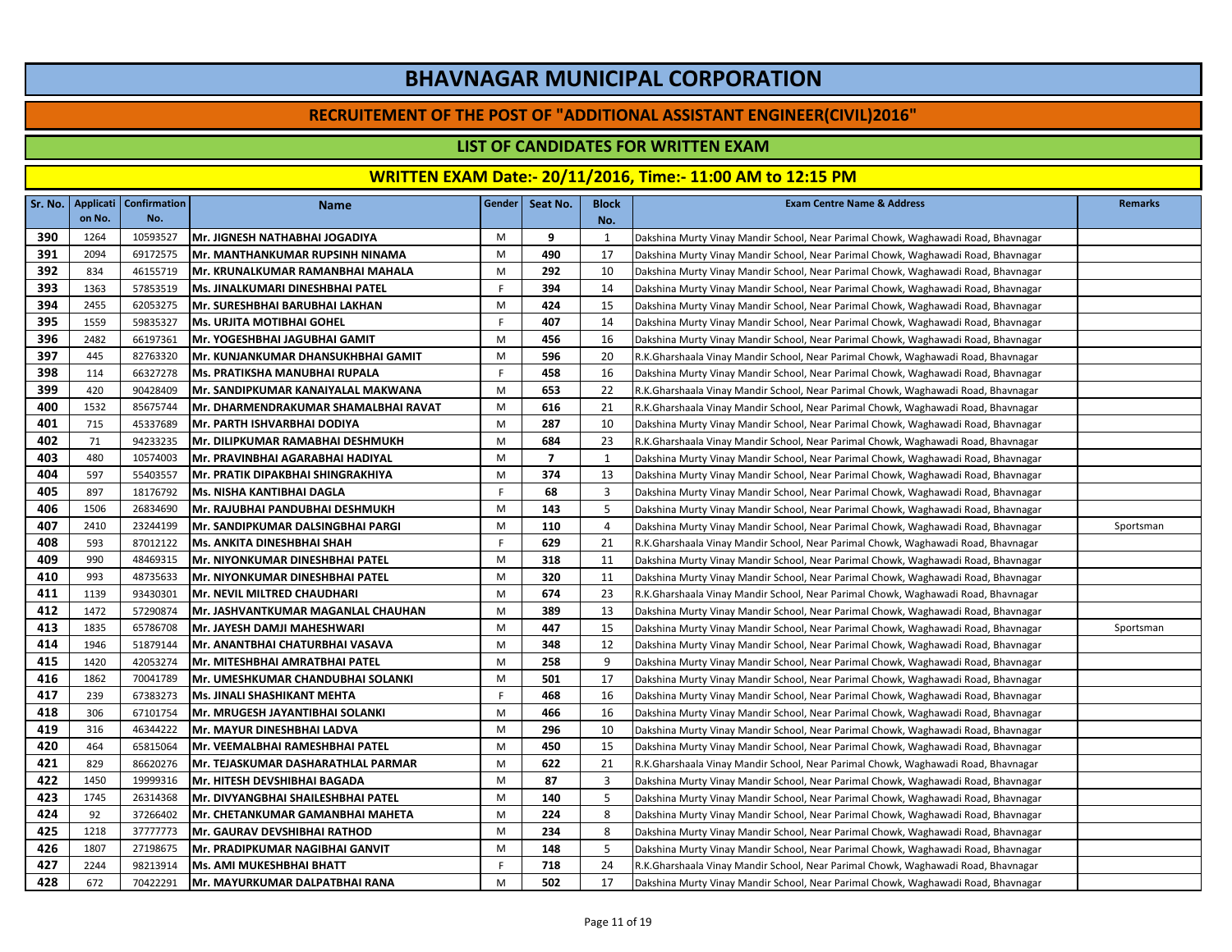# BHAVNAGAR MUNICIPAL CORPORATION

## RECRUITEMENT OF THE POST OF "ADDITIONAL ASSISTANT ENGINEER(CIVIL)2016"

### LIST OF CANDIDATES FOR WRITTEN EXAM

### WRITTEN EXAM Date:- 20/11/2016, Time:- 11:00 AM to 12:15 PM

| Sr. No. | Application No. | Confirmation No. | Name | Gender | Seat No. | Block No. | Exam Centre Name & Address | Remarks |
|---|---|---|---|---|---|---|---|---|
| 390 | 1264 | 10593527 | Mr. JIGNESH NATHABHAI JOGADIYA | M | 9 | 1 | Dakshina Murty Vinay Mandir School, Near Parimal Chowk, Waghawadi Road, Bhavnagar | |
| 391 | 2094 | 69172575 | Mr. MANTHANKUMAR RUPSINH NINAMA | M | 490 | 17 | Dakshina Murty Vinay Mandir School, Near Parimal Chowk, Waghawadi Road, Bhavnagar | |
| 392 | 834 | 46155719 | Mr. KRUNALKUMAR RAMANBHAI MAHALA | M | 292 | 10 | Dakshina Murty Vinay Mandir School, Near Parimal Chowk, Waghawadi Road, Bhavnagar | |
| 393 | 1363 | 57853519 | Ms. JINALKUMARI DINESHBHAI PATEL | F | 394 | 14 | Dakshina Murty Vinay Mandir School, Near Parimal Chowk, Waghawadi Road, Bhavnagar | |
| 394 | 2455 | 62053275 | Mr. SURESHBHAI BARUBHAI LAKHAN | M | 424 | 15 | Dakshina Murty Vinay Mandir School, Near Parimal Chowk, Waghawadi Road, Bhavnagar | |
| 395 | 1559 | 59835327 | Ms. URJITA MOTIBHAI GOHEL | F | 407 | 14 | Dakshina Murty Vinay Mandir School, Near Parimal Chowk, Waghawadi Road, Bhavnagar | |
| 396 | 2482 | 66197361 | Mr. YOGESHBHAI JAGUBHAI GAMIT | M | 456 | 16 | Dakshina Murty Vinay Mandir School, Near Parimal Chowk, Waghawadi Road, Bhavnagar | |
| 397 | 445 | 82763320 | Mr. KUNJANKUMAR DHANSUKHBHAI GAMIT | M | 596 | 20 | R.K.Gharshaala Vinay Mandir School, Near Parimal Chowk, Waghawadi Road, Bhavnagar | |
| 398 | 114 | 66327278 | Ms. PRATIKSHA MANUBHAI RUPALA | F | 458 | 16 | Dakshina Murty Vinay Mandir School, Near Parimal Chowk, Waghawadi Road, Bhavnagar | |
| 399 | 420 | 90428409 | Mr. SANDIPKUMAR KANAIYALAL MAKWANA | M | 653 | 22 | R.K.Gharshaala Vinay Mandir School, Near Parimal Chowk, Waghawadi Road, Bhavnagar | |
| 400 | 1532 | 85675744 | Mr. DHARMENDRAKUMAR SHAMALBHAI RAVAT | M | 616 | 21 | R.K.Gharshaala Vinay Mandir School, Near Parimal Chowk, Waghawadi Road, Bhavnagar | |
| 401 | 715 | 45337689 | Mr. PARTH ISHVARBHAI DODIYA | M | 287 | 10 | Dakshina Murty Vinay Mandir School, Near Parimal Chowk, Waghawadi Road, Bhavnagar | |
| 402 | 71 | 94233235 | Mr. DILIPKUMAR RAMABHAI DESHMUKH | M | 684 | 23 | R.K.Gharshaala Vinay Mandir School, Near Parimal Chowk, Waghawadi Road, Bhavnagar | |
| 403 | 480 | 10574003 | Mr. PRAVINBHAI AGARABHAI HADIYAL | M | 7 | 1 | Dakshina Murty Vinay Mandir School, Near Parimal Chowk, Waghawadi Road, Bhavnagar | |
| 404 | 597 | 55403557 | Mr. PRATIK DIPAKBHAI SHINGRAKHIYA | M | 374 | 13 | Dakshina Murty Vinay Mandir School, Near Parimal Chowk, Waghawadi Road, Bhavnagar | |
| 405 | 897 | 18176792 | Ms. NISHA KANTIBHAI DAGLA | F | 68 | 3 | Dakshina Murty Vinay Mandir School, Near Parimal Chowk, Waghawadi Road, Bhavnagar | |
| 406 | 1506 | 26834690 | Mr. RAJUBHAI PANDUBHAI DESHMUKH | M | 143 | 5 | Dakshina Murty Vinay Mandir School, Near Parimal Chowk, Waghawadi Road, Bhavnagar | |
| 407 | 2410 | 23244199 | Mr. SANDIPKUMAR DALSINGBHAI PARGI | M | 110 | 4 | Dakshina Murty Vinay Mandir School, Near Parimal Chowk, Waghawadi Road, Bhavnagar | Sportsman |
| 408 | 593 | 87012122 | Ms. ANKITA DINESHBHAI SHAH | F | 629 | 21 | R.K.Gharshaala Vinay Mandir School, Near Parimal Chowk, Waghawadi Road, Bhavnagar | |
| 409 | 990 | 48469315 | Mr. NIYONKUMAR DINESHBHAI PATEL | M | 318 | 11 | Dakshina Murty Vinay Mandir School, Near Parimal Chowk, Waghawadi Road, Bhavnagar | |
| 410 | 993 | 48735633 | Mr. NIYONKUMAR DINESHBHAI PATEL | M | 320 | 11 | Dakshina Murty Vinay Mandir School, Near Parimal Chowk, Waghawadi Road, Bhavnagar | |
| 411 | 1139 | 93430301 | Mr. NEVIL MILTRED CHAUDHARI | M | 674 | 23 | R.K.Gharshaala Vinay Mandir School, Near Parimal Chowk, Waghawadi Road, Bhavnagar | |
| 412 | 1472 | 57290874 | Mr. JASHVANTKUMAR MAGANLAL CHAUHAN | M | 389 | 13 | Dakshina Murty Vinay Mandir School, Near Parimal Chowk, Waghawadi Road, Bhavnagar | |
| 413 | 1835 | 65786708 | Mr. JAYESH DAMJI MAHESHWARI | M | 447 | 15 | Dakshina Murty Vinay Mandir School, Near Parimal Chowk, Waghawadi Road, Bhavnagar | Sportsman |
| 414 | 1946 | 51879144 | Mr. ANANTBHAI CHATURBHAI VASAVA | M | 348 | 12 | Dakshina Murty Vinay Mandir School, Near Parimal Chowk, Waghawadi Road, Bhavnagar | |
| 415 | 1420 | 42053274 | Mr. MITESHBHAI AMRATBHAI PATEL | M | 258 | 9 | Dakshina Murty Vinay Mandir School, Near Parimal Chowk, Waghawadi Road, Bhavnagar | |
| 416 | 1862 | 70041789 | Mr. UMESHKUMAR CHANDUBHAI SOLANKI | M | 501 | 17 | Dakshina Murty Vinay Mandir School, Near Parimal Chowk, Waghawadi Road, Bhavnagar | |
| 417 | 239 | 67383273 | Ms. JINALI SHASHIKANT MEHTA | F | 468 | 16 | Dakshina Murty Vinay Mandir School, Near Parimal Chowk, Waghawadi Road, Bhavnagar | |
| 418 | 306 | 67101754 | Mr. MRUGESH JAYANTIBHAI SOLANKI | M | 466 | 16 | Dakshina Murty Vinay Mandir School, Near Parimal Chowk, Waghawadi Road, Bhavnagar | |
| 419 | 316 | 46344222 | Mr. MAYUR DINESHBHAI LADVA | M | 296 | 10 | Dakshina Murty Vinay Mandir School, Near Parimal Chowk, Waghawadi Road, Bhavnagar | |
| 420 | 464 | 65815064 | Mr. VEEMALBHAI RAMESHBHAI PATEL | M | 450 | 15 | Dakshina Murty Vinay Mandir School, Near Parimal Chowk, Waghawadi Road, Bhavnagar | |
| 421 | 829 | 86620276 | Mr. TEJASKUMAR DASHARATHLAL PARMAR | M | 622 | 21 | R.K.Gharshaala Vinay Mandir School, Near Parimal Chowk, Waghawadi Road, Bhavnagar | |
| 422 | 1450 | 19999316 | Mr. HITESH DEVSHIBHAI BAGADA | M | 87 | 3 | Dakshina Murty Vinay Mandir School, Near Parimal Chowk, Waghawadi Road, Bhavnagar | |
| 423 | 1745 | 26314368 | Mr. DIVYANGBHAI SHAILESHBHAI PATEL | M | 140 | 5 | Dakshina Murty Vinay Mandir School, Near Parimal Chowk, Waghawadi Road, Bhavnagar | |
| 424 | 92 | 37266402 | Mr. CHETANKUMAR GAMANBHAI MAHETA | M | 224 | 8 | Dakshina Murty Vinay Mandir School, Near Parimal Chowk, Waghawadi Road, Bhavnagar | |
| 425 | 1218 | 37777773 | Mr. GAURAV DEVSHIBHAI RATHOD | M | 234 | 8 | Dakshina Murty Vinay Mandir School, Near Parimal Chowk, Waghawadi Road, Bhavnagar | |
| 426 | 1807 | 27198675 | Mr. PRADIPKUMAR NAGIBHAI GANVIT | M | 148 | 5 | Dakshina Murty Vinay Mandir School, Near Parimal Chowk, Waghawadi Road, Bhavnagar | |
| 427 | 2244 | 98213914 | Ms. AMI MUKESHBHAI BHATT | F | 718 | 24 | R.K.Gharshaala Vinay Mandir School, Near Parimal Chowk, Waghawadi Road, Bhavnagar | |
| 428 | 672 | 70422291 | Mr. MAYURKUMAR DALPATBHAI RANA | M | 502 | 17 | Dakshina Murty Vinay Mandir School, Near Parimal Chowk, Waghawadi Road, Bhavnagar | |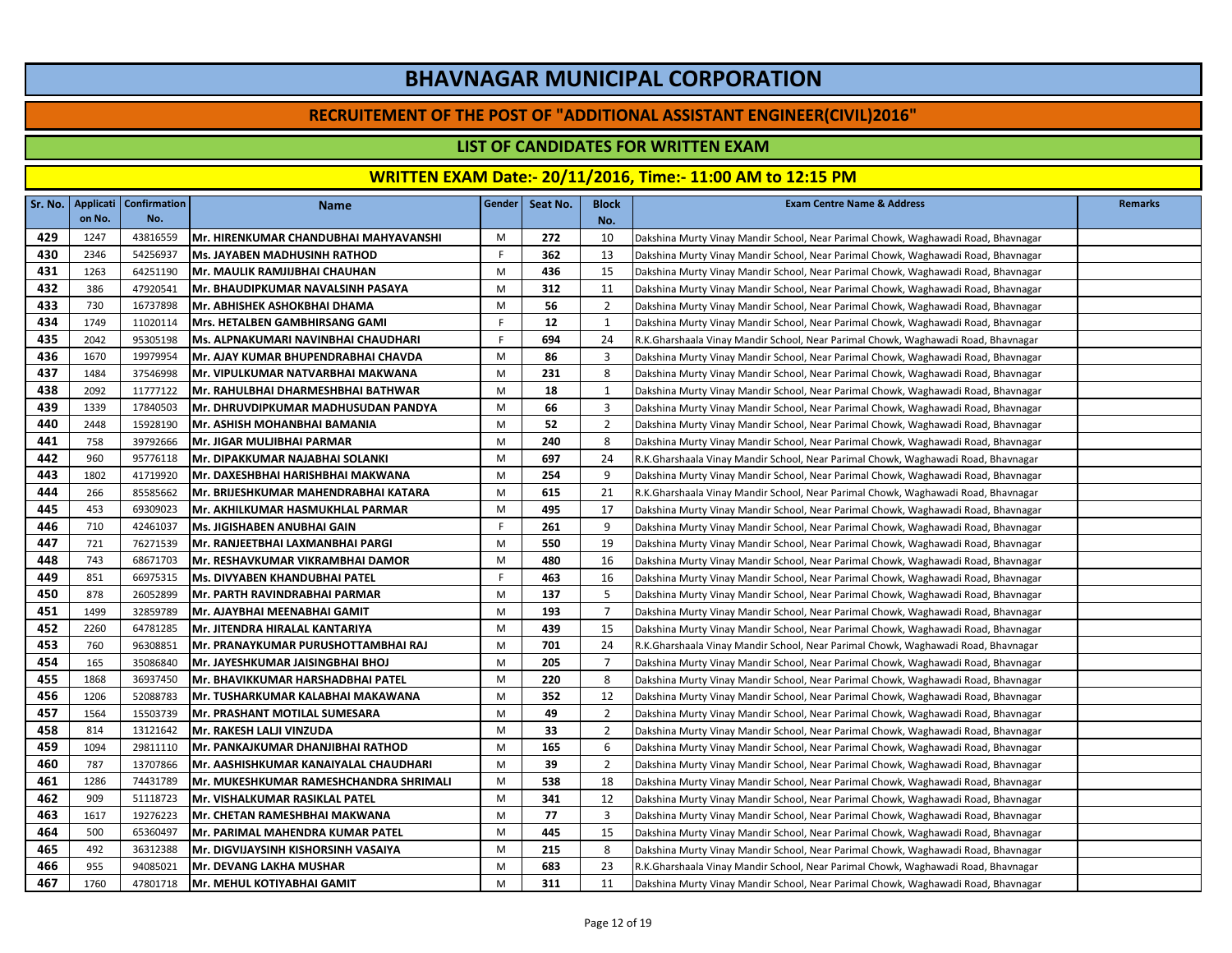# BHAVNAGAR MUNICIPAL CORPORATION

## RECRUITEMENT OF THE POST OF "ADDITIONAL ASSISTANT ENGINEER(CIVIL)2016"

### LIST OF CANDIDATES FOR WRITTEN EXAM

### WRITTEN EXAM Date:- 20/11/2016, Time:- 11:00 AM to 12:15 PM

| Sr. No. | Application No. | Confirmation No. | Name | Gender | Seat No. | Block No. | Exam Centre Name & Address | Remarks |
|---|---|---|---|---|---|---|---|---|
| 429 | 1247 | 43816559 | Mr. HIRENKUMAR CHANDUBHAI MAHYAVANSHI | M | 272 | 10 | Dakshina Murty Vinay Mandir School, Near Parimal Chowk, Waghawadi Road, Bhavnagar | |
| 430 | 2346 | 54256937 | Ms. JAYABEN MADHUSINH RATHOD | F | 362 | 13 | Dakshina Murty Vinay Mandir School, Near Parimal Chowk, Waghawadi Road, Bhavnagar | |
| 431 | 1263 | 64251190 | Mr. MAULIK RAMJIJBHAI CHAUHAN | M | 436 | 15 | Dakshina Murty Vinay Mandir School, Near Parimal Chowk, Waghawadi Road, Bhavnagar | |
| 432 | 386 | 47920541 | Mr. BHAUDIPKUMAR NAVALSINH PASAYA | M | 312 | 11 | Dakshina Murty Vinay Mandir School, Near Parimal Chowk, Waghawadi Road, Bhavnagar | |
| 433 | 730 | 16737898 | Mr. ABHISHEK ASHOKBHAI DHAMA | M | 56 | 2 | Dakshina Murty Vinay Mandir School, Near Parimal Chowk, Waghawadi Road, Bhavnagar | |
| 434 | 1749 | 11020114 | Mrs. HETALBEN GAMBHIRSANG GAMI | F | 12 | 1 | Dakshina Murty Vinay Mandir School, Near Parimal Chowk, Waghawadi Road, Bhavnagar | |
| 435 | 2042 | 95305198 | Ms. ALPNAKUMARI NAVINBHAI CHAUDHARI | F | 694 | 24 | R.K.Gharshaala Vinay Mandir School, Near Parimal Chowk, Waghawadi Road, Bhavnagar | |
| 436 | 1670 | 19979954 | Mr. AJAY KUMAR BHUPENDRABHAI CHAVDA | M | 86 | 3 | Dakshina Murty Vinay Mandir School, Near Parimal Chowk, Waghawadi Road, Bhavnagar | |
| 437 | 1484 | 37546998 | Mr. VIPULKUMAR NATVARBHAI MAKWANA | M | 231 | 8 | Dakshina Murty Vinay Mandir School, Near Parimal Chowk, Waghawadi Road, Bhavnagar | |
| 438 | 2092 | 11777122 | Mr. RAHULBHAI DHARMESHBHAI BATHWAR | M | 18 | 1 | Dakshina Murty Vinay Mandir School, Near Parimal Chowk, Waghawadi Road, Bhavnagar | |
| 439 | 1339 | 17840503 | Mr. DHRUVDIPKUMAR MADHUSUDAN PANDYA | M | 66 | 3 | Dakshina Murty Vinay Mandir School, Near Parimal Chowk, Waghawadi Road, Bhavnagar | |
| 440 | 2448 | 15928190 | Mr. ASHISH MOHANBHAI BAMANIA | M | 52 | 2 | Dakshina Murty Vinay Mandir School, Near Parimal Chowk, Waghawadi Road, Bhavnagar | |
| 441 | 758 | 39792666 | Mr. JIGAR MULJIBHAI PARMAR | M | 240 | 8 | Dakshina Murty Vinay Mandir School, Near Parimal Chowk, Waghawadi Road, Bhavnagar | |
| 442 | 960 | 95776118 | Mr. DIPAKKUMAR NAJABHAI SOLANKI | M | 697 | 24 | R.K.Gharshaala Vinay Mandir School, Near Parimal Chowk, Waghawadi Road, Bhavnagar | |
| 443 | 1802 | 41719920 | Mr. DAXESHBHAI HARISHBHAI MAKWANA | M | 254 | 9 | Dakshina Murty Vinay Mandir School, Near Parimal Chowk, Waghawadi Road, Bhavnagar | |
| 444 | 266 | 85585662 | Mr. BRIJESHKUMAR MAHENDRABHAI KATARA | M | 615 | 21 | R.K.Gharshaala Vinay Mandir School, Near Parimal Chowk, Waghawadi Road, Bhavnagar | |
| 445 | 453 | 69309023 | Mr. AKHILKUMAR HASMUKHLAL PARMAR | M | 495 | 17 | Dakshina Murty Vinay Mandir School, Near Parimal Chowk, Waghawadi Road, Bhavnagar | |
| 446 | 710 | 42461037 | Ms. JIGISHABEN ANUBHAI GAIN | F | 261 | 9 | Dakshina Murty Vinay Mandir School, Near Parimal Chowk, Waghawadi Road, Bhavnagar | |
| 447 | 721 | 76271539 | Mr. RANJEETBHAI LAXMANBHAI PARGI | M | 550 | 19 | Dakshina Murty Vinay Mandir School, Near Parimal Chowk, Waghawadi Road, Bhavnagar | |
| 448 | 743 | 68671703 | Mr. RESHAVKUMAR VIKRAMBHAI DAMOR | M | 480 | 16 | Dakshina Murty Vinay Mandir School, Near Parimal Chowk, Waghawadi Road, Bhavnagar | |
| 449 | 851 | 66975315 | Ms. DIVYABEN KHANDUBHAI PATEL | F | 463 | 16 | Dakshina Murty Vinay Mandir School, Near Parimal Chowk, Waghawadi Road, Bhavnagar | |
| 450 | 878 | 26052899 | Mr. PARTH RAVINDRABHAI PARMAR | M | 137 | 5 | Dakshina Murty Vinay Mandir School, Near Parimal Chowk, Waghawadi Road, Bhavnagar | |
| 451 | 1499 | 32859789 | Mr. AJAYBHAI MEENABHAI GAMIT | M | 193 | 7 | Dakshina Murty Vinay Mandir School, Near Parimal Chowk, Waghawadi Road, Bhavnagar | |
| 452 | 2260 | 64781285 | Mr. JITENDRA HIRALAL KANTARIYA | M | 439 | 15 | Dakshina Murty Vinay Mandir School, Near Parimal Chowk, Waghawadi Road, Bhavnagar | |
| 453 | 760 | 96308851 | Mr. PRANAYKUMAR PURUSHOTTAMBHAI RAJ | M | 701 | 24 | R.K.Gharshaala Vinay Mandir School, Near Parimal Chowk, Waghawadi Road, Bhavnagar | |
| 454 | 165 | 35086840 | Mr. JAYESHKUMAR JAISINGBHAI BHOJ | M | 205 | 7 | Dakshina Murty Vinay Mandir School, Near Parimal Chowk, Waghawadi Road, Bhavnagar | |
| 455 | 1868 | 36937450 | Mr. BHAVIKKUMAR HARSHADBHAI PATEL | M | 220 | 8 | Dakshina Murty Vinay Mandir School, Near Parimal Chowk, Waghawadi Road, Bhavnagar | |
| 456 | 1206 | 52088783 | Mr. TUSHARKUMAR KALABHAI MAKAWANA | M | 352 | 12 | Dakshina Murty Vinay Mandir School, Near Parimal Chowk, Waghawadi Road, Bhavnagar | |
| 457 | 1564 | 15503739 | Mr. PRASHANT MOTILAL SUMESARA | M | 49 | 2 | Dakshina Murty Vinay Mandir School, Near Parimal Chowk, Waghawadi Road, Bhavnagar | |
| 458 | 814 | 13121642 | Mr. RAKESH LALJI VINZUDA | M | 33 | 2 | Dakshina Murty Vinay Mandir School, Near Parimal Chowk, Waghawadi Road, Bhavnagar | |
| 459 | 1094 | 29811110 | Mr. PANKAJKUMAR DHANJIBHAI RATHOD | M | 165 | 6 | Dakshina Murty Vinay Mandir School, Near Parimal Chowk, Waghawadi Road, Bhavnagar | |
| 460 | 787 | 13707866 | Mr. AASHISHKUMAR KANAIYALAL CHAUDHARI | M | 39 | 2 | Dakshina Murty Vinay Mandir School, Near Parimal Chowk, Waghawadi Road, Bhavnagar | |
| 461 | 1286 | 74431789 | Mr. MUKESHKUMAR RAMESHCHANDRA SHRIMALI | M | 538 | 18 | Dakshina Murty Vinay Mandir School, Near Parimal Chowk, Waghawadi Road, Bhavnagar | |
| 462 | 909 | 51118723 | Mr. VISHALKUMAR RASIKLAL PATEL | M | 341 | 12 | Dakshina Murty Vinay Mandir School, Near Parimal Chowk, Waghawadi Road, Bhavnagar | |
| 463 | 1617 | 19276223 | Mr. CHETAN RAMESHBHAI MAKWANA | M | 77 | 3 | Dakshina Murty Vinay Mandir School, Near Parimal Chowk, Waghawadi Road, Bhavnagar | |
| 464 | 500 | 65360497 | Mr. PARIMAL MAHENDRA KUMAR PATEL | M | 445 | 15 | Dakshina Murty Vinay Mandir School, Near Parimal Chowk, Waghawadi Road, Bhavnagar | |
| 465 | 492 | 36312388 | Mr. DIGVIJAYSINH KISHORSINH VASAIYA | M | 215 | 8 | Dakshina Murty Vinay Mandir School, Near Parimal Chowk, Waghawadi Road, Bhavnagar | |
| 466 | 955 | 94085021 | Mr. DEVANG LAKHA MUSHAR | M | 683 | 23 | R.K.Gharshaala Vinay Mandir School, Near Parimal Chowk, Waghawadi Road, Bhavnagar | |
| 467 | 1760 | 47801718 | Mr. MEHUL KOTIYABHAI GAMIT | M | 311 | 11 | Dakshina Murty Vinay Mandir School, Near Parimal Chowk, Waghawadi Road, Bhavnagar | |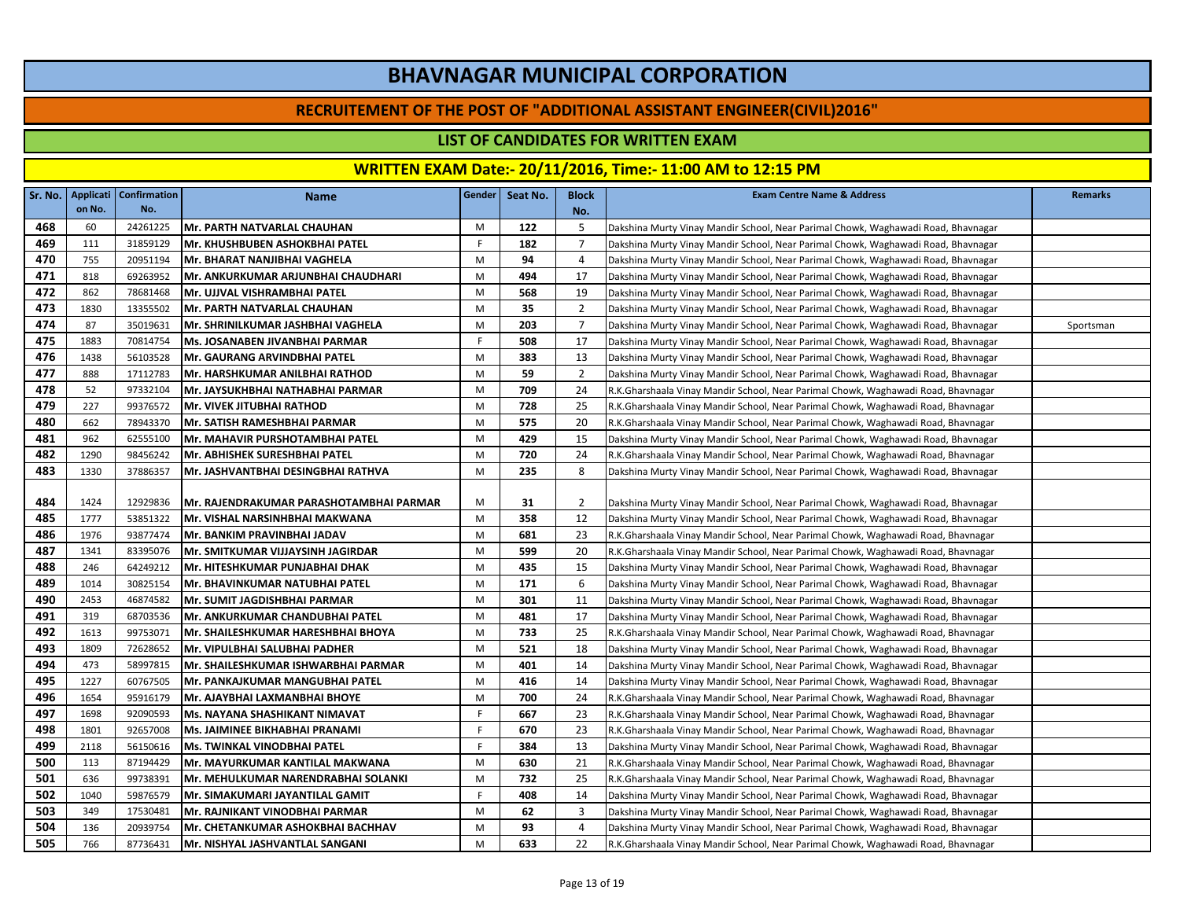# BHAVNAGAR MUNICIPAL CORPORATION

## RECRUITEMENT OF THE POST OF "ADDITIONAL ASSISTANT ENGINEER(CIVIL)2016"

### LIST OF CANDIDATES FOR WRITTEN EXAM

### WRITTEN EXAM Date:- 20/11/2016, Time:- 11:00 AM to 12:15 PM

| Sr. No. | Application No. | Confirmation No. | Name | Gender | Seat No. | Block No. | Exam Centre Name & Address | Remarks |
|---|---|---|---|---|---|---|---|---|
| 468 | 60 | 24261225 | Mr. PARTH NATVARLAL CHAUHAN | M | 122 | 5 | Dakshina Murty Vinay Mandir School, Near Parimal Chowk, Waghawadi Road, Bhavnagar | |
| 469 | 111 | 31859129 | Mr. KHUSHBUBEN ASHOKBHAI PATEL | F | 182 | 7 | Dakshina Murty Vinay Mandir School, Near Parimal Chowk, Waghawadi Road, Bhavnagar | |
| 470 | 755 | 20951194 | Mr. BHARAT NANJIBHAI VAGHELA | M | 94 | 4 | Dakshina Murty Vinay Mandir School, Near Parimal Chowk, Waghawadi Road, Bhavnagar | |
| 471 | 818 | 69263952 | Mr. ANKURKUMAR ARJUNBHAI CHAUDHARI | M | 494 | 17 | Dakshina Murty Vinay Mandir School, Near Parimal Chowk, Waghawadi Road, Bhavnagar | |
| 472 | 862 | 78681468 | Mr. UJJVAL VISHRAMBHAI PATEL | M | 568 | 19 | Dakshina Murty Vinay Mandir School, Near Parimal Chowk, Waghawadi Road, Bhavnagar | |
| 473 | 1830 | 13355502 | Mr. PARTH NATVARLAL CHAUHAN | M | 35 | 2 | Dakshina Murty Vinay Mandir School, Near Parimal Chowk, Waghawadi Road, Bhavnagar | |
| 474 | 87 | 35019631 | Mr. SHRINILKUMAR JASHBHAI VAGHELA | M | 203 | 7 | Dakshina Murty Vinay Mandir School, Near Parimal Chowk, Waghawadi Road, Bhavnagar | Sportsman |
| 475 | 1883 | 70814754 | Ms. JOSANABEN JIVANBHAI PARMAR | F | 508 | 17 | Dakshina Murty Vinay Mandir School, Near Parimal Chowk, Waghawadi Road, Bhavnagar | |
| 476 | 1438 | 56103528 | Mr. GAURANG ARVINDBHAI PATEL | M | 383 | 13 | Dakshina Murty Vinay Mandir School, Near Parimal Chowk, Waghawadi Road, Bhavnagar | |
| 477 | 888 | 17112783 | Mr. HARSHKUMAR ANILBHAI RATHOD | M | 59 | 2 | Dakshina Murty Vinay Mandir School, Near Parimal Chowk, Waghawadi Road, Bhavnagar | |
| 478 | 52 | 97332104 | Mr. JAYSUKHBHAI NATHABHAI PARMAR | M | 709 | 24 | R.K.Gharshaala Vinay Mandir School, Near Parimal Chowk, Waghawadi Road, Bhavnagar | |
| 479 | 227 | 99376572 | Mr. VIVEK JITUBHAI RATHOD | M | 728 | 25 | R.K.Gharshaala Vinay Mandir School, Near Parimal Chowk, Waghawadi Road, Bhavnagar | |
| 480 | 662 | 78943370 | Mr. SATISH RAMESHBHAI PARMAR | M | 575 | 20 | R.K.Gharshaala Vinay Mandir School, Near Parimal Chowk, Waghawadi Road, Bhavnagar | |
| 481 | 962 | 62555100 | Mr. MAHAVIR PURSHOTAMBHAI PATEL | M | 429 | 15 | Dakshina Murty Vinay Mandir School, Near Parimal Chowk, Waghawadi Road, Bhavnagar | |
| 482 | 1290 | 98456242 | Mr. ABHISHEK SURESHBHAI PATEL | M | 720 | 24 | R.K.Gharshaala Vinay Mandir School, Near Parimal Chowk, Waghawadi Road, Bhavnagar | |
| 483 | 1330 | 37886357 | Mr. JASHVANTBHAI DESINGBHAI RATHVA | M | 235 | 8 | Dakshina Murty Vinay Mandir School, Near Parimal Chowk, Waghawadi Road, Bhavnagar | |
| 484 | 1424 | 12929836 | Mr. RAJENDRAKUMAR PARASHOTAMBHAI PARMAR | M | 31 | 2 | Dakshina Murty Vinay Mandir School, Near Parimal Chowk, Waghawadi Road, Bhavnagar | |
| 485 | 1777 | 53851322 | Mr. VISHAL NARSINHBHAI MAKWANA | M | 358 | 12 | Dakshina Murty Vinay Mandir School, Near Parimal Chowk, Waghawadi Road, Bhavnagar | |
| 486 | 1976 | 93877474 | Mr. BANKIM PRAVINBHAI JADAV | M | 681 | 23 | R.K.Gharshaala Vinay Mandir School, Near Parimal Chowk, Waghawadi Road, Bhavnagar | |
| 487 | 1341 | 83395076 | Mr. SMITKUMAR VIJJAYSINH JAGIRDAR | M | 599 | 20 | R.K.Gharshaala Vinay Mandir School, Near Parimal Chowk, Waghawadi Road, Bhavnagar | |
| 488 | 246 | 64249212 | Mr. HITESHKUMAR PUNJABHAI DHAK | M | 435 | 15 | Dakshina Murty Vinay Mandir School, Near Parimal Chowk, Waghawadi Road, Bhavnagar | |
| 489 | 1014 | 30825154 | Mr. BHAVINKUMAR NATUBHAI PATEL | M | 171 | 6 | Dakshina Murty Vinay Mandir School, Near Parimal Chowk, Waghawadi Road, Bhavnagar | |
| 490 | 2453 | 46874582 | Mr. SUMIT JAGDISHBHAI PARMAR | M | 301 | 11 | Dakshina Murty Vinay Mandir School, Near Parimal Chowk, Waghawadi Road, Bhavnagar | |
| 491 | 319 | 68703536 | Mr. ANKURKUMAR CHANDUBHAI PATEL | M | 481 | 17 | Dakshina Murty Vinay Mandir School, Near Parimal Chowk, Waghawadi Road, Bhavnagar | |
| 492 | 1613 | 99753071 | Mr. SHAILESHKUMAR HARESHBHAI BHOYA | M | 733 | 25 | R.K.Gharshaala Vinay Mandir School, Near Parimal Chowk, Waghawadi Road, Bhavnagar | |
| 493 | 1809 | 72628652 | Mr. VIPULBHAI SALUBHAI PADHER | M | 521 | 18 | Dakshina Murty Vinay Mandir School, Near Parimal Chowk, Waghawadi Road, Bhavnagar | |
| 494 | 473 | 58997815 | Mr. SHAILESHKUMAR ISHWARBHAI PARMAR | M | 401 | 14 | Dakshina Murty Vinay Mandir School, Near Parimal Chowk, Waghawadi Road, Bhavnagar | |
| 495 | 1227 | 60767505 | Mr. PANKAJKUMAR MANGUBHAI PATEL | M | 416 | 14 | Dakshina Murty Vinay Mandir School, Near Parimal Chowk, Waghawadi Road, Bhavnagar | |
| 496 | 1654 | 95916179 | Mr. AJAYBHAI LAXMANBHAI BHOYE | M | 700 | 24 | R.K.Gharshaala Vinay Mandir School, Near Parimal Chowk, Waghawadi Road, Bhavnagar | |
| 497 | 1698 | 92090593 | Ms. NAYANA SHASHIKANT NIMAVAT | F | 667 | 23 | R.K.Gharshaala Vinay Mandir School, Near Parimal Chowk, Waghawadi Road, Bhavnagar | |
| 498 | 1801 | 92657008 | Ms. JAIMINEE BIKHABHAI PRANAMI | F | 670 | 23 | R.K.Gharshaala Vinay Mandir School, Near Parimal Chowk, Waghawadi Road, Bhavnagar | |
| 499 | 2118 | 56150616 | Ms. TWINKAL VINODBHAI PATEL | F | 384 | 13 | Dakshina Murty Vinay Mandir School, Near Parimal Chowk, Waghawadi Road, Bhavnagar | |
| 500 | 113 | 87194429 | Mr. MAYURKUMAR KANTILAL MAKWANA | M | 630 | 21 | R.K.Gharshaala Vinay Mandir School, Near Parimal Chowk, Waghawadi Road, Bhavnagar | |
| 501 | 636 | 99738391 | Mr. MEHULKUMAR NARENDRABHAI SOLANKI | M | 732 | 25 | R.K.Gharshaala Vinay Mandir School, Near Parimal Chowk, Waghawadi Road, Bhavnagar | |
| 502 | 1040 | 59876579 | Mr. SIMAKUMARI JAYANTILAL GAMIT | F | 408 | 14 | Dakshina Murty Vinay Mandir School, Near Parimal Chowk, Waghawadi Road, Bhavnagar | |
| 503 | 349 | 17530481 | Mr. RAJNIKANT VINODBHAI PARMAR | M | 62 | 3 | Dakshina Murty Vinay Mandir School, Near Parimal Chowk, Waghawadi Road, Bhavnagar | |
| 504 | 136 | 20939754 | Mr. CHETANKUMAR ASHOKBHAI BACHHAV | M | 93 | 4 | Dakshina Murty Vinay Mandir School, Near Parimal Chowk, Waghawadi Road, Bhavnagar | |
| 505 | 766 | 87736431 | Mr. NISHYAL JASHVANTLAL SANGANI | M | 633 | 22 | R.K.Gharshaala Vinay Mandir School, Near Parimal Chowk, Waghawadi Road, Bhavnagar | |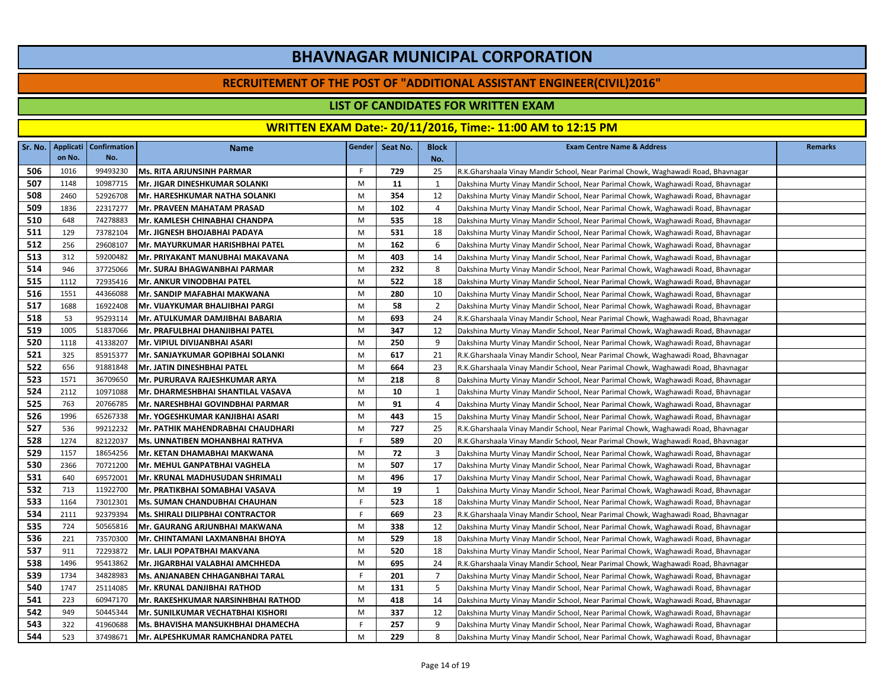# BHAVNAGAR MUNICIPAL CORPORATION

## RECRUITEMENT OF THE POST OF "ADDITIONAL ASSISTANT ENGINEER(CIVIL)2016"

### LIST OF CANDIDATES FOR WRITTEN EXAM

### WRITTEN EXAM Date:- 20/11/2016, Time:- 11:00 AM to 12:15 PM

| Sr. No. | Application No. | Confirmation No. | Name | Gender | Seat No. | Block No. | Exam Centre Name & Address | Remarks |
|---|---|---|---|---|---|---|---|---|
| 506 | 1016 | 99493230 | Ms. RITA ARJUNSINH PARMAR | F | 729 | 25 | R.K.Gharshaala Vinay Mandir School, Near Parimal Chowk, Waghawadi Road, Bhavnagar | |
| 507 | 1148 | 10987715 | Mr. JIGAR DINESHKUMAR SOLANKI | M | 11 | 1 | Dakshina Murty Vinay Mandir School, Near Parimal Chowk, Waghawadi Road, Bhavnagar | |
| 508 | 2460 | 52926708 | Mr. HARESHKUMAR NATHA SOLANKI | M | 354 | 12 | Dakshina Murty Vinay Mandir School, Near Parimal Chowk, Waghawadi Road, Bhavnagar | |
| 509 | 1836 | 22317277 | Mr. PRAVEEN MAHATAM PRASAD | M | 102 | 4 | Dakshina Murty Vinay Mandir School, Near Parimal Chowk, Waghawadi Road, Bhavnagar | |
| 510 | 648 | 74278883 | Mr. KAMLESH CHINABHAI CHANDPA | M | 535 | 18 | Dakshina Murty Vinay Mandir School, Near Parimal Chowk, Waghawadi Road, Bhavnagar | |
| 511 | 129 | 73782104 | Mr. JIGNESH BHOJABHAI PADAYA | M | 531 | 18 | Dakshina Murty Vinay Mandir School, Near Parimal Chowk, Waghawadi Road, Bhavnagar | |
| 512 | 256 | 29608107 | Mr. MAYURKUMAR HARISHBHAI PATEL | M | 162 | 6 | Dakshina Murty Vinay Mandir School, Near Parimal Chowk, Waghawadi Road, Bhavnagar | |
| 513 | 312 | 59200482 | Mr. PRIYAKANT MANUBHAI MAKAVANA | M | 403 | 14 | Dakshina Murty Vinay Mandir School, Near Parimal Chowk, Waghawadi Road, Bhavnagar | |
| 514 | 946 | 37725066 | Mr. SURAJ BHAGWANBHAI PARMAR | M | 232 | 8 | Dakshina Murty Vinay Mandir School, Near Parimal Chowk, Waghawadi Road, Bhavnagar | |
| 515 | 1112 | 72935416 | Mr. ANKUR VINODBHAI PATEL | M | 522 | 18 | Dakshina Murty Vinay Mandir School, Near Parimal Chowk, Waghawadi Road, Bhavnagar | |
| 516 | 1551 | 44366088 | Mr. SANDIP MAFABHAI MAKWANA | M | 280 | 10 | Dakshina Murty Vinay Mandir School, Near Parimal Chowk, Waghawadi Road, Bhavnagar | |
| 517 | 1688 | 16922408 | Mr. VIJAYKUMAR BHALJIBHAI PARGI | M | 58 | 2 | Dakshina Murty Vinay Mandir School, Near Parimal Chowk, Waghawadi Road, Bhavnagar | |
| 518 | 53 | 95293114 | Mr. ATULKUMAR DAMJIBHAI BABARIA | M | 693 | 24 | R.K.Gharshaala Vinay Mandir School, Near Parimal Chowk, Waghawadi Road, Bhavnagar | |
| 519 | 1005 | 51837066 | Mr. PRAFULBHAI DHANJIBHAI PATEL | M | 347 | 12 | Dakshina Murty Vinay Mandir School, Near Parimal Chowk, Waghawadi Road, Bhavnagar | |
| 520 | 1118 | 41338207 | Mr. VIPIUL DIVIJANBHAI ASARI | M | 250 | 9 | Dakshina Murty Vinay Mandir School, Near Parimal Chowk, Waghawadi Road, Bhavnagar | |
| 521 | 325 | 85915377 | Mr. SANJAYKUMAR GOPIBHAI SOLANKI | M | 617 | 21 | R.K.Gharshaala Vinay Mandir School, Near Parimal Chowk, Waghawadi Road, Bhavnagar | |
| 522 | 656 | 91881848 | Mr. JATIN DINESHBHAI PATEL | M | 664 | 23 | R.K.Gharshaala Vinay Mandir School, Near Parimal Chowk, Waghawadi Road, Bhavnagar | |
| 523 | 1571 | 36709650 | Mr. PURURAVA RAJESHKUMAR ARYA | M | 218 | 8 | Dakshina Murty Vinay Mandir School, Near Parimal Chowk, Waghawadi Road, Bhavnagar | |
| 524 | 2112 | 10971088 | Mr. DHARMESHBHAI SHANTILAL VASAVA | M | 10 | 1 | Dakshina Murty Vinay Mandir School, Near Parimal Chowk, Waghawadi Road, Bhavnagar | |
| 525 | 763 | 20766785 | Mr. NARESHBHAI GOVINDBHAI PARMAR | M | 91 | 4 | Dakshina Murty Vinay Mandir School, Near Parimal Chowk, Waghawadi Road, Bhavnagar | |
| 526 | 1996 | 65267338 | Mr. YOGESHKUMAR KANJIBHAI ASARI | M | 443 | 15 | Dakshina Murty Vinay Mandir School, Near Parimal Chowk, Waghawadi Road, Bhavnagar | |
| 527 | 536 | 99212232 | Mr. PATHIK MAHENDRABHAI CHAUDHARI | M | 727 | 25 | R.K.Gharshaala Vinay Mandir School, Near Parimal Chowk, Waghawadi Road, Bhavnagar | |
| 528 | 1274 | 82122037 | Ms. UNNATIBEN MOHANBHAI RATHVA | F | 589 | 20 | R.K.Gharshaala Vinay Mandir School, Near Parimal Chowk, Waghawadi Road, Bhavnagar | |
| 529 | 1157 | 18654256 | Mr. KETAN DHAMABHAI MAKWANA | M | 72 | 3 | Dakshina Murty Vinay Mandir School, Near Parimal Chowk, Waghawadi Road, Bhavnagar | |
| 530 | 2366 | 70721200 | Mr. MEHUL GANPATBHAI VAGHELA | M | 507 | 17 | Dakshina Murty Vinay Mandir School, Near Parimal Chowk, Waghawadi Road, Bhavnagar | |
| 531 | 640 | 69572001 | Mr. KRUNAL MADHUSUDAN SHRIMALI | M | 496 | 17 | Dakshina Murty Vinay Mandir School, Near Parimal Chowk, Waghawadi Road, Bhavnagar | |
| 532 | 713 | 11922700 | Mr. PRATIKBHAI SOMABHAI VASAVA | M | 19 | 1 | Dakshina Murty Vinay Mandir School, Near Parimal Chowk, Waghawadi Road, Bhavnagar | |
| 533 | 1164 | 73012301 | Ms. SUMAN CHANDUBHAI CHAUHAN | F | 523 | 18 | Dakshina Murty Vinay Mandir School, Near Parimal Chowk, Waghawadi Road, Bhavnagar | |
| 534 | 2111 | 92379394 | Ms. SHIRALI DILIPBHAI CONTRACTOR | F | 669 | 23 | R.K.Gharshaala Vinay Mandir School, Near Parimal Chowk, Waghawadi Road, Bhavnagar | |
| 535 | 724 | 50565816 | Mr. GAURANG ARJUNBHAI MAKWANA | M | 338 | 12 | Dakshina Murty Vinay Mandir School, Near Parimal Chowk, Waghawadi Road, Bhavnagar | |
| 536 | 221 | 73570300 | Mr. CHINTAMANI LAXMANBHAI BHOYA | M | 529 | 18 | Dakshina Murty Vinay Mandir School, Near Parimal Chowk, Waghawadi Road, Bhavnagar | |
| 537 | 911 | 72293872 | Mr. LALJI POPATBHAI MAKVANA | M | 520 | 18 | Dakshina Murty Vinay Mandir School, Near Parimal Chowk, Waghawadi Road, Bhavnagar | |
| 538 | 1496 | 95413862 | Mr. JIGARBHAI VALABHAI AMCHHEDA | M | 695 | 24 | R.K.Gharshaala Vinay Mandir School, Near Parimal Chowk, Waghawadi Road, Bhavnagar | |
| 539 | 1734 | 34828983 | Ms. ANJANABEN CHHAGANBHAI TARAL | F | 201 | 7 | Dakshina Murty Vinay Mandir School, Near Parimal Chowk, Waghawadi Road, Bhavnagar | |
| 540 | 1747 | 25114085 | Mr. KRUNAL DANJIBHAI RATHOD | M | 131 | 5 | Dakshina Murty Vinay Mandir School, Near Parimal Chowk, Waghawadi Road, Bhavnagar | |
| 541 | 223 | 60947170 | Mr. RAKESHKUMAR NARSINHBHAI RATHOD | M | 418 | 14 | Dakshina Murty Vinay Mandir School, Near Parimal Chowk, Waghawadi Road, Bhavnagar | |
| 542 | 949 | 50445344 | Mr. SUNILKUMAR VECHATBHAI KISHORI | M | 337 | 12 | Dakshina Murty Vinay Mandir School, Near Parimal Chowk, Waghawadi Road, Bhavnagar | |
| 543 | 322 | 41960688 | Ms. BHAVISHA MANSUKHBHAI DHAMECHA | F | 257 | 9 | Dakshina Murty Vinay Mandir School, Near Parimal Chowk, Waghawadi Road, Bhavnagar | |
| 544 | 523 | 37498671 | Mr. ALPESHKUMAR RAMCHANDRA PATEL | M | 229 | 8 | Dakshina Murty Vinay Mandir School, Near Parimal Chowk, Waghawadi Road, Bhavnagar | |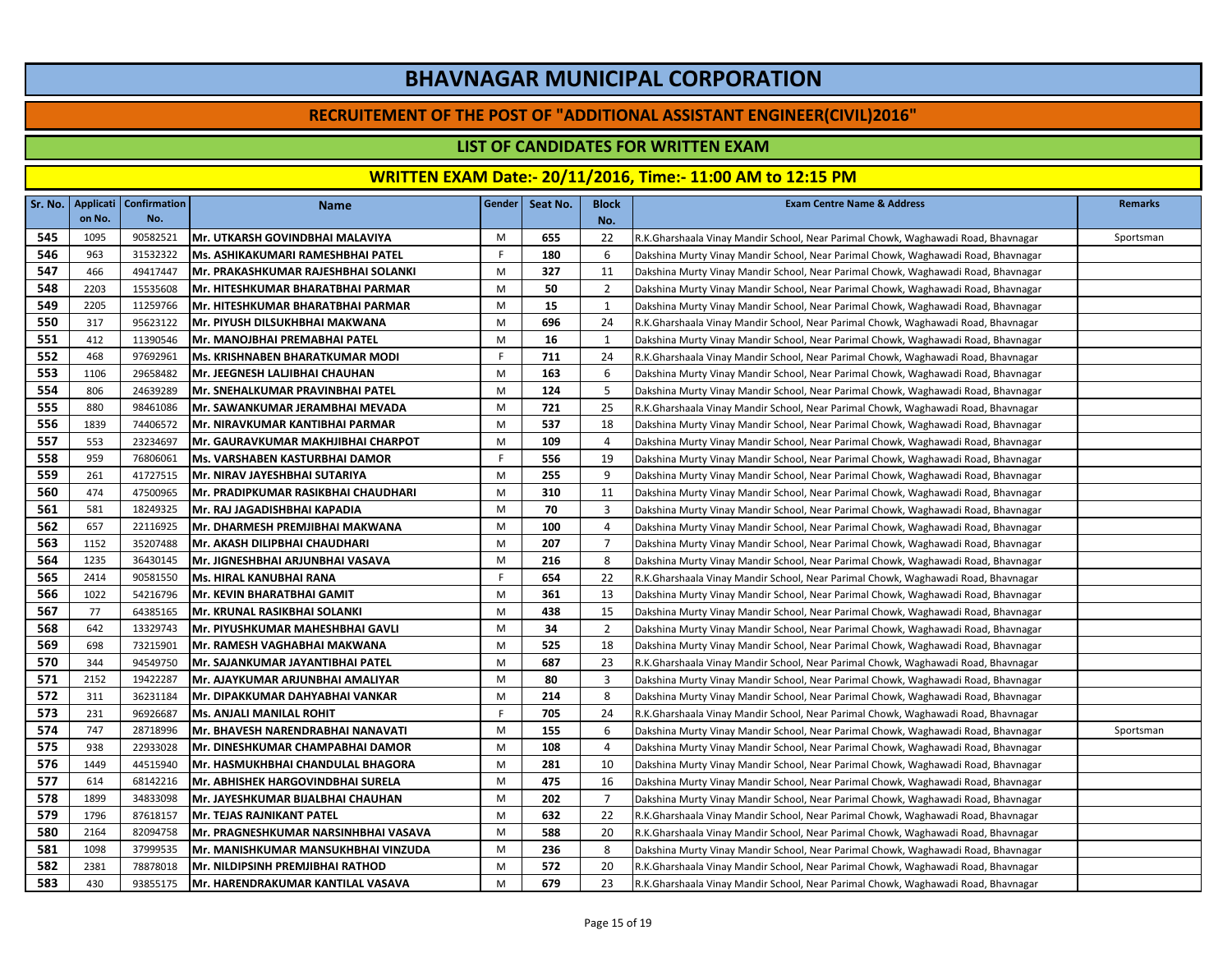# BHAVNAGAR MUNICIPAL CORPORATION

## RECRUITEMENT OF THE POST OF "ADDITIONAL ASSISTANT ENGINEER(CIVIL)2016"

### LIST OF CANDIDATES FOR WRITTEN EXAM

### WRITTEN EXAM Date:- 20/11/2016, Time:- 11:00 AM to 12:15 PM

| Sr. No. | Application No. | Confirmation No. | Name | Gender | Seat No. | Block No. | Exam Centre Name & Address | Remarks |
|---|---|---|---|---|---|---|---|---|
| 545 | 1095 | 90582521 | Mr. UTKARSH GOVINDBHAI MALAVIYA | M | 655 | 22 | R.K.Gharshaala Vinay Mandir School, Near Parimal Chowk, Waghawadi Road, Bhavnagar | Sportsman |
| 546 | 963 | 31532322 | Ms. ASHIKAKUMARI RAMESHBHAI PATEL | F | 180 | 6 | Dakshina Murty Vinay Mandir School, Near Parimal Chowk, Waghawadi Road, Bhavnagar | |
| 547 | 466 | 49417447 | Mr. PRAKASHKUMAR RAJESHBHAI SOLANKI | M | 327 | 11 | Dakshina Murty Vinay Mandir School, Near Parimal Chowk, Waghawadi Road, Bhavnagar | |
| 548 | 2203 | 15535608 | Mr. HITESHKUMAR BHARATBHAI PARMAR | M | 50 | 2 | Dakshina Murty Vinay Mandir School, Near Parimal Chowk, Waghawadi Road, Bhavnagar | |
| 549 | 2205 | 11259766 | Mr. HITESHKUMAR BHARATBHAI PARMAR | M | 15 | 1 | Dakshina Murty Vinay Mandir School, Near Parimal Chowk, Waghawadi Road, Bhavnagar | |
| 550 | 317 | 95623122 | Mr. PIYUSH DILSUKHBHAI MAKWANA | M | 696 | 24 | R.K.Gharshaala Vinay Mandir School, Near Parimal Chowk, Waghawadi Road, Bhavnagar | |
| 551 | 412 | 11390546 | Mr. MANOJBHAI PREMABHAI PATEL | M | 16 | 1 | Dakshina Murty Vinay Mandir School, Near Parimal Chowk, Waghawadi Road, Bhavnagar | |
| 552 | 468 | 97692961 | Ms. KRISHNABEN BHARATKUMAR MODI | F | 711 | 24 | R.K.Gharshaala Vinay Mandir School, Near Parimal Chowk, Waghawadi Road, Bhavnagar | |
| 553 | 1106 | 29658482 | Mr. JEEGNESH LALJIBHAI CHAUHAN | M | 163 | 6 | Dakshina Murty Vinay Mandir School, Near Parimal Chowk, Waghawadi Road, Bhavnagar | |
| 554 | 806 | 24639289 | Mr. SNEHALKUMAR PRAVINBHAI PATEL | M | 124 | 5 | Dakshina Murty Vinay Mandir School, Near Parimal Chowk, Waghawadi Road, Bhavnagar | |
| 555 | 880 | 98461086 | Mr. SAWANKUMAR JERAMBHAI MEVADA | M | 721 | 25 | R.K.Gharshaala Vinay Mandir School, Near Parimal Chowk, Waghawadi Road, Bhavnagar | |
| 556 | 1839 | 74406572 | Mr. NIRAVKUMAR KANTIBHAI PARMAR | M | 537 | 18 | Dakshina Murty Vinay Mandir School, Near Parimal Chowk, Waghawadi Road, Bhavnagar | |
| 557 | 553 | 23234697 | Mr. GAURAVKUMAR MAKHJIBHAI CHARPOT | M | 109 | 4 | Dakshina Murty Vinay Mandir School, Near Parimal Chowk, Waghawadi Road, Bhavnagar | |
| 558 | 959 | 76806061 | Ms. VARSHABEN KASTURBHAI DAMOR | F | 556 | 19 | Dakshina Murty Vinay Mandir School, Near Parimal Chowk, Waghawadi Road, Bhavnagar | |
| 559 | 261 | 41727515 | Mr. NIRAV JAYESHBHAI SUTARIYA | M | 255 | 9 | Dakshina Murty Vinay Mandir School, Near Parimal Chowk, Waghawadi Road, Bhavnagar | |
| 560 | 474 | 47500965 | Mr. PRADIPKUMAR RASIKBHAI CHAUDHARI | M | 310 | 11 | Dakshina Murty Vinay Mandir School, Near Parimal Chowk, Waghawadi Road, Bhavnagar | |
| 561 | 581 | 18249325 | Mr. RAJ JAGADISHBHAI KAPADIA | M | 70 | 3 | Dakshina Murty Vinay Mandir School, Near Parimal Chowk, Waghawadi Road, Bhavnagar | |
| 562 | 657 | 22116925 | Mr. DHARMESH PREMJIBHAI MAKWANA | M | 100 | 4 | Dakshina Murty Vinay Mandir School, Near Parimal Chowk, Waghawadi Road, Bhavnagar | |
| 563 | 1152 | 35207488 | Mr. AKASH DILIPBHAI CHAUDHARI | M | 207 | 7 | Dakshina Murty Vinay Mandir School, Near Parimal Chowk, Waghawadi Road, Bhavnagar | |
| 564 | 1235 | 36430145 | Mr. JIGNESHBHAI ARJUNBHAI VASAVA | M | 216 | 8 | Dakshina Murty Vinay Mandir School, Near Parimal Chowk, Waghawadi Road, Bhavnagar | |
| 565 | 2414 | 90581550 | Ms. HIRAL KANUBHAI RANA | F | 654 | 22 | R.K.Gharshaala Vinay Mandir School, Near Parimal Chowk, Waghawadi Road, Bhavnagar | |
| 566 | 1022 | 54216796 | Mr. KEVIN BHARATBHAI GAMIT | M | 361 | 13 | Dakshina Murty Vinay Mandir School, Near Parimal Chowk, Waghawadi Road, Bhavnagar | |
| 567 | 77 | 64385165 | Mr. KRUNAL RASIKBHAI SOLANKI | M | 438 | 15 | Dakshina Murty Vinay Mandir School, Near Parimal Chowk, Waghawadi Road, Bhavnagar | |
| 568 | 642 | 13329743 | Mr. PIYUSHKUMAR MAHESHBHAI GAVLI | M | 34 | 2 | Dakshina Murty Vinay Mandir School, Near Parimal Chowk, Waghawadi Road, Bhavnagar | |
| 569 | 698 | 73215901 | Mr. RAMESH VAGHABHAI MAKWANA | M | 525 | 18 | Dakshina Murty Vinay Mandir School, Near Parimal Chowk, Waghawadi Road, Bhavnagar | |
| 570 | 344 | 94549750 | Mr. SAJANKUMAR JAYANTIBHAI PATEL | M | 687 | 23 | R.K.Gharshaala Vinay Mandir School, Near Parimal Chowk, Waghawadi Road, Bhavnagar | |
| 571 | 2152 | 19422287 | Mr. AJAYKUMAR ARJUNBHAI AMALIYAR | M | 80 | 3 | Dakshina Murty Vinay Mandir School, Near Parimal Chowk, Waghawadi Road, Bhavnagar | |
| 572 | 311 | 36231184 | Mr. DIPAKKUMAR DAHYABHAI VANKAR | M | 214 | 8 | Dakshina Murty Vinay Mandir School, Near Parimal Chowk, Waghawadi Road, Bhavnagar | |
| 573 | 231 | 96926687 | Ms. ANJALI MANILAL ROHIT | F | 705 | 24 | R.K.Gharshaala Vinay Mandir School, Near Parimal Chowk, Waghawadi Road, Bhavnagar | |
| 574 | 747 | 28718996 | Mr. BHAVESH NARENDRABHAI NANAVATI | M | 155 | 6 | Dakshina Murty Vinay Mandir School, Near Parimal Chowk, Waghawadi Road, Bhavnagar | Sportsman |
| 575 | 938 | 22933028 | Mr. DINESHKUMAR CHAMPABHAI DAMOR | M | 108 | 4 | Dakshina Murty Vinay Mandir School, Near Parimal Chowk, Waghawadi Road, Bhavnagar | |
| 576 | 1449 | 44515940 | Mr. HASMUKHBHAI CHANDULAL BHAGORA | M | 281 | 10 | Dakshina Murty Vinay Mandir School, Near Parimal Chowk, Waghawadi Road, Bhavnagar | |
| 577 | 614 | 68142216 | Mr. ABHISHEK HARGOVINDBHAI SURELA | M | 475 | 16 | Dakshina Murty Vinay Mandir School, Near Parimal Chowk, Waghawadi Road, Bhavnagar | |
| 578 | 1899 | 34833098 | Mr. JAYESHKUMAR BIJALBHAI CHAUHAN | M | 202 | 7 | Dakshina Murty Vinay Mandir School, Near Parimal Chowk, Waghawadi Road, Bhavnagar | |
| 579 | 1796 | 87618157 | Mr. TEJAS RAJNIKANT PATEL | M | 632 | 22 | R.K.Gharshaala Vinay Mandir School, Near Parimal Chowk, Waghawadi Road, Bhavnagar | |
| 580 | 2164 | 82094758 | Mr. PRAGNESHKUMAR NARSINHBHAI VASAVA | M | 588 | 20 | R.K.Gharshaala Vinay Mandir School, Near Parimal Chowk, Waghawadi Road, Bhavnagar | |
| 581 | 1098 | 37999535 | Mr. MANISHKUMAR MANSUKHBHAI VINZUDA | M | 236 | 8 | Dakshina Murty Vinay Mandir School, Near Parimal Chowk, Waghawadi Road, Bhavnagar | |
| 582 | 2381 | 78878018 | Mr. NILDIPSINH PREMJIBHAI RATHOD | M | 572 | 20 | R.K.Gharshaala Vinay Mandir School, Near Parimal Chowk, Waghawadi Road, Bhavnagar | |
| 583 | 430 | 93855175 | Mr. HARENDRAKUMAR KANTILAL VASAVA | M | 679 | 23 | R.K.Gharshaala Vinay Mandir School, Near Parimal Chowk, Waghawadi Road, Bhavnagar | |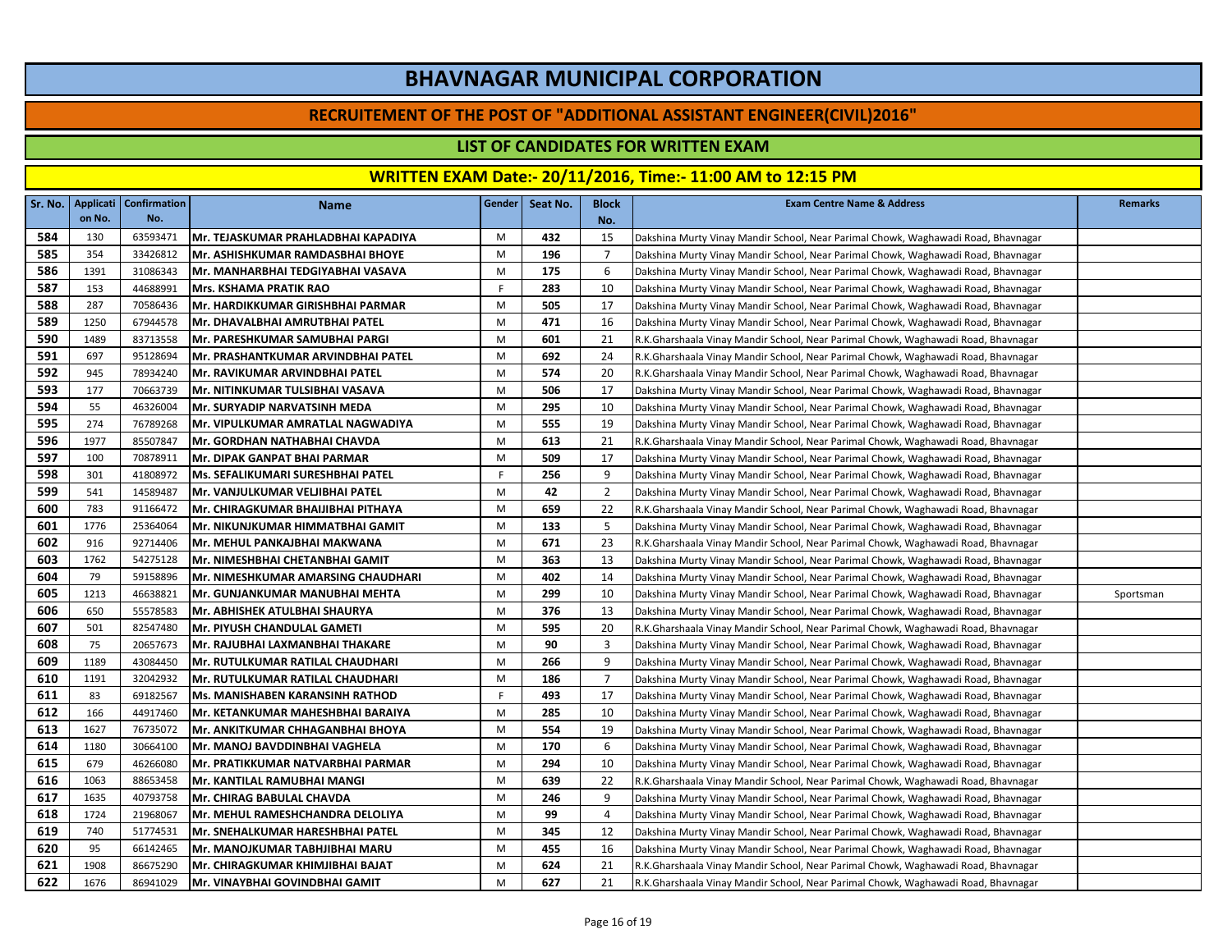# BHAVNAGAR MUNICIPAL CORPORATION

## RECRUITEMENT OF THE POST OF "ADDITIONAL ASSISTANT ENGINEER(CIVIL)2016"

### LIST OF CANDIDATES FOR WRITTEN EXAM

### WRITTEN EXAM Date:- 20/11/2016, Time:- 11:00 AM to 12:15 PM

| Sr. No. | Applicati on No. | Confirmation No. | Name | Gender | Seat No. | Block No. | Exam Centre Name & Address | Remarks |
|---|---|---|---|---|---|---|---|---|
| 584 | 130 | 63593471 | Mr. TEJASKUMAR PRAHLADBHAI KAPADIYA | M | 432 | 15 | Dakshina Murty Vinay Mandir School, Near Parimal Chowk, Waghawadi Road, Bhavnagar | |
| 585 | 354 | 33426812 | Mr. ASHISHKUMAR RAMDASBHAI BHOYE | M | 196 | 7 | Dakshina Murty Vinay Mandir School, Near Parimal Chowk, Waghawadi Road, Bhavnagar | |
| 586 | 1391 | 31086343 | Mr. MANHARBHAI TEDGIYABHAI VASAVA | M | 175 | 6 | Dakshina Murty Vinay Mandir School, Near Parimal Chowk, Waghawadi Road, Bhavnagar | |
| 587 | 153 | 44688991 | Mrs. KSHAMA PRATIK RAO | F | 283 | 10 | Dakshina Murty Vinay Mandir School, Near Parimal Chowk, Waghawadi Road, Bhavnagar | |
| 588 | 287 | 70586436 | Mr. HARDIKKUMAR GIRISHBHAI PARMAR | M | 505 | 17 | Dakshina Murty Vinay Mandir School, Near Parimal Chowk, Waghawadi Road, Bhavnagar | |
| 589 | 1250 | 67944578 | Mr. DHAVALBHAI AMRUTBHAI PATEL | M | 471 | 16 | Dakshina Murty Vinay Mandir School, Near Parimal Chowk, Waghawadi Road, Bhavnagar | |
| 590 | 1489 | 83713558 | Mr. PARESHKUMAR SAMUBHAI PARGI | M | 601 | 21 | R.K.Gharshaala Vinay Mandir School, Near Parimal Chowk, Waghawadi Road, Bhavnagar | |
| 591 | 697 | 95128694 | Mr. PRASHANTKUMAR ARVINDBHAI PATEL | M | 692 | 24 | R.K.Gharshaala Vinay Mandir School, Near Parimal Chowk, Waghawadi Road, Bhavnagar | |
| 592 | 945 | 78934240 | Mr. RAVIKUMAR ARVINDBHAI PATEL | M | 574 | 20 | R.K.Gharshaala Vinay Mandir School, Near Parimal Chowk, Waghawadi Road, Bhavnagar | |
| 593 | 177 | 70663739 | Mr. NITINKUMAR TULSIBHAI VASAVA | M | 506 | 17 | Dakshina Murty Vinay Mandir School, Near Parimal Chowk, Waghawadi Road, Bhavnagar | |
| 594 | 55 | 46326004 | Mr. SURYADIP NARVATSINH MEDA | M | 295 | 10 | Dakshina Murty Vinay Mandir School, Near Parimal Chowk, Waghawadi Road, Bhavnagar | |
| 595 | 274 | 76789268 | Mr. VIPULKUMAR AMRATLAL NAGWADIYA | M | 555 | 19 | Dakshina Murty Vinay Mandir School, Near Parimal Chowk, Waghawadi Road, Bhavnagar | |
| 596 | 1977 | 85507847 | Mr. GORDHAN NATHABHAI CHAVDA | M | 613 | 21 | R.K.Gharshaala Vinay Mandir School, Near Parimal Chowk, Waghawadi Road, Bhavnagar | |
| 597 | 100 | 70878911 | Mr. DIPAK GANPAT BHAI PARMAR | M | 509 | 17 | Dakshina Murty Vinay Mandir School, Near Parimal Chowk, Waghawadi Road, Bhavnagar | |
| 598 | 301 | 41808972 | Ms. SEFALIKUMARI SURESHBHAI PATEL | F | 256 | 9 | Dakshina Murty Vinay Mandir School, Near Parimal Chowk, Waghawadi Road, Bhavnagar | |
| 599 | 541 | 14589487 | Mr. VANJULKUMAR VELJIBHAI PATEL | M | 42 | 2 | Dakshina Murty Vinay Mandir School, Near Parimal Chowk, Waghawadi Road, Bhavnagar | |
| 600 | 783 | 91166472 | Mr. CHIRAGKUMAR BHAIJIBHAI PITHAYA | M | 659 | 22 | R.K.Gharshaala Vinay Mandir School, Near Parimal Chowk, Waghawadi Road, Bhavnagar | |
| 601 | 1776 | 25364064 | Mr. NIKUNJKUMAR HIMMATBHAI GAMIT | M | 133 | 5 | Dakshina Murty Vinay Mandir School, Near Parimal Chowk, Waghawadi Road, Bhavnagar | |
| 602 | 916 | 92714406 | Mr. MEHUL PANKAJBHAI MAKWANA | M | 671 | 23 | R.K.Gharshaala Vinay Mandir School, Near Parimal Chowk, Waghawadi Road, Bhavnagar | |
| 603 | 1762 | 54275128 | Mr. NIMESHBHAI CHETANBHAI GAMIT | M | 363 | 13 | Dakshina Murty Vinay Mandir School, Near Parimal Chowk, Waghawadi Road, Bhavnagar | |
| 604 | 79 | 59158896 | Mr. NIMESHKUMAR AMARSING CHAUDHARI | M | 402 | 14 | Dakshina Murty Vinay Mandir School, Near Parimal Chowk, Waghawadi Road, Bhavnagar | |
| 605 | 1213 | 46638821 | Mr. GUNJANKUMAR MANUBHAI MEHTA | M | 299 | 10 | Dakshina Murty Vinay Mandir School, Near Parimal Chowk, Waghawadi Road, Bhavnagar | Sportsman |
| 606 | 650 | 55578583 | Mr. ABHISHEK ATULBHAI SHAURYA | M | 376 | 13 | Dakshina Murty Vinay Mandir School, Near Parimal Chowk, Waghawadi Road, Bhavnagar | |
| 607 | 501 | 82547480 | Mr. PIYUSH CHANDULAL GAMETI | M | 595 | 20 | R.K.Gharshaala Vinay Mandir School, Near Parimal Chowk, Waghawadi Road, Bhavnagar | |
| 608 | 75 | 20657673 | Mr. RAJUBHAI LAXMANBHAI THAKARE | M | 90 | 3 | Dakshina Murty Vinay Mandir School, Near Parimal Chowk, Waghawadi Road, Bhavnagar | |
| 609 | 1189 | 43084450 | Mr. RUTULKUMAR RATILAL CHAUDHARI | M | 266 | 9 | Dakshina Murty Vinay Mandir School, Near Parimal Chowk, Waghawadi Road, Bhavnagar | |
| 610 | 1191 | 32042932 | Mr. RUTULKUMAR RATILAL CHAUDHARI | M | 186 | 7 | Dakshina Murty Vinay Mandir School, Near Parimal Chowk, Waghawadi Road, Bhavnagar | |
| 611 | 83 | 69182567 | Ms. MANISHABEN KARANSINH RATHOD | F | 493 | 17 | Dakshina Murty Vinay Mandir School, Near Parimal Chowk, Waghawadi Road, Bhavnagar | |
| 612 | 166 | 44917460 | Mr. KETANKUMAR MAHESHBHAI BARAIYA | M | 285 | 10 | Dakshina Murty Vinay Mandir School, Near Parimal Chowk, Waghawadi Road, Bhavnagar | |
| 613 | 1627 | 76735072 | Mr. ANKITKUMAR CHHAGANBHAI BHOYA | M | 554 | 19 | Dakshina Murty Vinay Mandir School, Near Parimal Chowk, Waghawadi Road, Bhavnagar | |
| 614 | 1180 | 30664100 | Mr. MANOJ BAVDDINBHAI VAGHELA | M | 170 | 6 | Dakshina Murty Vinay Mandir School, Near Parimal Chowk, Waghawadi Road, Bhavnagar | |
| 615 | 679 | 46266080 | Mr. PRATIKKUMAR NATVARBHAI PARMAR | M | 294 | 10 | Dakshina Murty Vinay Mandir School, Near Parimal Chowk, Waghawadi Road, Bhavnagar | |
| 616 | 1063 | 88653458 | Mr. KANTILAL RAMUBHAI MANGI | M | 639 | 22 | R.K.Gharshaala Vinay Mandir School, Near Parimal Chowk, Waghawadi Road, Bhavnagar | |
| 617 | 1635 | 40793758 | Mr. CHIRAG BABULAL CHAVDA | M | 246 | 9 | Dakshina Murty Vinay Mandir School, Near Parimal Chowk, Waghawadi Road, Bhavnagar | |
| 618 | 1724 | 21968067 | Mr. MEHUL RAMESHCHANDRA DELOLIYA | M | 99 | 4 | Dakshina Murty Vinay Mandir School, Near Parimal Chowk, Waghawadi Road, Bhavnagar | |
| 619 | 740 | 51774531 | Mr. SNEHALKUMAR HARESHBHAI PATEL | M | 345 | 12 | Dakshina Murty Vinay Mandir School, Near Parimal Chowk, Waghawadi Road, Bhavnagar | |
| 620 | 95 | 66142465 | Mr. MANOJKUMAR TABHJIBHAI MARU | M | 455 | 16 | Dakshina Murty Vinay Mandir School, Near Parimal Chowk, Waghawadi Road, Bhavnagar | |
| 621 | 1908 | 86675290 | Mr. CHIRAGKUMAR KHIMJIBHAI BAJAT | M | 624 | 21 | R.K.Gharshaala Vinay Mandir School, Near Parimal Chowk, Waghawadi Road, Bhavnagar | |
| 622 | 1676 | 86941029 | Mr. VINAYBHAI GOVINDBHAI GAMIT | M | 627 | 21 | R.K.Gharshaala Vinay Mandir School, Near Parimal Chowk, Waghawadi Road, Bhavnagar | |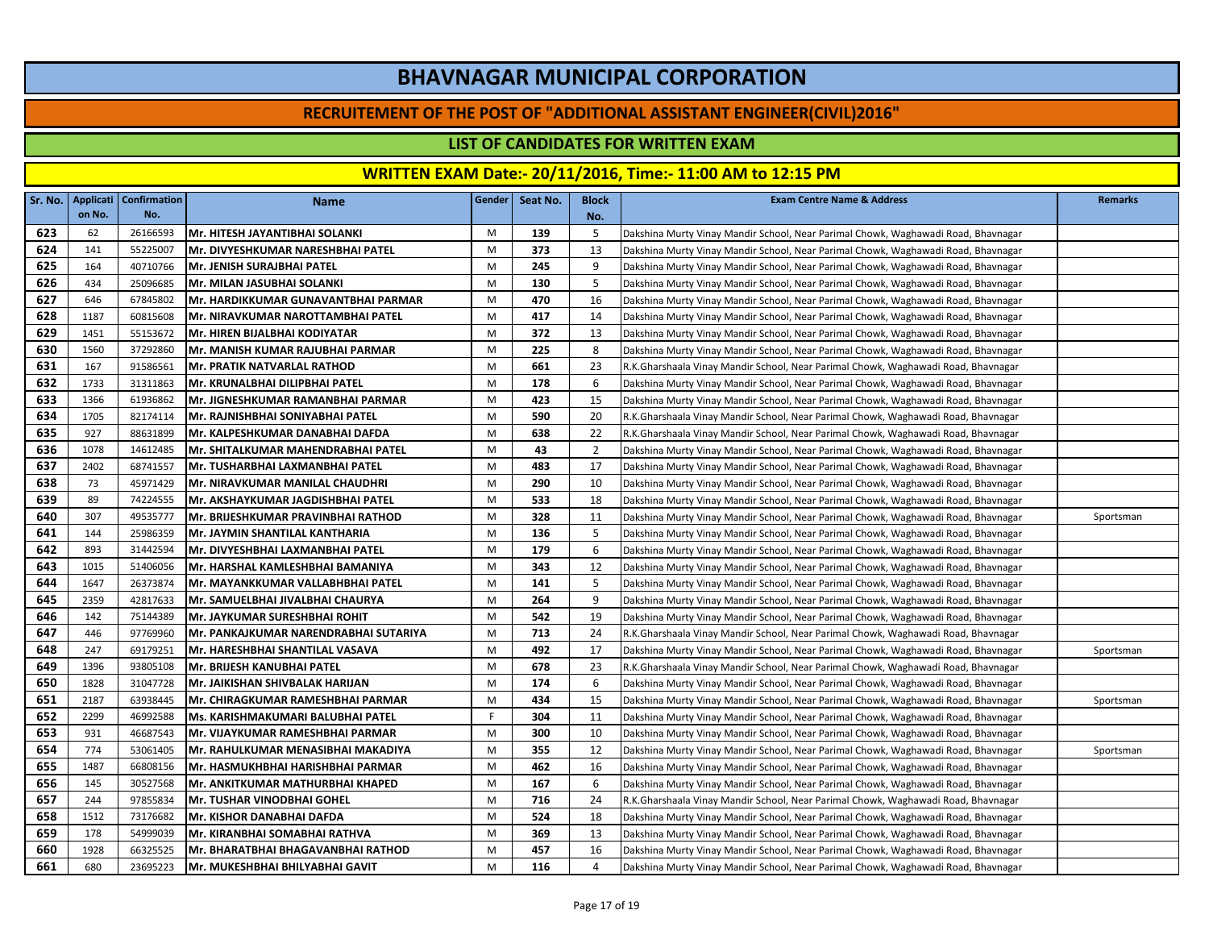# BHAVNAGAR MUNICIPAL CORPORATION

## RECRUITEMENT OF THE POST OF "ADDITIONAL ASSISTANT ENGINEER(CIVIL)2016"

### LIST OF CANDIDATES FOR WRITTEN EXAM

### WRITTEN EXAM Date:- 20/11/2016, Time:- 11:00 AM to 12:15 PM

| Sr. No. | Application No. | Confirmation No. | Name | Gender | Seat No. | Block No. | Exam Centre Name & Address | Remarks |
|---|---|---|---|---|---|---|---|---|
| 623 | 62 | 26166593 | Mr. HITESH JAYANTIBHAI SOLANKI | M | 139 | 5 | Dakshina Murty Vinay Mandir School, Near Parimal Chowk, Waghawadi Road, Bhavnagar | |
| 624 | 141 | 55225007 | Mr. DIVYESHKUMAR NARESHBHAI PATEL | M | 373 | 13 | Dakshina Murty Vinay Mandir School, Near Parimal Chowk, Waghawadi Road, Bhavnagar | |
| 625 | 164 | 40710766 | Mr. JENISH SURAJBHAI PATEL | M | 245 | 9 | Dakshina Murty Vinay Mandir School, Near Parimal Chowk, Waghawadi Road, Bhavnagar | |
| 626 | 434 | 25096685 | Mr. MILAN JASUBHAI SOLANKI | M | 130 | 5 | Dakshina Murty Vinay Mandir School, Near Parimal Chowk, Waghawadi Road, Bhavnagar | |
| 627 | 646 | 67845802 | Mr. HARDIKKUMAR GUNAVANTBHAI PARMAR | M | 470 | 16 | Dakshina Murty Vinay Mandir School, Near Parimal Chowk, Waghawadi Road, Bhavnagar | |
| 628 | 1187 | 60815608 | Mr. NIRAVKUMAR NAROTTAMBHAI PATEL | M | 417 | 14 | Dakshina Murty Vinay Mandir School, Near Parimal Chowk, Waghawadi Road, Bhavnagar | |
| 629 | 1451 | 55153672 | Mr. HIREN BIJALBHAI KODIYATAR | M | 372 | 13 | Dakshina Murty Vinay Mandir School, Near Parimal Chowk, Waghawadi Road, Bhavnagar | |
| 630 | 1560 | 37292860 | Mr. MANISH KUMAR RAJUBHAI PARMAR | M | 225 | 8 | Dakshina Murty Vinay Mandir School, Near Parimal Chowk, Waghawadi Road, Bhavnagar | |
| 631 | 167 | 91586561 | Mr. PRATIK NATVARLAL RATHOD | M | 661 | 23 | R.K.Gharshaala Vinay Mandir School, Near Parimal Chowk, Waghawadi Road, Bhavnagar | |
| 632 | 1733 | 31311863 | Mr. KRUNALBHAI DILIPBHAI PATEL | M | 178 | 6 | Dakshina Murty Vinay Mandir School, Near Parimal Chowk, Waghawadi Road, Bhavnagar | |
| 633 | 1366 | 61936862 | Mr. JIGNESHKUMAR RAMANBHAI PARMAR | M | 423 | 15 | Dakshina Murty Vinay Mandir School, Near Parimal Chowk, Waghawadi Road, Bhavnagar | |
| 634 | 1705 | 82174114 | Mr. RAJNISHBHAI SONIYABHAI PATEL | M | 590 | 20 | R.K.Gharshaala Vinay Mandir School, Near Parimal Chowk, Waghawadi Road, Bhavnagar | |
| 635 | 927 | 88631899 | Mr. KALPESHKUMAR DANABHAI DAFDA | M | 638 | 22 | R.K.Gharshaala Vinay Mandir School, Near Parimal Chowk, Waghawadi Road, Bhavnagar | |
| 636 | 1078 | 14612485 | Mr. SHITALKUMAR MAHENDRABHAI PATEL | M | 43 | 2 | Dakshina Murty Vinay Mandir School, Near Parimal Chowk, Waghawadi Road, Bhavnagar | |
| 637 | 2402 | 68741557 | Mr. TUSHARBHAI LAXMANBHAI PATEL | M | 483 | 17 | Dakshina Murty Vinay Mandir School, Near Parimal Chowk, Waghawadi Road, Bhavnagar | |
| 638 | 73 | 45971429 | Mr. NIRAVKUMAR MANILAL CHAUDHRI | M | 290 | 10 | Dakshina Murty Vinay Mandir School, Near Parimal Chowk, Waghawadi Road, Bhavnagar | |
| 639 | 89 | 74224555 | Mr. AKSHAYKUMAR JAGDISHBHAI PATEL | M | 533 | 18 | Dakshina Murty Vinay Mandir School, Near Parimal Chowk, Waghawadi Road, Bhavnagar | |
| 640 | 307 | 49535777 | Mr. BRIJESHKUMAR PRAVINBHAI RATHOD | M | 328 | 11 | Dakshina Murty Vinay Mandir School, Near Parimal Chowk, Waghawadi Road, Bhavnagar | Sportsman |
| 641 | 144 | 25986359 | Mr. JAYMIN SHANTILAL KANTHARIA | M | 136 | 5 | Dakshina Murty Vinay Mandir School, Near Parimal Chowk, Waghawadi Road, Bhavnagar | |
| 642 | 893 | 31442594 | Mr. DIVYESHBHAI LAXMANBHAI PATEL | M | 179 | 6 | Dakshina Murty Vinay Mandir School, Near Parimal Chowk, Waghawadi Road, Bhavnagar | |
| 643 | 1015 | 51406056 | Mr. HARSHAL KAMLESHBHAI BAMANIYA | M | 343 | 12 | Dakshina Murty Vinay Mandir School, Near Parimal Chowk, Waghawadi Road, Bhavnagar | |
| 644 | 1647 | 26373874 | Mr. MAYANKKUMAR VALLABHBHAI PATEL | M | 141 | 5 | Dakshina Murty Vinay Mandir School, Near Parimal Chowk, Waghawadi Road, Bhavnagar | |
| 645 | 2359 | 42817633 | Mr. SAMUELBHAI JIVALBHAI CHAURYA | M | 264 | 9 | Dakshina Murty Vinay Mandir School, Near Parimal Chowk, Waghawadi Road, Bhavnagar | |
| 646 | 142 | 75144389 | Mr. JAYKUMAR SURESHBHAI ROHIT | M | 542 | 19 | Dakshina Murty Vinay Mandir School, Near Parimal Chowk, Waghawadi Road, Bhavnagar | |
| 647 | 446 | 97769960 | Mr. PANKAJKUMAR NARENDRABHAI SUTARIYA | M | 713 | 24 | R.K.Gharshaala Vinay Mandir School, Near Parimal Chowk, Waghawadi Road, Bhavnagar | |
| 648 | 247 | 69179251 | Mr. HARESHBHAI SHANTILAL VASAVA | M | 492 | 17 | Dakshina Murty Vinay Mandir School, Near Parimal Chowk, Waghawadi Road, Bhavnagar | Sportsman |
| 649 | 1396 | 93805108 | Mr. BRIJESH KANUBHAI PATEL | M | 678 | 23 | R.K.Gharshaala Vinay Mandir School, Near Parimal Chowk, Waghawadi Road, Bhavnagar | |
| 650 | 1828 | 31047728 | Mr. JAIKISHAN SHIVBALAK HARIJAN | M | 174 | 6 | Dakshina Murty Vinay Mandir School, Near Parimal Chowk, Waghawadi Road, Bhavnagar | |
| 651 | 2187 | 63938445 | Mr. CHIRAGKUMAR RAMESHBHAI PARMAR | M | 434 | 15 | Dakshina Murty Vinay Mandir School, Near Parimal Chowk, Waghawadi Road, Bhavnagar | Sportsman |
| 652 | 2299 | 46992588 | Ms. KARISHMAKUMARI BALUBHAI PATEL | F | 304 | 11 | Dakshina Murty Vinay Mandir School, Near Parimal Chowk, Waghawadi Road, Bhavnagar | |
| 653 | 931 | 46687543 | Mr. VIJAYKUMAR RAMESHBHAI PARMAR | M | 300 | 10 | Dakshina Murty Vinay Mandir School, Near Parimal Chowk, Waghawadi Road, Bhavnagar | |
| 654 | 774 | 53061405 | Mr. RAHULKUMAR MENASIBHAI MAKADIYA | M | 355 | 12 | Dakshina Murty Vinay Mandir School, Near Parimal Chowk, Waghawadi Road, Bhavnagar | Sportsman |
| 655 | 1487 | 66808156 | Mr. HASMUKHBHAI HARISHBHAI PARMAR | M | 462 | 16 | Dakshina Murty Vinay Mandir School, Near Parimal Chowk, Waghawadi Road, Bhavnagar | |
| 656 | 145 | 30527568 | Mr. ANKITKUMAR MATHURBHAI KHAPED | M | 167 | 6 | Dakshina Murty Vinay Mandir School, Near Parimal Chowk, Waghawadi Road, Bhavnagar | |
| 657 | 244 | 97855834 | Mr. TUSHAR VINODBHAI GOHEL | M | 716 | 24 | R.K.Gharshaala Vinay Mandir School, Near Parimal Chowk, Waghawadi Road, Bhavnagar | |
| 658 | 1512 | 73176682 | Mr. KISHOR DANABHAI DAFDA | M | 524 | 18 | Dakshina Murty Vinay Mandir School, Near Parimal Chowk, Waghawadi Road, Bhavnagar | |
| 659 | 178 | 54999039 | Mr. KIRANBHAI SOMABHAI RATHVA | M | 369 | 13 | Dakshina Murty Vinay Mandir School, Near Parimal Chowk, Waghawadi Road, Bhavnagar | |
| 660 | 1928 | 66325525 | Mr. BHARATBHAI BHAGAVANBHAI RATHOD | M | 457 | 16 | Dakshina Murty Vinay Mandir School, Near Parimal Chowk, Waghawadi Road, Bhavnagar | |
| 661 | 680 | 23695223 | Mr. MUKESHBHAI BHILYABHAI GAVIT | M | 116 | 4 | Dakshina Murty Vinay Mandir School, Near Parimal Chowk, Waghawadi Road, Bhavnagar | |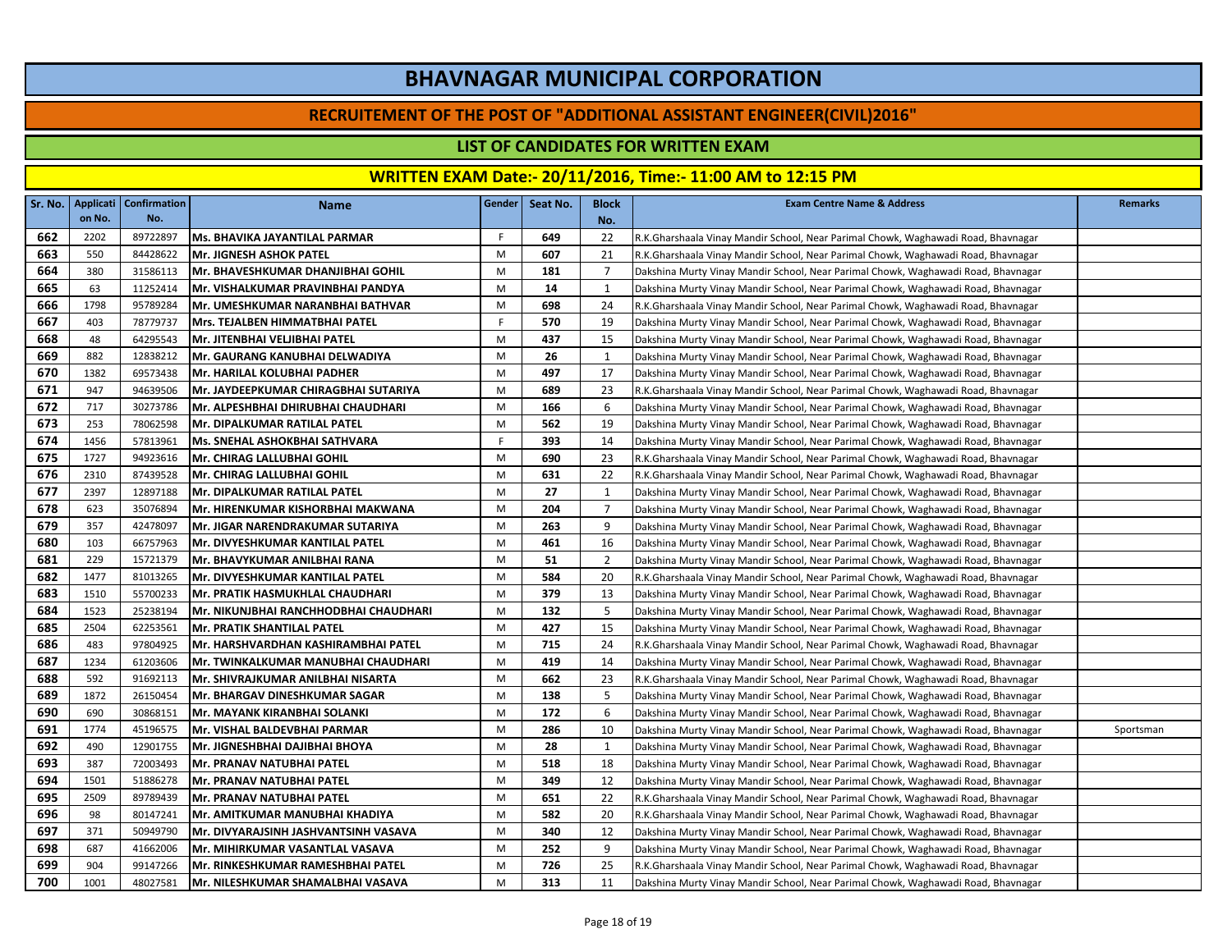# BHAVNAGAR MUNICIPAL CORPORATION

## RECRUITEMENT OF THE POST OF "ADDITIONAL ASSISTANT ENGINEER(CIVIL)2016"

### LIST OF CANDIDATES FOR WRITTEN EXAM

### WRITTEN EXAM Date:- 20/11/2016, Time:- 11:00 AM to 12:15 PM

| Sr. No. | Application No. | Confirmation No. | Name | Gender | Seat No. | Block No. | Exam Centre Name & Address | Remarks |
|---|---|---|---|---|---|---|---|---|
| 662 | 2202 | 89722897 | Ms. BHAVIKA JAYANTILAL PARMAR | F | 649 | 22 | R.K.Gharshaala Vinay Mandir School, Near Parimal Chowk, Waghawadi Road, Bhavnagar | |
| 663 | 550 | 84428622 | Mr. JIGNESH ASHOK PATEL | M | 607 | 21 | R.K.Gharshaala Vinay Mandir School, Near Parimal Chowk, Waghawadi Road, Bhavnagar | |
| 664 | 380 | 31586113 | Mr. BHAVESHKUMAR DHANJIBHAI GOHIL | M | 181 | 7 | Dakshina Murty Vinay Mandir School, Near Parimal Chowk, Waghawadi Road, Bhavnagar | |
| 665 | 63 | 11252414 | Mr. VISHALKUMAR PRAVINBHAI PANDYA | M | 14 | 1 | Dakshina Murty Vinay Mandir School, Near Parimal Chowk, Waghawadi Road, Bhavnagar | |
| 666 | 1798 | 95789284 | Mr. UMESHKUMAR NARANBHAI BATHVAR | M | 698 | 24 | R.K.Gharshaala Vinay Mandir School, Near Parimal Chowk, Waghawadi Road, Bhavnagar | |
| 667 | 403 | 78779737 | Mrs. TEJALBEN HIMMATBHAI PATEL | F | 570 | 19 | Dakshina Murty Vinay Mandir School, Near Parimal Chowk, Waghawadi Road, Bhavnagar | |
| 668 | 48 | 64295543 | Mr. JITENBHAI VELJIBHAI PATEL | M | 437 | 15 | Dakshina Murty Vinay Mandir School, Near Parimal Chowk, Waghawadi Road, Bhavnagar | |
| 669 | 882 | 12838212 | Mr. GAURANG KANUBHAI DELWADIYA | M | 26 | 1 | Dakshina Murty Vinay Mandir School, Near Parimal Chowk, Waghawadi Road, Bhavnagar | |
| 670 | 1382 | 69573438 | Mr. HARILAL KOLUBHAI PADHER | M | 497 | 17 | Dakshina Murty Vinay Mandir School, Near Parimal Chowk, Waghawadi Road, Bhavnagar | |
| 671 | 947 | 94639506 | Mr. JAYDEEPKUMAR CHIRAGBHAI SUTARIYA | M | 689 | 23 | R.K.Gharshaala Vinay Mandir School, Near Parimal Chowk, Waghawadi Road, Bhavnagar | |
| 672 | 717 | 30273786 | Mr. ALPESHBHAI DHIRUBHAI CHAUDHARI | M | 166 | 6 | Dakshina Murty Vinay Mandir School, Near Parimal Chowk, Waghawadi Road, Bhavnagar | |
| 673 | 253 | 78062598 | Mr. DIPALKUMAR RATILAL PATEL | M | 562 | 19 | Dakshina Murty Vinay Mandir School, Near Parimal Chowk, Waghawadi Road, Bhavnagar | |
| 674 | 1456 | 57813961 | Ms. SNEHAL ASHOKBHAI SATHVARA | F | 393 | 14 | Dakshina Murty Vinay Mandir School, Near Parimal Chowk, Waghawadi Road, Bhavnagar | |
| 675 | 1727 | 94923616 | Mr. CHIRAG LALLUBHAI GOHIL | M | 690 | 23 | R.K.Gharshaala Vinay Mandir School, Near Parimal Chowk, Waghawadi Road, Bhavnagar | |
| 676 | 2310 | 87439528 | Mr. CHIRAG LALLUBHAI GOHIL | M | 631 | 22 | R.K.Gharshaala Vinay Mandir School, Near Parimal Chowk, Waghawadi Road, Bhavnagar | |
| 677 | 2397 | 12897188 | Mr. DIPALKUMAR RATILAL PATEL | M | 27 | 1 | Dakshina Murty Vinay Mandir School, Near Parimal Chowk, Waghawadi Road, Bhavnagar | |
| 678 | 623 | 35076894 | Mr. HIRENKUMAR KISHORBHAI MAKWANA | M | 204 | 7 | Dakshina Murty Vinay Mandir School, Near Parimal Chowk, Waghawadi Road, Bhavnagar | |
| 679 | 357 | 42478097 | Mr. JIGAR NARENDRAKUMAR SUTARIYA | M | 263 | 9 | Dakshina Murty Vinay Mandir School, Near Parimal Chowk, Waghawadi Road, Bhavnagar | |
| 680 | 103 | 66757963 | Mr. DIVYESHKUMAR KANTILAL PATEL | M | 461 | 16 | Dakshina Murty Vinay Mandir School, Near Parimal Chowk, Waghawadi Road, Bhavnagar | |
| 681 | 229 | 15721379 | Mr. BHAVYKUMAR ANILBHAI RANA | M | 51 | 2 | Dakshina Murty Vinay Mandir School, Near Parimal Chowk, Waghawadi Road, Bhavnagar | |
| 682 | 1477 | 81013265 | Mr. DIVYESHKUMAR KANTILAL PATEL | M | 584 | 20 | R.K.Gharshaala Vinay Mandir School, Near Parimal Chowk, Waghawadi Road, Bhavnagar | |
| 683 | 1510 | 55700233 | Mr. PRATIK HASMUKHLAL CHAUDHARI | M | 379 | 13 | Dakshina Murty Vinay Mandir School, Near Parimal Chowk, Waghawadi Road, Bhavnagar | |
| 684 | 1523 | 25238194 | Mr. NIKUNJBHAI RANCHHODBHAI CHAUDHARI | M | 132 | 5 | Dakshina Murty Vinay Mandir School, Near Parimal Chowk, Waghawadi Road, Bhavnagar | |
| 685 | 2504 | 62253561 | Mr. PRATIK SHANTILAL PATEL | M | 427 | 15 | Dakshina Murty Vinay Mandir School, Near Parimal Chowk, Waghawadi Road, Bhavnagar | |
| 686 | 483 | 97804925 | Mr. HARSHVARDHAN KASHIRAMBHAI PATEL | M | 715 | 24 | R.K.Gharshaala Vinay Mandir School, Near Parimal Chowk, Waghawadi Road, Bhavnagar | |
| 687 | 1234 | 61203606 | Mr. TWINKALKUMAR MANUBHAI CHAUDHARI | M | 419 | 14 | Dakshina Murty Vinay Mandir School, Near Parimal Chowk, Waghawadi Road, Bhavnagar | |
| 688 | 592 | 91692113 | Mr. SHIVRAJKUMAR ANILBHAI NISARTA | M | 662 | 23 | R.K.Gharshaala Vinay Mandir School, Near Parimal Chowk, Waghawadi Road, Bhavnagar | |
| 689 | 1872 | 26150454 | Mr. BHARGAV DINESHKUMAR SAGAR | M | 138 | 5 | Dakshina Murty Vinay Mandir School, Near Parimal Chowk, Waghawadi Road, Bhavnagar | |
| 690 | 690 | 30868151 | Mr. MAYANK KIRANBHAI SOLANKI | M | 172 | 6 | Dakshina Murty Vinay Mandir School, Near Parimal Chowk, Waghawadi Road, Bhavnagar | |
| 691 | 1774 | 45196575 | Mr. VISHAL BALDEVBHAI PARMAR | M | 286 | 10 | Dakshina Murty Vinay Mandir School, Near Parimal Chowk, Waghawadi Road, Bhavnagar | Sportsman |
| 692 | 490 | 12901755 | Mr. JIGNESHBHAI DAJIBHAI BHOYA | M | 28 | 1 | Dakshina Murty Vinay Mandir School, Near Parimal Chowk, Waghawadi Road, Bhavnagar | |
| 693 | 387 | 72003493 | Mr. PRANAV NATUBHAI PATEL | M | 518 | 18 | Dakshina Murty Vinay Mandir School, Near Parimal Chowk, Waghawadi Road, Bhavnagar | |
| 694 | 1501 | 51886278 | Mr. PRANAV NATUBHAI PATEL | M | 349 | 12 | Dakshina Murty Vinay Mandir School, Near Parimal Chowk, Waghawadi Road, Bhavnagar | |
| 695 | 2509 | 89789439 | Mr. PRANAV NATUBHAI PATEL | M | 651 | 22 | R.K.Gharshaala Vinay Mandir School, Near Parimal Chowk, Waghawadi Road, Bhavnagar | |
| 696 | 98 | 80147241 | Mr. AMITKUMAR MANUBHAI KHADIYA | M | 582 | 20 | R.K.Gharshaala Vinay Mandir School, Near Parimal Chowk, Waghawadi Road, Bhavnagar | |
| 697 | 371 | 50949790 | Mr. DIVYARAJSINH JASHVANTSINH VASAVA | M | 340 | 12 | Dakshina Murty Vinay Mandir School, Near Parimal Chowk, Waghawadi Road, Bhavnagar | |
| 698 | 687 | 41662006 | Mr. MIHIRKUMAR VASANTLAL VASAVA | M | 252 | 9 | Dakshina Murty Vinay Mandir School, Near Parimal Chowk, Waghawadi Road, Bhavnagar | |
| 699 | 904 | 99147266 | Mr. RINKESHKUMAR RAMESHBHAI PATEL | M | 726 | 25 | R.K.Gharshaala Vinay Mandir School, Near Parimal Chowk, Waghawadi Road, Bhavnagar | |
| 700 | 1001 | 48027581 | Mr. NILESHKUMAR SHAMALBHAI VASAVA | M | 313 | 11 | Dakshina Murty Vinay Mandir School, Near Parimal Chowk, Waghawadi Road, Bhavnagar | |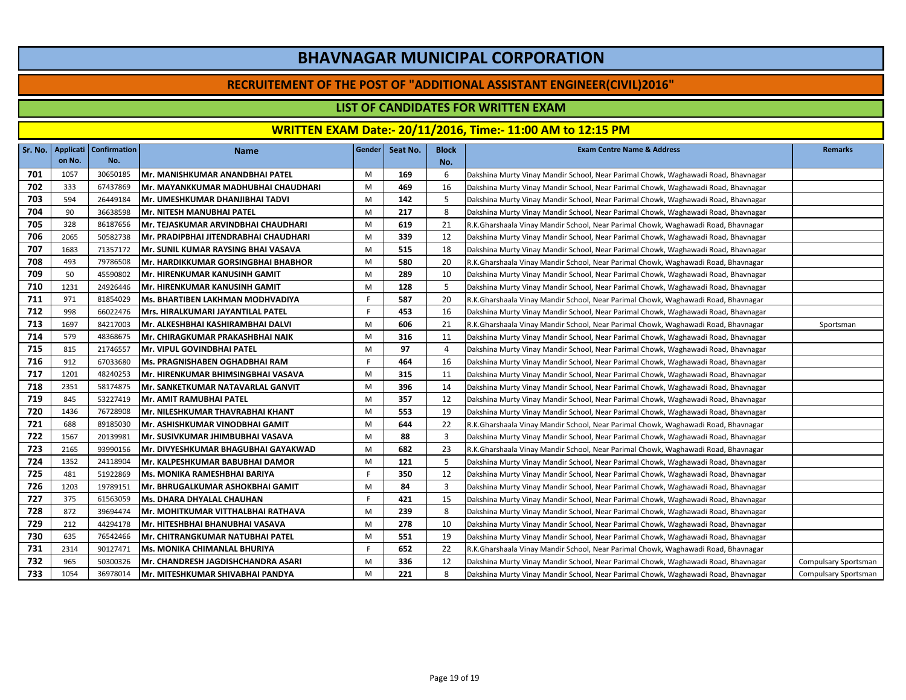# BHAVNAGAR MUNICIPAL CORPORATION

## RECRUITEMENT OF THE POST OF "ADDITIONAL ASSISTANT ENGINEER(CIVIL)2016"

### LIST OF CANDIDATES FOR WRITTEN EXAM

### WRITTEN EXAM Date:- 20/11/2016, Time:- 11:00 AM to 12:15 PM

| Sr. No. | Application No. | Confirmation No. | Name | Gender | Seat No. | Block No. | Exam Centre Name & Address | Remarks |
|---|---|---|---|---|---|---|---|---|
| 701 | 1057 | 30650185 | Mr. MANISHKUMAR ANANDBHAI PATEL | M | 169 | 6 | Dakshina Murty Vinay Mandir School, Near Parimal Chowk, Waghawadi Road, Bhavnagar | |
| 702 | 333 | 67437869 | Mr. MAYANKKUMAR MADHUBHAI CHAUDHARI | M | 469 | 16 | Dakshina Murty Vinay Mandir School, Near Parimal Chowk, Waghawadi Road, Bhavnagar | |
| 703 | 594 | 26449184 | Mr. UMESHKUMAR DHANJIBHAI TADVI | M | 142 | 5 | Dakshina Murty Vinay Mandir School, Near Parimal Chowk, Waghawadi Road, Bhavnagar | |
| 704 | 90 | 36638598 | Mr. NITESH MANUBHAI PATEL | M | 217 | 8 | Dakshina Murty Vinay Mandir School, Near Parimal Chowk, Waghawadi Road, Bhavnagar | |
| 705 | 328 | 86187656 | Mr. TEJASKUMAR ARVINDBHAI CHAUDHARI | M | 619 | 21 | R.K.Gharshaala Vinay Mandir School, Near Parimal Chowk, Waghawadi Road, Bhavnagar | |
| 706 | 2065 | 50582738 | Mr. PRADIPBHAI JITENDRABHAI CHAUDHARI | M | 339 | 12 | Dakshina Murty Vinay Mandir School, Near Parimal Chowk, Waghawadi Road, Bhavnagar | |
| 707 | 1683 | 71357172 | Mr. SUNIL KUMAR RAYSING BHAI VASAVA | M | 515 | 18 | Dakshina Murty Vinay Mandir School, Near Parimal Chowk, Waghawadi Road, Bhavnagar | |
| 708 | 493 | 79786508 | Mr. HARDIKKUMAR GORSINGBHAI BHABHOR | M | 580 | 20 | R.K.Gharshaala Vinay Mandir School, Near Parimal Chowk, Waghawadi Road, Bhavnagar | |
| 709 | 50 | 45590802 | Mr. HIRENKUMAR KANUSINH GAMIT | M | 289 | 10 | Dakshina Murty Vinay Mandir School, Near Parimal Chowk, Waghawadi Road, Bhavnagar | |
| 710 | 1231 | 24926446 | Mr. HIRENKUMAR KANUSINH GAMIT | M | 128 | 5 | Dakshina Murty Vinay Mandir School, Near Parimal Chowk, Waghawadi Road, Bhavnagar | |
| 711 | 971 | 81854029 | Ms. BHARTIBEN LAKHMAN MODHVADIYA | F | 587 | 20 | R.K.Gharshaala Vinay Mandir School, Near Parimal Chowk, Waghawadi Road, Bhavnagar | |
| 712 | 998 | 66022476 | Mrs. HIRALKUMARI JAYANTILAL PATEL | F | 453 | 16 | Dakshina Murty Vinay Mandir School, Near Parimal Chowk, Waghawadi Road, Bhavnagar | |
| 713 | 1697 | 84217003 | Mr. ALKESHBHAI KASHIRAMBHAI DALVI | M | 606 | 21 | R.K.Gharshaala Vinay Mandir School, Near Parimal Chowk, Waghawadi Road, Bhavnagar | Sportsman |
| 714 | 579 | 48368675 | Mr. CHIRAGKUMAR PRAKASHBHAI NAIK | M | 316 | 11 | Dakshina Murty Vinay Mandir School, Near Parimal Chowk, Waghawadi Road, Bhavnagar | |
| 715 | 815 | 21746557 | Mr. VIPUL GOVINDBHAI PATEL | M | 97 | 4 | Dakshina Murty Vinay Mandir School, Near Parimal Chowk, Waghawadi Road, Bhavnagar | |
| 716 | 912 | 67033680 | Ms. PRAGNISHABEN OGHADBHAI RAM | F | 464 | 16 | Dakshina Murty Vinay Mandir School, Near Parimal Chowk, Waghawadi Road, Bhavnagar | |
| 717 | 1201 | 48240253 | Mr. HIRENKUMAR BHIMSINGBHAI VASAVA | M | 315 | 11 | Dakshina Murty Vinay Mandir School, Near Parimal Chowk, Waghawadi Road, Bhavnagar | |
| 718 | 2351 | 58174875 | Mr. SANKETKUMAR NATAVARLAL GANVIT | M | 396 | 14 | Dakshina Murty Vinay Mandir School, Near Parimal Chowk, Waghawadi Road, Bhavnagar | |
| 719 | 845 | 53227419 | Mr. AMIT RAMUBHAI PATEL | M | 357 | 12 | Dakshina Murty Vinay Mandir School, Near Parimal Chowk, Waghawadi Road, Bhavnagar | |
| 720 | 1436 | 76728908 | Mr. NILESHKUMAR THAVRABHAI KHANT | M | 553 | 19 | Dakshina Murty Vinay Mandir School, Near Parimal Chowk, Waghawadi Road, Bhavnagar | |
| 721 | 688 | 89185030 | Mr. ASHISHKUMAR VINODBHAI GAMIT | M | 644 | 22 | R.K.Gharshaala Vinay Mandir School, Near Parimal Chowk, Waghawadi Road, Bhavnagar | |
| 722 | 1567 | 20139981 | Mr. SUSIVKUMAR JHIMBUBHAI VASAVA | M | 88 | 3 | Dakshina Murty Vinay Mandir School, Near Parimal Chowk, Waghawadi Road, Bhavnagar | |
| 723 | 2165 | 93990156 | Mr. DIVYESHKUMAR BHAGUBHAI GAYAKWAD | M | 682 | 23 | R.K.Gharshaala Vinay Mandir School, Near Parimal Chowk, Waghawadi Road, Bhavnagar | |
| 724 | 1352 | 24118904 | Mr. KALPESHKUMAR BABUBHAI DAMOR | M | 121 | 5 | Dakshina Murty Vinay Mandir School, Near Parimal Chowk, Waghawadi Road, Bhavnagar | |
| 725 | 481 | 51922869 | Ms. MONIKA RAMESHBHAI BARIYA | F | 350 | 12 | Dakshina Murty Vinay Mandir School, Near Parimal Chowk, Waghawadi Road, Bhavnagar | |
| 726 | 1203 | 19789151 | Mr. BHRUGALKUMAR ASHOKBHAI GAMIT | M | 84 | 3 | Dakshina Murty Vinay Mandir School, Near Parimal Chowk, Waghawadi Road, Bhavnagar | |
| 727 | 375 | 61563059 | Ms. DHARA DHYALAL CHAUHAN | F | 421 | 15 | Dakshina Murty Vinay Mandir School, Near Parimal Chowk, Waghawadi Road, Bhavnagar | |
| 728 | 872 | 39694474 | Mr. MOHITKUMAR VITTHALBHAI RATHAVA | M | 239 | 8 | Dakshina Murty Vinay Mandir School, Near Parimal Chowk, Waghawadi Road, Bhavnagar | |
| 729 | 212 | 44294178 | Mr. HITESHBHAI BHANUBHAI VASAVA | M | 278 | 10 | Dakshina Murty Vinay Mandir School, Near Parimal Chowk, Waghawadi Road, Bhavnagar | |
| 730 | 635 | 76542466 | Mr. CHITRANGKUMAR NATUBHAI PATEL | M | 551 | 19 | Dakshina Murty Vinay Mandir School, Near Parimal Chowk, Waghawadi Road, Bhavnagar | |
| 731 | 2314 | 90127471 | Ms. MONIKA CHIMANLAL BHURIYA | F | 652 | 22 | R.K.Gharshaala Vinay Mandir School, Near Parimal Chowk, Waghawadi Road, Bhavnagar | |
| 732 | 965 | 50300326 | Mr. CHANDRESH JAGDISHCHANDRA ASARI | M | 336 | 12 | Dakshina Murty Vinay Mandir School, Near Parimal Chowk, Waghawadi Road, Bhavnagar | Compulsary Sportsman |
| 733 | 1054 | 36978014 | Mr. MITESHKUMAR SHIVABHAI PANDYA | M | 221 | 8 | Dakshina Murty Vinay Mandir School, Near Parimal Chowk, Waghawadi Road, Bhavnagar | Compulsary Sportsman |